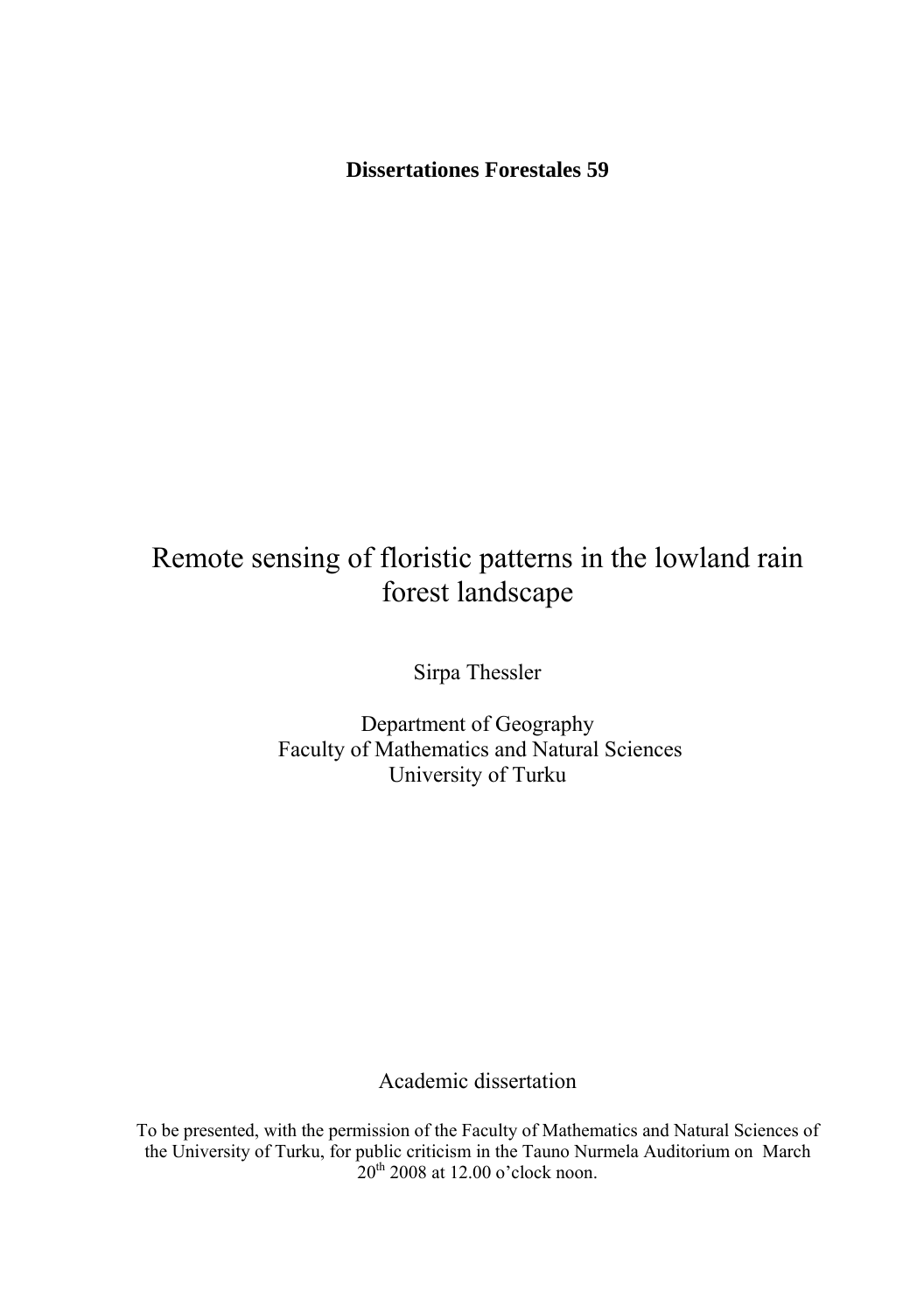**Dissertationes Forestales 59**

# Remote sensing of floristic patterns in the lowland rain forest landscape

Sirpa Thessler

Department of Geography
Faculty of Mathematics and Natural Sciences
University of Turku

Academic dissertation

To be presented, with the permission of the Faculty of Mathematics and Natural Sciences of the University of Turku, for public criticism in the Tauno Nurmela Auditorium on March 20$^{th}$ 2008 at 12.00 o'clock noon.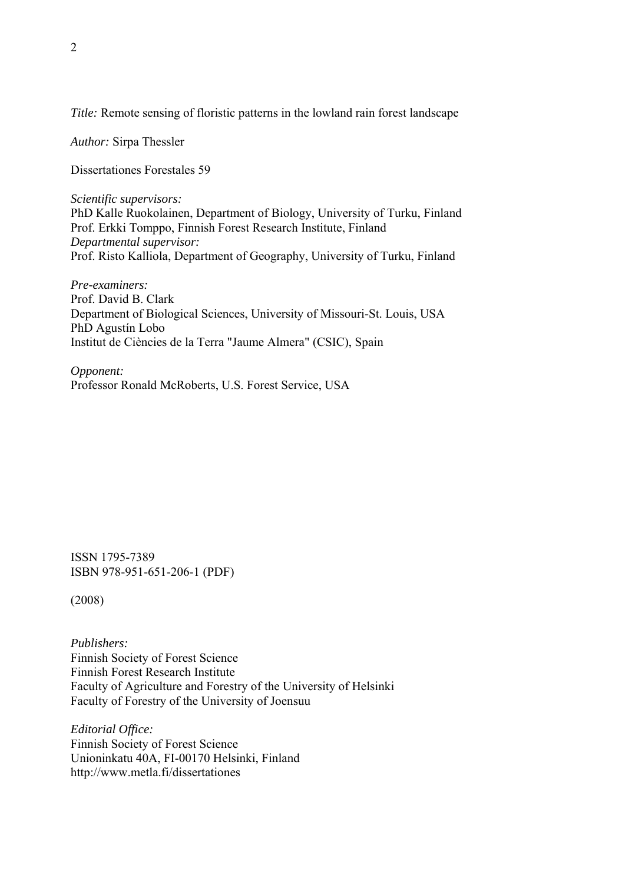*Title:* Remote sensing of floristic patterns in the lowland rain forest landscape

*Author:* Sirpa Thessler

Dissertationes Forestales 59

*Scientific supervisors:*
PhD Kalle Ruokolainen, Department of Biology, University of Turku, Finland
Prof. Erkki Tomppo, Finnish Forest Research Institute, Finland
*Departmental supervisor:*
Prof. Risto Kalliola, Department of Geography, University of Turku, Finland

*Pre-examiners:*
Prof. David B. Clark
Department of Biological Sciences, University of Missouri-St. Louis, USA
PhD Agustín Lobo
Institut de Ciències de la Terra "Jaume Almera" (CSIC), Spain

*Opponent:*
Professor Ronald McRoberts, U.S. Forest Service, USA

ISSN 1795-7389
ISBN 978-951-651-206-1 (PDF)

(2008)

*Publishers:*
Finnish Society of Forest Science
Finnish Forest Research Institute
Faculty of Agriculture and Forestry of the University of Helsinki
Faculty of Forestry of the University of Joensuu

*Editorial Office:*
Finnish Society of Forest Science
Unioninkatu 40A, FI-00170 Helsinki, Finland
http://www.metla.fi/dissertationes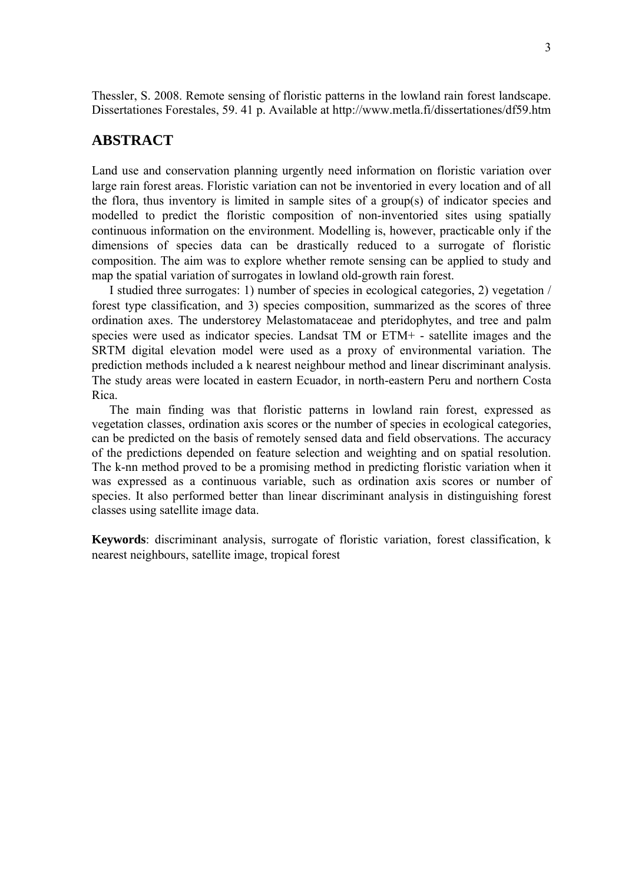Thessler, S. 2008. Remote sensing of floristic patterns in the lowland rain forest landscape. Dissertationes Forestales, 59. 41 p. Available at http://www.metla.fi/dissertationes/df59.htm

## ABSTRACT

Land use and conservation planning urgently need information on floristic variation over large rain forest areas. Floristic variation can not be inventoried in every location and of all the flora, thus inventory is limited in sample sites of a group(s) of indicator species and modelled to predict the floristic composition of non-inventoried sites using spatially continuous information on the environment. Modelling is, however, practicable only if the dimensions of species data can be drastically reduced to a surrogate of floristic composition. The aim was to explore whether remote sensing can be applied to study and map the spatial variation of surrogates in lowland old-growth rain forest.

I studied three surrogates: 1) number of species in ecological categories, 2) vegetation / forest type classification, and 3) species composition, summarized as the scores of three ordination axes. The understorey Melastomataceae and pteridophytes, and tree and palm species were used as indicator species. Landsat TM or ETM+ - satellite images and the SRTM digital elevation model were used as a proxy of environmental variation. The prediction methods included a k nearest neighbour method and linear discriminant analysis. The study areas were located in eastern Ecuador, in north-eastern Peru and northern Costa Rica.

The main finding was that floristic patterns in lowland rain forest, expressed as vegetation classes, ordination axis scores or the number of species in ecological categories, can be predicted on the basis of remotely sensed data and field observations. The accuracy of the predictions depended on feature selection and weighting and on spatial resolution. The k-nn method proved to be a promising method in predicting floristic variation when it was expressed as a continuous variable, such as ordination axis scores or number of species. It also performed better than linear discriminant analysis in distinguishing forest classes using satellite image data.

**Keywords**: discriminant analysis, surrogate of floristic variation, forest classification, k nearest neighbours, satellite image, tropical forest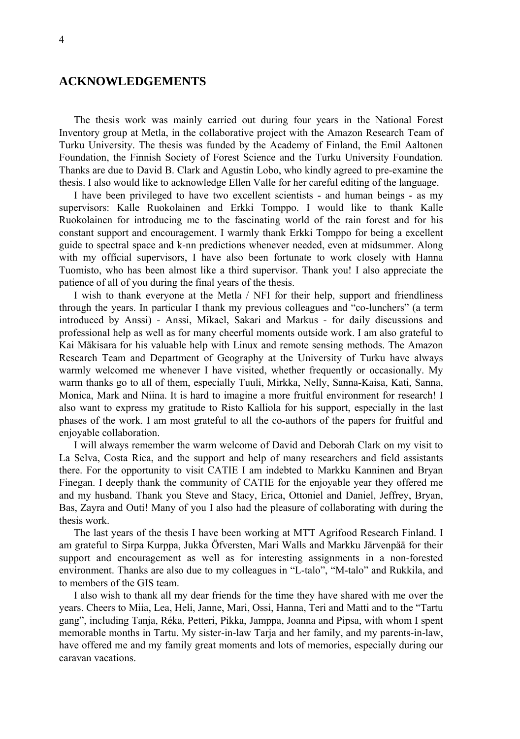## ACKNOWLEDGEMENTS

The thesis work was mainly carried out during four years in the National Forest Inventory group at Metla, in the collaborative project with the Amazon Research Team of Turku University. The thesis was funded by the Academy of Finland, the Emil Aaltonen Foundation, the Finnish Society of Forest Science and the Turku University Foundation. Thanks are due to David B. Clark and Agustín Lobo, who kindly agreed to pre-examine the thesis. I also would like to acknowledge Ellen Valle for her careful editing of the language.

I have been privileged to have two excellent scientists - and human beings - as my supervisors: Kalle Ruokolainen and Erkki Tomppo. I would like to thank Kalle Ruokolainen for introducing me to the fascinating world of the rain forest and for his constant support and encouragement. I warmly thank Erkki Tomppo for being a excellent guide to spectral space and k-nn predictions whenever needed, even at midsummer. Along with my official supervisors, I have also been fortunate to work closely with Hanna Tuomisto, who has been almost like a third supervisor. Thank you! I also appreciate the patience of all of you during the final years of the thesis.

I wish to thank everyone at the Metla / NFI for their help, support and friendliness through the years. In particular I thank my previous colleagues and "co-lunchers" (a term introduced by Anssi) - Anssi, Mikael, Sakari and Markus - for daily discussions and professional help as well as for many cheerful moments outside work. I am also grateful to Kai Mäkisara for his valuable help with Linux and remote sensing methods. The Amazon Research Team and Department of Geography at the University of Turku have always warmly welcomed me whenever I have visited, whether frequently or occasionally. My warm thanks go to all of them, especially Tuuli, Mirkka, Nelly, Sanna-Kaisa, Kati, Sanna, Monica, Mark and Niina. It is hard to imagine a more fruitful environment for research! I also want to express my gratitude to Risto Kalliola for his support, especially in the last phases of the work. I am most grateful to all the co-authors of the papers for fruitful and enjoyable collaboration.

I will always remember the warm welcome of David and Deborah Clark on my visit to La Selva, Costa Rica, and the support and help of many researchers and field assistants there. For the opportunity to visit CATIE I am indebted to Markku Kanninen and Bryan Finegan. I deeply thank the community of CATIE for the enjoyable year they offered me and my husband. Thank you Steve and Stacy, Erica, Ottoniel and Daniel, Jeffrey, Bryan, Bas, Zayra and Outi! Many of you I also had the pleasure of collaborating with during the thesis work.

The last years of the thesis I have been working at MTT Agrifood Research Finland. I am grateful to Sirpa Kurppa, Jukka Öfversten, Mari Walls and Markku Järvenpää for their support and encouragement as well as for interesting assignments in a non-forested environment. Thanks are also due to my colleagues in "L-talo", "M-talo" and Rukkila, and to members of the GIS team.

I also wish to thank all my dear friends for the time they have shared with me over the years. Cheers to Miia, Lea, Heli, Janne, Mari, Ossi, Hanna, Teri and Matti and to the "Tartu gang", including Tanja, Réka, Petteri, Pikka, Jamppa, Joanna and Pipsa, with whom I spent memorable months in Tartu. My sister-in-law Tarja and her family, and my parents-in-law, have offered me and my family great moments and lots of memories, especially during our caravan vacations.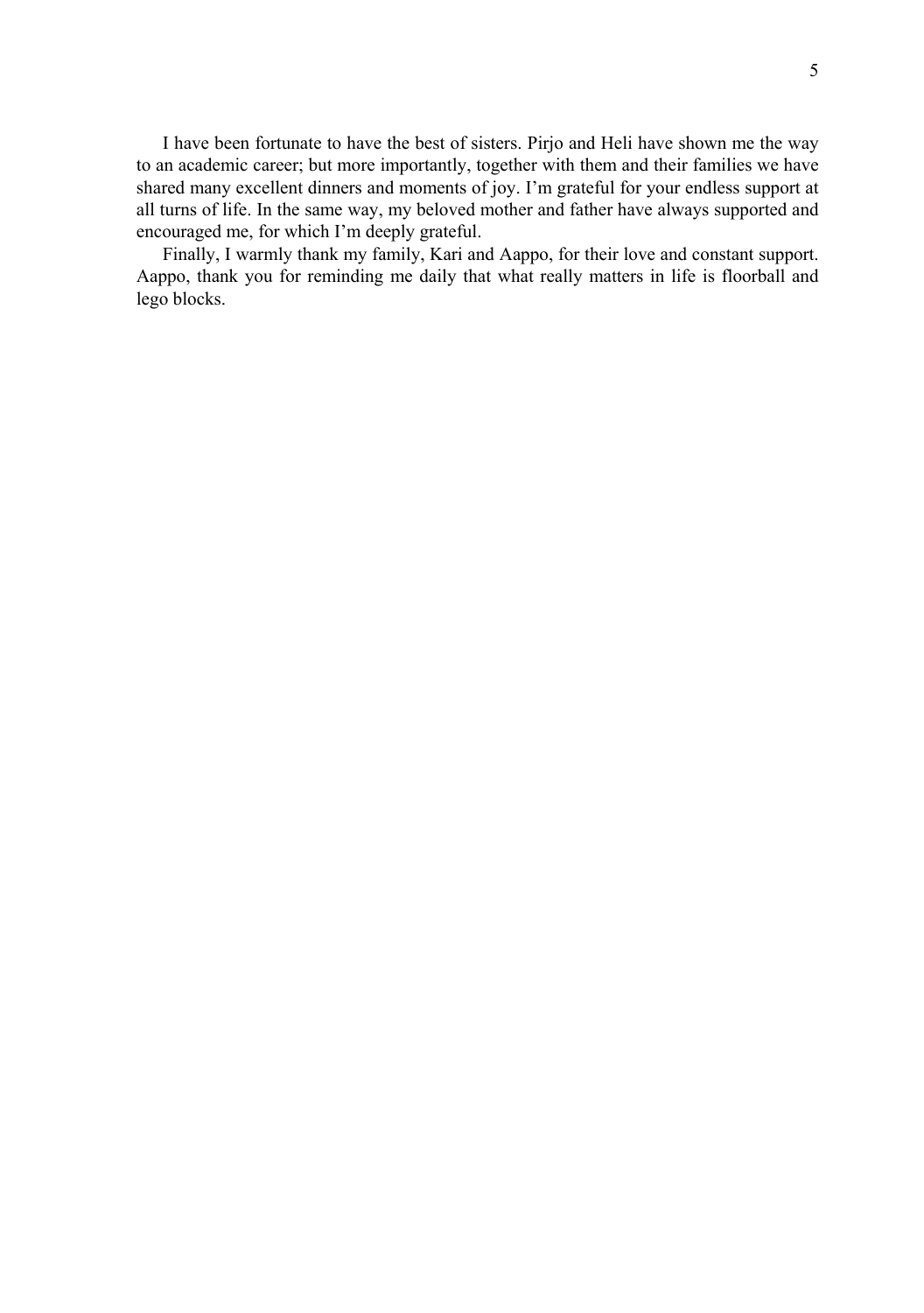I have been fortunate to have the best of sisters. Pirjo and Heli have shown me the way to an academic career; but more importantly, together with them and their families we have shared many excellent dinners and moments of joy. I'm grateful for your endless support at all turns of life. In the same way, my beloved mother and father have always supported and encouraged me, for which I'm deeply grateful.

Finally, I warmly thank my family, Kari and Aappo, for their love and constant support. Aappo, thank you for reminding me daily that what really matters in life is floorball and lego blocks.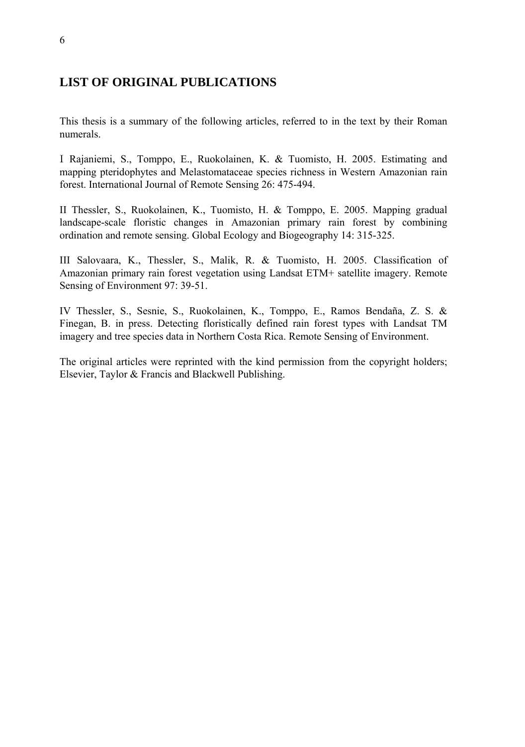## LIST OF ORIGINAL PUBLICATIONS

This thesis is a summary of the following articles, referred to in the text by their Roman numerals.

I Rajaniemi, S., Tomppo, E., Ruokolainen, K. & Tuomisto, H. 2005. Estimating and mapping pteridophytes and Melastomataceae species richness in Western Amazonian rain forest. International Journal of Remote Sensing 26: 475-494.

II Thessler, S., Ruokolainen, K., Tuomisto, H. & Tomppo, E. 2005. Mapping gradual landscape-scale floristic changes in Amazonian primary rain forest by combining ordination and remote sensing. Global Ecology and Biogeography 14: 315-325.

III Salovaara, K., Thessler, S., Malik, R. & Tuomisto, H. 2005. Classification of Amazonian primary rain forest vegetation using Landsat ETM+ satellite imagery. Remote Sensing of Environment 97: 39-51.

IV Thessler, S., Sesnie, S., Ruokolainen, K., Tomppo, E., Ramos Bendaña, Z. S. & Finegan, B. in press. Detecting floristically defined rain forest types with Landsat TM imagery and tree species data in Northern Costa Rica. Remote Sensing of Environment.

The original articles were reprinted with the kind permission from the copyright holders; Elsevier, Taylor & Francis and Blackwell Publishing.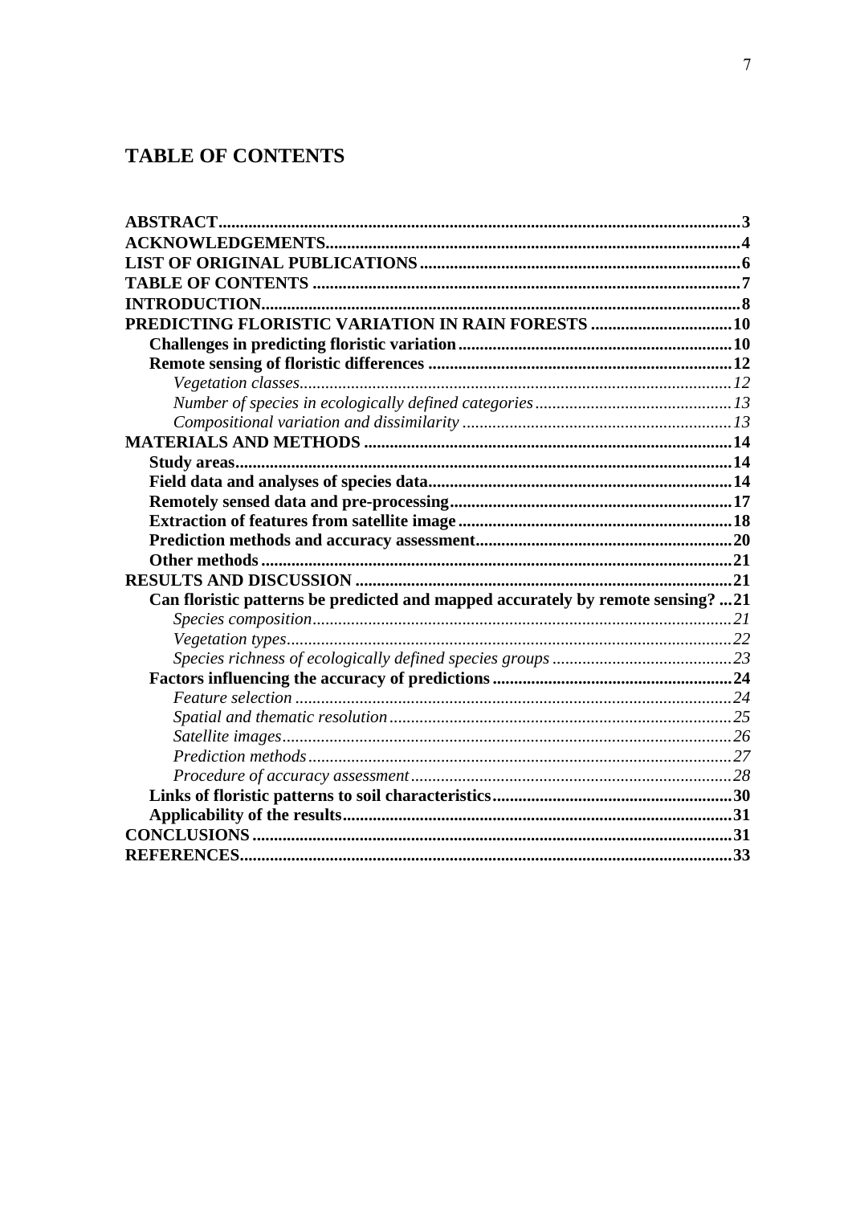# TABLE OF CONTENTS

**ABSTRACT** ... **3**
**ACKNOWLEDGEMENTS** ... **4**
**LIST OF ORIGINAL PUBLICATIONS** ... **6**
**TABLE OF CONTENTS** ... **7**
**INTRODUCTION** ... **8**
**PREDICTING FLORISTIC VARIATION IN RAIN FORESTS** ... **10**
- **Challenges in predicting floristic variation** ... **10**
- **Remote sensing of floristic differences** ... **12**
  - *Vegetation classes* ... *12*
  - *Number of species in ecologically defined categories* ... *13*
  - *Compositional variation and dissimilarity* ... *13*

**MATERIALS AND METHODS** ... **14**
- **Study areas** ... **14**
- **Field data and analyses of species data** ... **14**
- **Remotely sensed data and pre-processing** ... **17**
- **Extraction of features from satellite image** ... **18**
- **Prediction methods and accuracy assessment** ... **20**
- **Other methods** ... **21**

**RESULTS AND DISCUSSION** ... **21**
- **Can floristic patterns be predicted and mapped accurately by remote sensing?** ... **21**
  - *Species composition* ... *21*
  - *Vegetation types* ... *22*
  - *Species richness of ecologically defined species groups* ... *23*
- **Factors influencing the accuracy of predictions** ... **24**
  - *Feature selection* ... *24*
  - *Spatial and thematic resolution* ... *25*
  - *Satellite images* ... *26*
  - *Prediction methods* ... *27*
  - *Procedure of accuracy assessment* ... *28*
- **Links of floristic patterns to soil characteristics** ... **30**
- **Applicability of the results** ... **31**

**CONCLUSIONS** ... **31**
**REFERENCES** ... **33**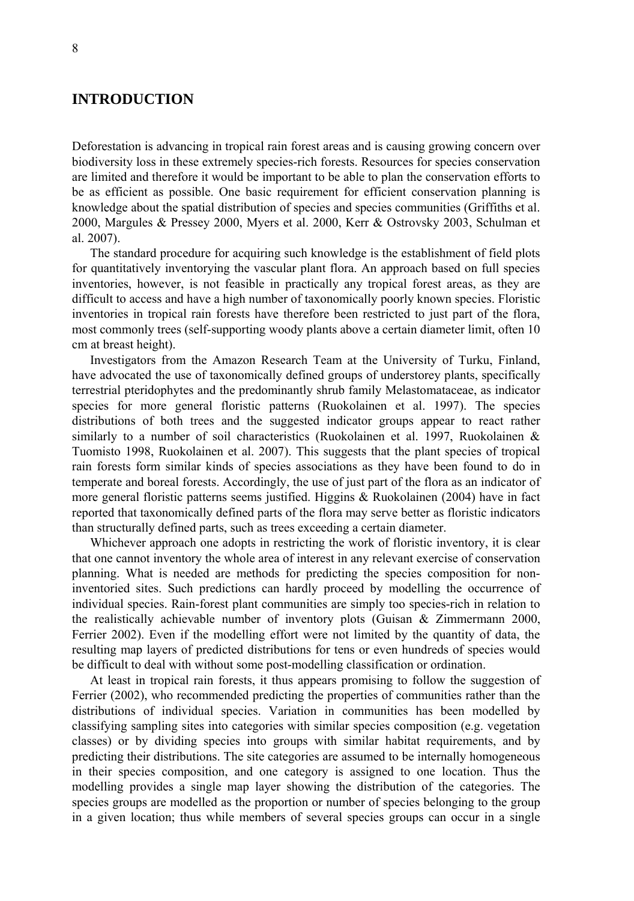# INTRODUCTION

Deforestation is advancing in tropical rain forest areas and is causing growing concern over biodiversity loss in these extremely species-rich forests. Resources for species conservation are limited and therefore it would be important to be able to plan the conservation efforts to be as efficient as possible. One basic requirement for efficient conservation planning is knowledge about the spatial distribution of species and species communities (Griffiths et al. 2000, Margules & Pressey 2000, Myers et al. 2000, Kerr & Ostrovsky 2003, Schulman et al. 2007).

The standard procedure for acquiring such knowledge is the establishment of field plots for quantitatively inventorying the vascular plant flora. An approach based on full species inventories, however, is not feasible in practically any tropical forest areas, as they are difficult to access and have a high number of taxonomically poorly known species. Floristic inventories in tropical rain forests have therefore been restricted to just part of the flora, most commonly trees (self-supporting woody plants above a certain diameter limit, often 10 cm at breast height).

Investigators from the Amazon Research Team at the University of Turku, Finland, have advocated the use of taxonomically defined groups of understorey plants, specifically terrestrial pteridophytes and the predominantly shrub family Melastomataceae, as indicator species for more general floristic patterns (Ruokolainen et al. 1997). The species distributions of both trees and the suggested indicator groups appear to react rather similarly to a number of soil characteristics (Ruokolainen et al. 1997, Ruokolainen & Tuomisto 1998, Ruokolainen et al. 2007). This suggests that the plant species of tropical rain forests form similar kinds of species associations as they have been found to do in temperate and boreal forests. Accordingly, the use of just part of the flora as an indicator of more general floristic patterns seems justified. Higgins & Ruokolainen (2004) have in fact reported that taxonomically defined parts of the flora may serve better as floristic indicators than structurally defined parts, such as trees exceeding a certain diameter.

Whichever approach one adopts in restricting the work of floristic inventory, it is clear that one cannot inventory the whole area of interest in any relevant exercise of conservation planning. What is needed are methods for predicting the species composition for non-inventoried sites. Such predictions can hardly proceed by modelling the occurrence of individual species. Rain-forest plant communities are simply too species-rich in relation to the realistically achievable number of inventory plots (Guisan & Zimmermann 2000, Ferrier 2002). Even if the modelling effort were not limited by the quantity of data, the resulting map layers of predicted distributions for tens or even hundreds of species would be difficult to deal with without some post-modelling classification or ordination.

At least in tropical rain forests, it thus appears promising to follow the suggestion of Ferrier (2002), who recommended predicting the properties of communities rather than the distributions of individual species. Variation in communities has been modelled by classifying sampling sites into categories with similar species composition (e.g. vegetation classes) or by dividing species into groups with similar habitat requirements, and by predicting their distributions. The site categories are assumed to be internally homogeneous in their species composition, and one category is assigned to one location. Thus the modelling provides a single map layer showing the distribution of the categories. The species groups are modelled as the proportion or number of species belonging to the group in a given location; thus while members of several species groups can occur in a single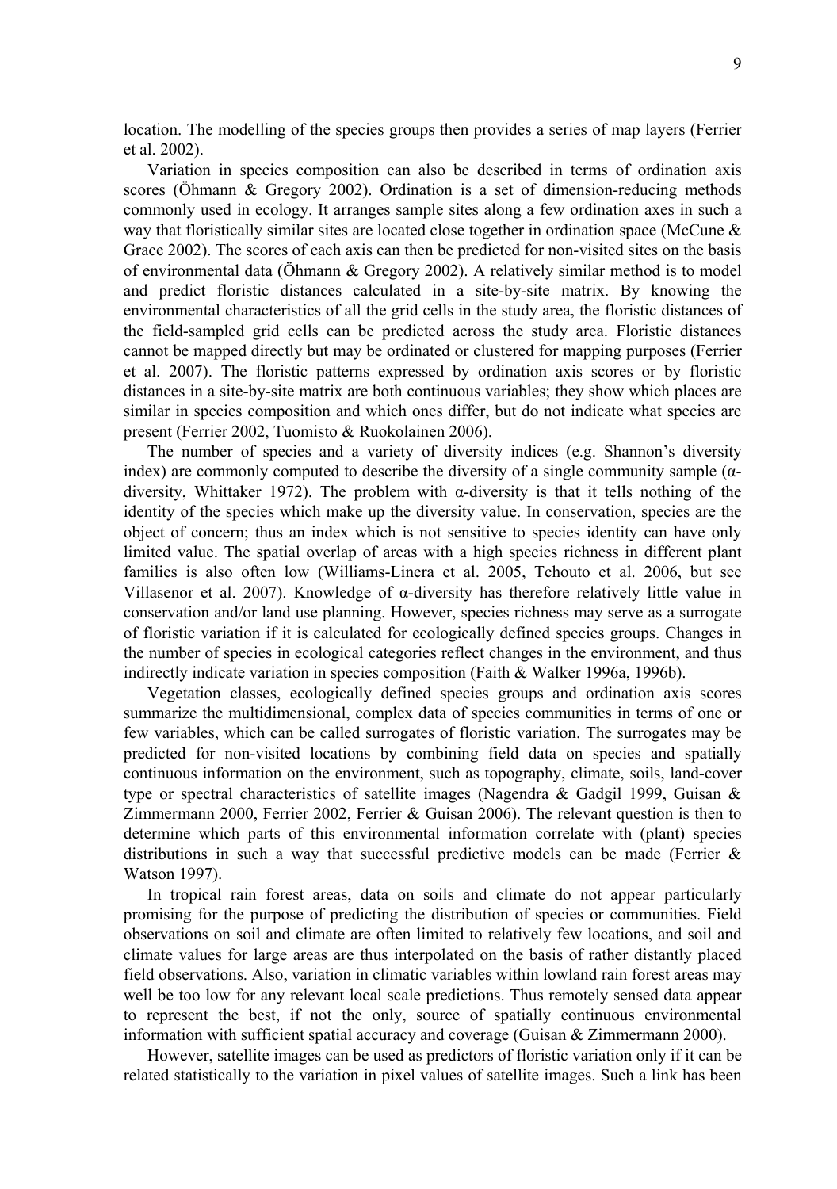location. The modelling of the species groups then provides a series of map layers (Ferrier et al. 2002).

Variation in species composition can also be described in terms of ordination axis scores (Öhmann & Gregory 2002). Ordination is a set of dimension-reducing methods commonly used in ecology. It arranges sample sites along a few ordination axes in such a way that floristically similar sites are located close together in ordination space (McCune & Grace 2002). The scores of each axis can then be predicted for non-visited sites on the basis of environmental data (Öhmann & Gregory 2002). A relatively similar method is to model and predict floristic distances calculated in a site-by-site matrix. By knowing the environmental characteristics of all the grid cells in the study area, the floristic distances of the field-sampled grid cells can be predicted across the study area. Floristic distances cannot be mapped directly but may be ordinated or clustered for mapping purposes (Ferrier et al. 2007). The floristic patterns expressed by ordination axis scores or by floristic distances in a site-by-site matrix are both continuous variables; they show which places are similar in species composition and which ones differ, but do not indicate what species are present (Ferrier 2002, Tuomisto & Ruokolainen 2006).

The number of species and a variety of diversity indices (e.g. Shannon's diversity index) are commonly computed to describe the diversity of a single community sample (α-diversity, Whittaker 1972). The problem with α-diversity is that it tells nothing of the identity of the species which make up the diversity value. In conservation, species are the object of concern; thus an index which is not sensitive to species identity can have only limited value. The spatial overlap of areas with a high species richness in different plant families is also often low (Williams-Linera et al. 2005, Tchouto et al. 2006, but see Villasenor et al. 2007). Knowledge of α-diversity has therefore relatively little value in conservation and/or land use planning. However, species richness may serve as a surrogate of floristic variation if it is calculated for ecologically defined species groups. Changes in the number of species in ecological categories reflect changes in the environment, and thus indirectly indicate variation in species composition (Faith & Walker 1996a, 1996b).

Vegetation classes, ecologically defined species groups and ordination axis scores summarize the multidimensional, complex data of species communities in terms of one or few variables, which can be called surrogates of floristic variation. The surrogates may be predicted for non-visited locations by combining field data on species and spatially continuous information on the environment, such as topography, climate, soils, land-cover type or spectral characteristics of satellite images (Nagendra & Gadgil 1999, Guisan & Zimmermann 2000, Ferrier 2002, Ferrier & Guisan 2006). The relevant question is then to determine which parts of this environmental information correlate with (plant) species distributions in such a way that successful predictive models can be made (Ferrier & Watson 1997).

In tropical rain forest areas, data on soils and climate do not appear particularly promising for the purpose of predicting the distribution of species or communities. Field observations on soil and climate are often limited to relatively few locations, and soil and climate values for large areas are thus interpolated on the basis of rather distantly placed field observations. Also, variation in climatic variables within lowland rain forest areas may well be too low for any relevant local scale predictions. Thus remotely sensed data appear to represent the best, if not the only, source of spatially continuous environmental information with sufficient spatial accuracy and coverage (Guisan & Zimmermann 2000).

However, satellite images can be used as predictors of floristic variation only if it can be related statistically to the variation in pixel values of satellite images. Such a link has been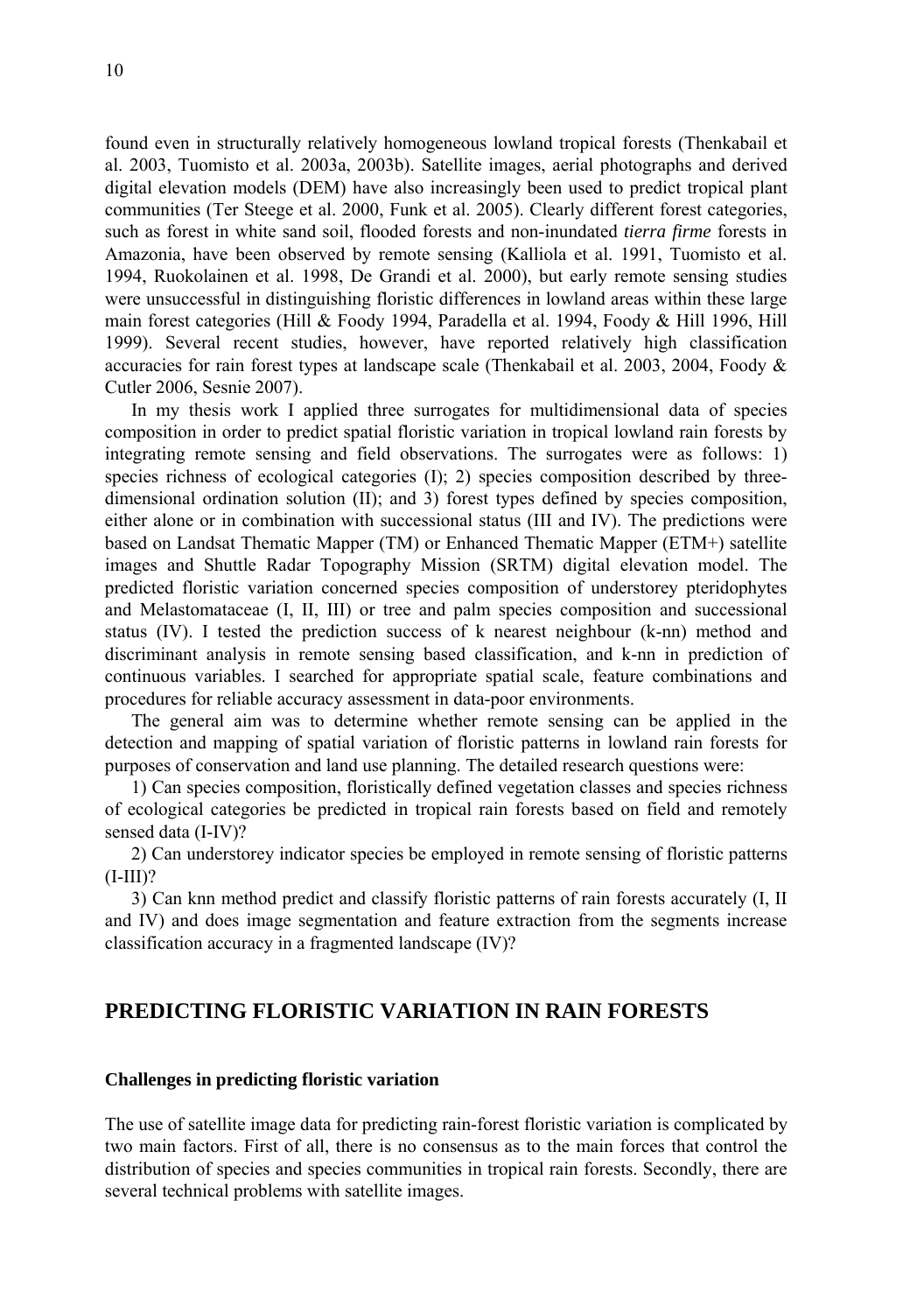found even in structurally relatively homogeneous lowland tropical forests (Thenkabail et al. 2003, Tuomisto et al. 2003a, 2003b). Satellite images, aerial photographs and derived digital elevation models (DEM) have also increasingly been used to predict tropical plant communities (Ter Steege et al. 2000, Funk et al. 2005). Clearly different forest categories, such as forest in white sand soil, flooded forests and non-inundated *tierra firme* forests in Amazonia, have been observed by remote sensing (Kalliola et al. 1991, Tuomisto et al. 1994, Ruokolainen et al. 1998, De Grandi et al. 2000), but early remote sensing studies were unsuccessful in distinguishing floristic differences in lowland areas within these large main forest categories (Hill & Foody 1994, Paradella et al. 1994, Foody & Hill 1996, Hill 1999). Several recent studies, however, have reported relatively high classification accuracies for rain forest types at landscape scale (Thenkabail et al. 2003, 2004, Foody & Cutler 2006, Sesnie 2007).

In my thesis work I applied three surrogates for multidimensional data of species composition in order to predict spatial floristic variation in tropical lowland rain forests by integrating remote sensing and field observations. The surrogates were as follows: 1) species richness of ecological categories (I); 2) species composition described by three-dimensional ordination solution (II); and 3) forest types defined by species composition, either alone or in combination with successional status (III and IV). The predictions were based on Landsat Thematic Mapper (TM) or Enhanced Thematic Mapper (ETM+) satellite images and Shuttle Radar Topography Mission (SRTM) digital elevation model. The predicted floristic variation concerned species composition of understorey pteridophytes and Melastomataceae (I, II, III) or tree and palm species composition and successional status (IV). I tested the prediction success of k nearest neighbour (k-nn) method and discriminant analysis in remote sensing based classification, and k-nn in prediction of continuous variables. I searched for appropriate spatial scale, feature combinations and procedures for reliable accuracy assessment in data-poor environments.

The general aim was to determine whether remote sensing can be applied in the detection and mapping of spatial variation of floristic patterns in lowland rain forests for purposes of conservation and land use planning. The detailed research questions were:

1) Can species composition, floristically defined vegetation classes and species richness of ecological categories be predicted in tropical rain forests based on field and remotely sensed data (I-IV)?

2) Can understorey indicator species be employed in remote sensing of floristic patterns (I-III)?

3) Can knn method predict and classify floristic patterns of rain forests accurately (I, II and IV) and does image segmentation and feature extraction from the segments increase classification accuracy in a fragmented landscape (IV)?

## PREDICTING FLORISTIC VARIATION IN RAIN FORESTS

### Challenges in predicting floristic variation

The use of satellite image data for predicting rain-forest floristic variation is complicated by two main factors. First of all, there is no consensus as to the main forces that control the distribution of species and species communities in tropical rain forests. Secondly, there are several technical problems with satellite images.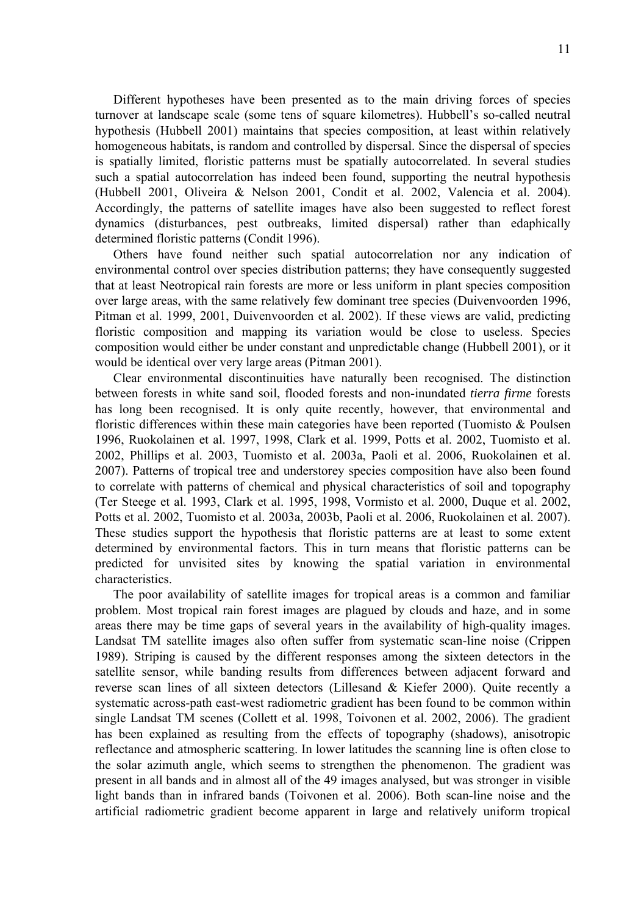Different hypotheses have been presented as to the main driving forces of species turnover at landscape scale (some tens of square kilometres). Hubbell's so-called neutral hypothesis (Hubbell 2001) maintains that species composition, at least within relatively homogeneous habitats, is random and controlled by dispersal. Since the dispersal of species is spatially limited, floristic patterns must be spatially autocorrelated. In several studies such a spatial autocorrelation has indeed been found, supporting the neutral hypothesis (Hubbell 2001, Oliveira & Nelson 2001, Condit et al. 2002, Valencia et al. 2004). Accordingly, the patterns of satellite images have also been suggested to reflect forest dynamics (disturbances, pest outbreaks, limited dispersal) rather than edaphically determined floristic patterns (Condit 1996).

Others have found neither such spatial autocorrelation nor any indication of environmental control over species distribution patterns; they have consequently suggested that at least Neotropical rain forests are more or less uniform in plant species composition over large areas, with the same relatively few dominant tree species (Duivenvoorden 1996, Pitman et al. 1999, 2001, Duivenvoorden et al. 2002). If these views are valid, predicting floristic composition and mapping its variation would be close to useless. Species composition would either be under constant and unpredictable change (Hubbell 2001), or it would be identical over very large areas (Pitman 2001).

Clear environmental discontinuities have naturally been recognised. The distinction between forests in white sand soil, flooded forests and non-inundated *tierra firme* forests has long been recognised. It is only quite recently, however, that environmental and floristic differences within these main categories have been reported (Tuomisto & Poulsen 1996, Ruokolainen et al. 1997, 1998, Clark et al. 1999, Potts et al. 2002, Tuomisto et al. 2002, Phillips et al. 2003, Tuomisto et al. 2003a, Paoli et al. 2006, Ruokolainen et al. 2007). Patterns of tropical tree and understorey species composition have also been found to correlate with patterns of chemical and physical characteristics of soil and topography (Ter Steege et al. 1993, Clark et al. 1995, 1998, Vormisto et al. 2000, Duque et al. 2002, Potts et al. 2002, Tuomisto et al. 2003a, 2003b, Paoli et al. 2006, Ruokolainen et al. 2007). These studies support the hypothesis that floristic patterns are at least to some extent determined by environmental factors. This in turn means that floristic patterns can be predicted for unvisited sites by knowing the spatial variation in environmental characteristics.

The poor availability of satellite images for tropical areas is a common and familiar problem. Most tropical rain forest images are plagued by clouds and haze, and in some areas there may be time gaps of several years in the availability of high-quality images. Landsat TM satellite images also often suffer from systematic scan-line noise (Crippen 1989). Striping is caused by the different responses among the sixteen detectors in the satellite sensor, while banding results from differences between adjacent forward and reverse scan lines of all sixteen detectors (Lillesand & Kiefer 2000). Quite recently a systematic across-path east-west radiometric gradient has been found to be common within single Landsat TM scenes (Collett et al. 1998, Toivonen et al. 2002, 2006). The gradient has been explained as resulting from the effects of topography (shadows), anisotropic reflectance and atmospheric scattering. In lower latitudes the scanning line is often close to the solar azimuth angle, which seems to strengthen the phenomenon. The gradient was present in all bands and in almost all of the 49 images analysed, but was stronger in visible light bands than in infrared bands (Toivonen et al. 2006). Both scan-line noise and the artificial radiometric gradient become apparent in large and relatively uniform tropical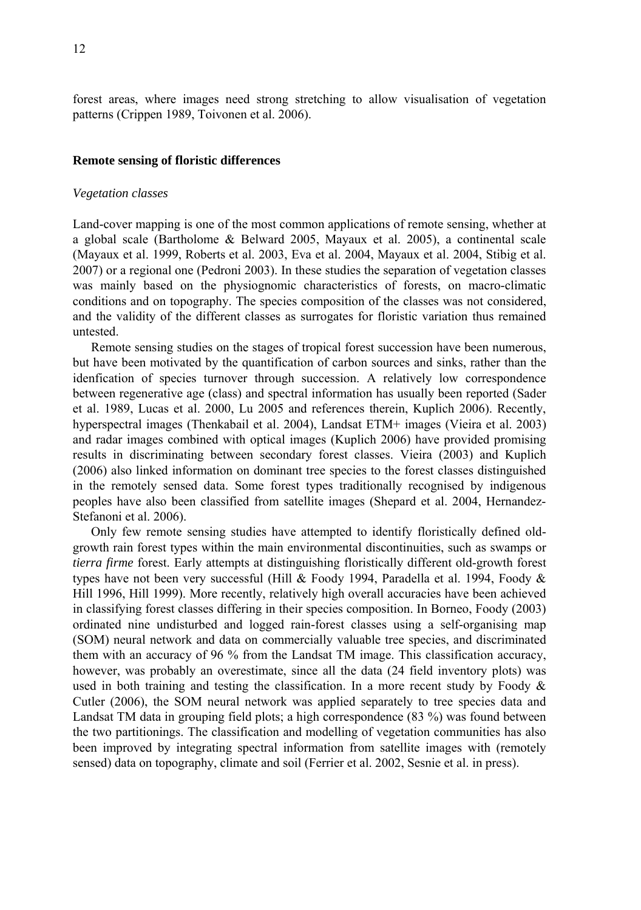forest areas, where images need strong stretching to allow visualisation of vegetation patterns (Crippen 1989, Toivonen et al. 2006).

## Remote sensing of floristic differences

### *Vegetation classes*

Land-cover mapping is one of the most common applications of remote sensing, whether at a global scale (Bartholome & Belward 2005, Mayaux et al. 2005), a continental scale (Mayaux et al. 1999, Roberts et al. 2003, Eva et al. 2004, Mayaux et al. 2004, Stibig et al. 2007) or a regional one (Pedroni 2003). In these studies the separation of vegetation classes was mainly based on the physiognomic characteristics of forests, on macro-climatic conditions and on topography. The species composition of the classes was not considered, and the validity of the different classes as surrogates for floristic variation thus remained untested.

Remote sensing studies on the stages of tropical forest succession have been numerous, but have been motivated by the quantification of carbon sources and sinks, rather than the idenfication of species turnover through succession. A relatively low correspondence between regenerative age (class) and spectral information has usually been reported (Sader et al. 1989, Lucas et al. 2000, Lu 2005 and references therein, Kuplich 2006). Recently, hyperspectral images (Thenkabail et al. 2004), Landsat ETM+ images (Vieira et al. 2003) and radar images combined with optical images (Kuplich 2006) have provided promising results in discriminating between secondary forest classes. Vieira (2003) and Kuplich (2006) also linked information on dominant tree species to the forest classes distinguished in the remotely sensed data. Some forest types traditionally recognised by indigenous peoples have also been classified from satellite images (Shepard et al. 2004, Hernandez-Stefanoni et al. 2006).

Only few remote sensing studies have attempted to identify floristically defined old-growth rain forest types within the main environmental discontinuities, such as swamps or *tierra firme* forest. Early attempts at distinguishing floristically different old-growth forest types have not been very successful (Hill & Foody 1994, Paradella et al. 1994, Foody & Hill 1996, Hill 1999). More recently, relatively high overall accuracies have been achieved in classifying forest classes differing in their species composition. In Borneo, Foody (2003) ordinated nine undisturbed and logged rain-forest classes using a self-organising map (SOM) neural network and data on commercially valuable tree species, and discriminated them with an accuracy of 96 % from the Landsat TM image. This classification accuracy, however, was probably an overestimate, since all the data (24 field inventory plots) was used in both training and testing the classification. In a more recent study by Foody & Cutler (2006), the SOM neural network was applied separately to tree species data and Landsat TM data in grouping field plots; a high correspondence (83 %) was found between the two partitionings. The classification and modelling of vegetation communities has also been improved by integrating spectral information from satellite images with (remotely sensed) data on topography, climate and soil (Ferrier et al. 2002, Sesnie et al. in press).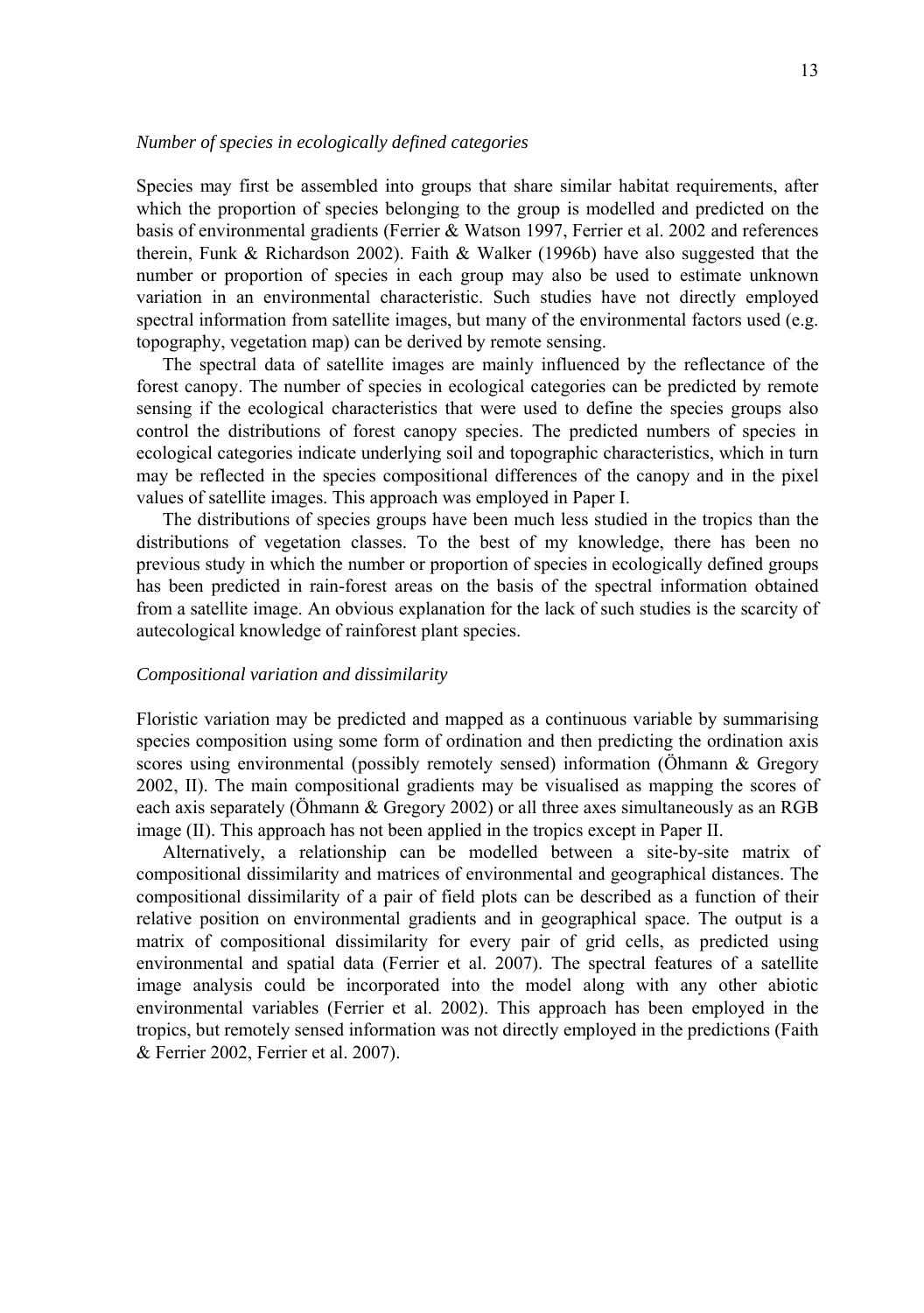*Number of species in ecologically defined categories*

Species may first be assembled into groups that share similar habitat requirements, after which the proportion of species belonging to the group is modelled and predicted on the basis of environmental gradients (Ferrier & Watson 1997, Ferrier et al. 2002 and references therein, Funk & Richardson 2002). Faith & Walker (1996b) have also suggested that the number or proportion of species in each group may also be used to estimate unknown variation in an environmental characteristic. Such studies have not directly employed spectral information from satellite images, but many of the environmental factors used (e.g. topography, vegetation map) can be derived by remote sensing.

The spectral data of satellite images are mainly influenced by the reflectance of the forest canopy. The number of species in ecological categories can be predicted by remote sensing if the ecological characteristics that were used to define the species groups also control the distributions of forest canopy species. The predicted numbers of species in ecological categories indicate underlying soil and topographic characteristics, which in turn may be reflected in the species compositional differences of the canopy and in the pixel values of satellite images. This approach was employed in Paper I.

The distributions of species groups have been much less studied in the tropics than the distributions of vegetation classes. To the best of my knowledge, there has been no previous study in which the number or proportion of species in ecologically defined groups has been predicted in rain-forest areas on the basis of the spectral information obtained from a satellite image. An obvious explanation for the lack of such studies is the scarcity of autecological knowledge of rainforest plant species.

*Compositional variation and dissimilarity*

Floristic variation may be predicted and mapped as a continuous variable by summarising species composition using some form of ordination and then predicting the ordination axis scores using environmental (possibly remotely sensed) information (Öhmann & Gregory 2002, II). The main compositional gradients may be visualised as mapping the scores of each axis separately (Öhmann & Gregory 2002) or all three axes simultaneously as an RGB image (II). This approach has not been applied in the tropics except in Paper II.

Alternatively, a relationship can be modelled between a site-by-site matrix of compositional dissimilarity and matrices of environmental and geographical distances. The compositional dissimilarity of a pair of field plots can be described as a function of their relative position on environmental gradients and in geographical space. The output is a matrix of compositional dissimilarity for every pair of grid cells, as predicted using environmental and spatial data (Ferrier et al. 2007). The spectral features of a satellite image analysis could be incorporated into the model along with any other abiotic environmental variables (Ferrier et al. 2002). This approach has been employed in the tropics, but remotely sensed information was not directly employed in the predictions (Faith & Ferrier 2002, Ferrier et al. 2007).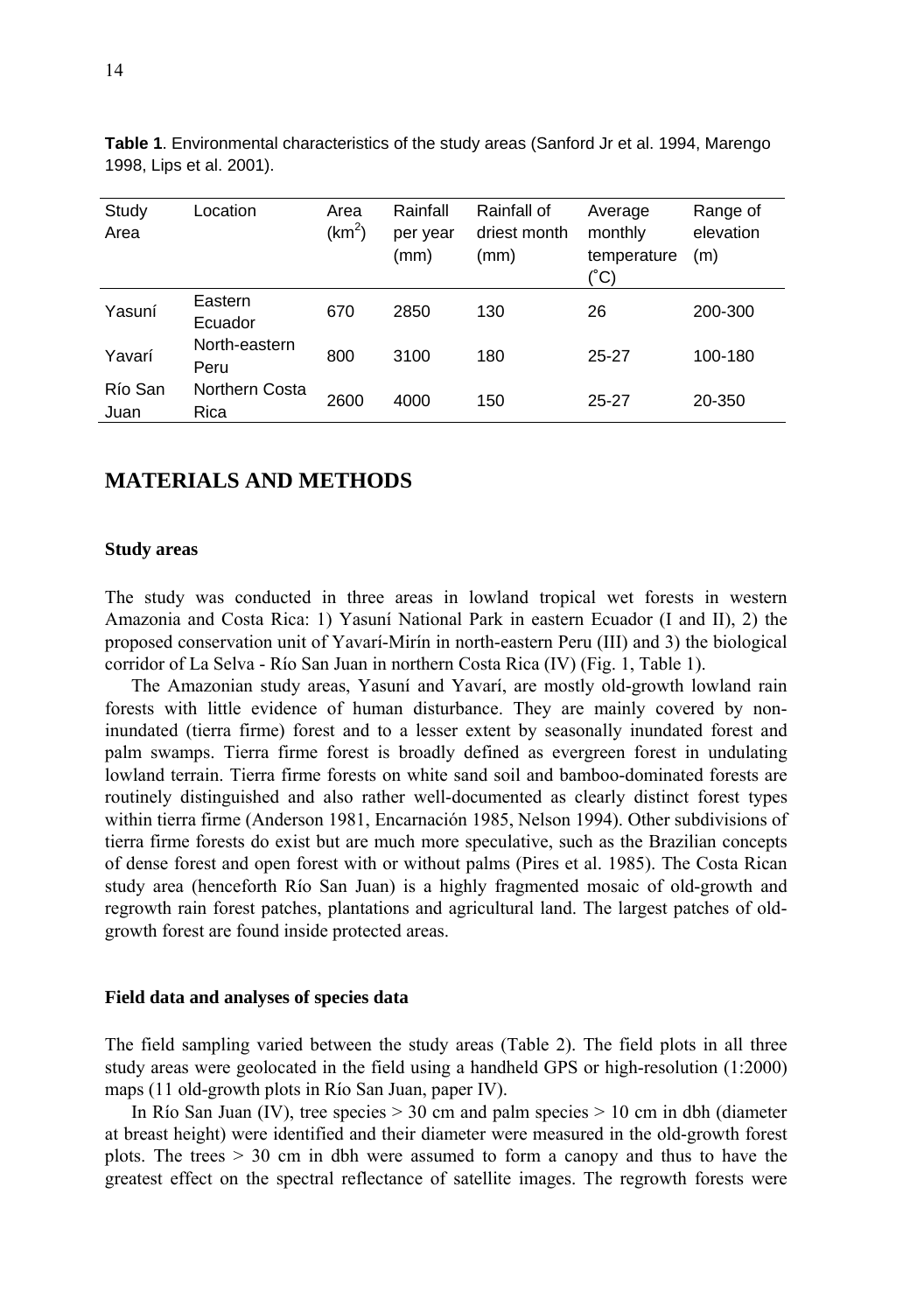**Table 1**. Environmental characteristics of the study areas (Sanford Jr et al. 1994, Marengo 1998, Lips et al. 2001).

| Study Area | Location | Area ($km^2$) | Rainfall per year (mm) | Rainfall of driest month (mm) | Average monthly temperature (˚C) | Range of elevation (m) |
|---|---|---|---|---|---|---|
| Yasuní | Eastern Ecuador | 670 | 2850 | 130 | 26 | 200-300 |
| Yavarí | North-eastern Peru | 800 | 3100 | 180 | 25-27 | 100-180 |
| Río San Juan | Northern Costa Rica | 2600 | 4000 | 150 | 25-27 | 20-350 |

# MATERIALS AND METHODS

## Study areas

The study was conducted in three areas in lowland tropical wet forests in western Amazonia and Costa Rica: 1) Yasuní National Park in eastern Ecuador (I and II), 2) the proposed conservation unit of Yavarí-Mirín in north-eastern Peru (III) and 3) the biological corridor of La Selva - Río San Juan in northern Costa Rica (IV) (Fig. 1, Table 1).

The Amazonian study areas, Yasuní and Yavarí, are mostly old-growth lowland rain forests with little evidence of human disturbance. They are mainly covered by non-inundated (tierra firme) forest and to a lesser extent by seasonally inundated forest and palm swamps. Tierra firme forest is broadly defined as evergreen forest in undulating lowland terrain. Tierra firme forests on white sand soil and bamboo-dominated forests are routinely distinguished and also rather well-documented as clearly distinct forest types within tierra firme (Anderson 1981, Encarnación 1985, Nelson 1994). Other subdivisions of tierra firme forests do exist but are much more speculative, such as the Brazilian concepts of dense forest and open forest with or without palms (Pires et al. 1985). The Costa Rican study area (henceforth Río San Juan) is a highly fragmented mosaic of old-growth and regrowth rain forest patches, plantations and agricultural land. The largest patches of old-growth forest are found inside protected areas.

## Field data and analyses of species data

The field sampling varied between the study areas (Table 2). The field plots in all three study areas were geolocated in the field using a handheld GPS or high-resolution (1:2000) maps (11 old-growth plots in Río San Juan, paper IV).

In Río San Juan (IV), tree species > 30 cm and palm species > 10 cm in dbh (diameter at breast height) were identified and their diameter were measured in the old-growth forest plots. The trees > 30 cm in dbh were assumed to form a canopy and thus to have the greatest effect on the spectral reflectance of satellite images. The regrowth forests were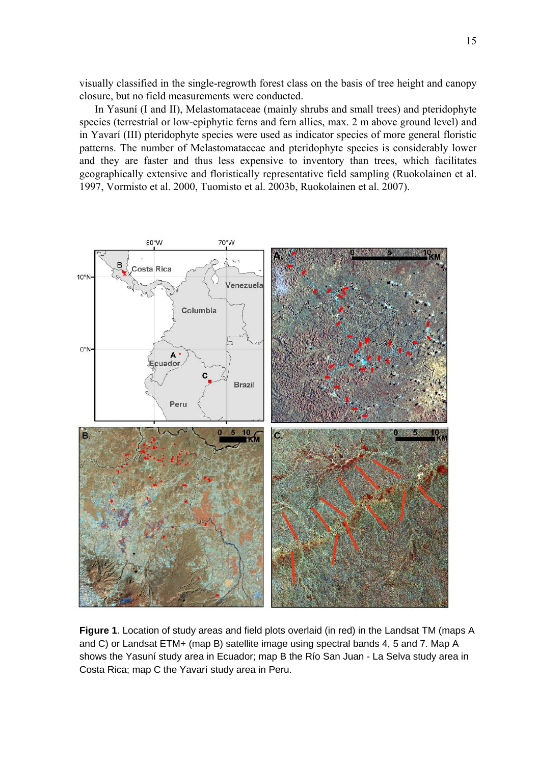visually classified in the single-regrowth forest class on the basis of tree height and canopy closure, but no field measurements were conducted.

In Yasuní (I and II), Melastomataceae (mainly shrubs and small trees) and pteridophyte species (terrestrial or low-epiphytic ferns and fern allies, max. 2 m above ground level) and in Yavarí (III) pteridophyte species were used as indicator species of more general floristic patterns. The number of Melastomataceae and pteridophyte species is considerably lower and they are faster and thus less expensive to inventory than trees, which facilitates geographically extensive and floristically representative field sampling (Ruokolainen et al. 1997, Vormisto et al. 2000, Tuomisto et al. 2003b, Ruokolainen et al. 2007).

**Figure 1**. Location of study areas and field plots overlaid (in red) in the Landsat TM (maps A and C) or Landsat ETM+ (map B) satellite image using spectral bands 4, 5 and 7. Map A shows the Yasuní study area in Ecuador; map B the Río San Juan - La Selva study area in Costa Rica; map C the Yavarí study area in Peru.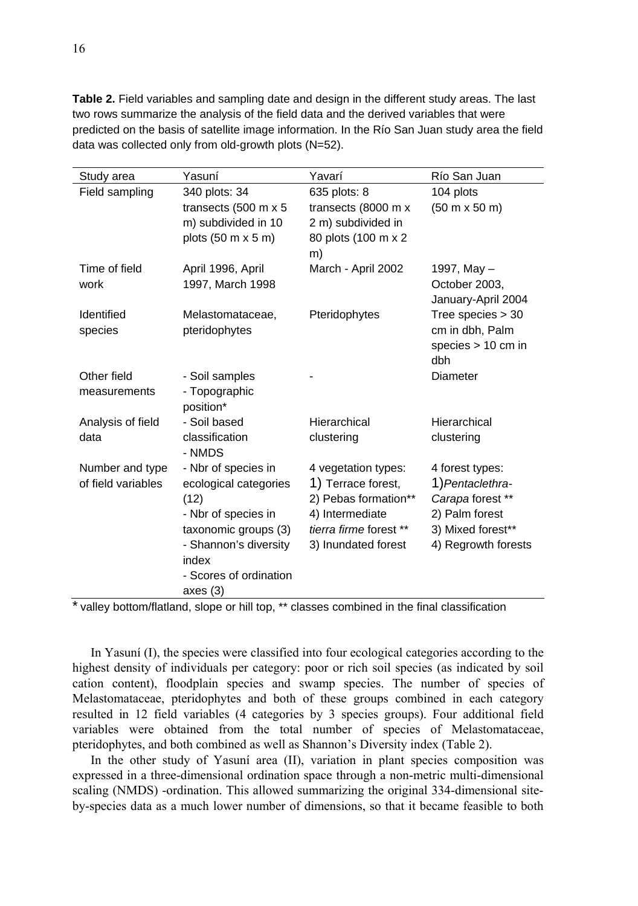**Table 2.** Field variables and sampling date and design in the different study areas. The last two rows summarize the analysis of the field data and the derived variables that were predicted on the basis of satellite image information. In the Río San Juan study area the field data was collected only from old-growth plots (N=52).

| Study area | Yasuní | Yavarí | Río San Juan |
|---|---|---|---|
| Field sampling | 340 plots: 34 transects (500 m x 5 m) subdivided in 10 plots (50 m x 5 m) | 635 plots: 8 transects (8000 m x 2 m) subdivided in 80 plots (100 m x 2 m) | 104 plots (50 m x 50 m) |
| Time of field work | April 1996, April 1997, March 1998 | March - April 2002 | 1997, May – October 2003, January-April 2004 |
| Identified species | Melastomataceae, pteridophytes | Pteridophytes | Tree species > 30 cm in dbh, Palm species > 10 cm in dbh |
| Other field measurements | - Soil samples<br>- Topographic position* | - | Diameter |
| Analysis of field data | - Soil based classification<br>- NMDS | Hierarchical clustering | Hierarchical clustering |
| Number and type of field variables | - Nbr of species in ecological categories (12)<br>- Nbr of species in taxonomic groups (3)<br>- Shannon's diversity index<br>- Scores of ordination axes (3) | 4 vegetation types:<br>1) Terrace forest,<br>2) Pebas formation**<br>4) Intermediate *tierra firme* forest **<br>3) Inundated forest | 4 forest types:<br>1) *Pentaclethra-Carapa* forest **<br>2) Palm forest<br>3) Mixed forest**<br>4) Regrowth forests |

* valley bottom/flatland, slope or hill top, ** classes combined in the final classification

In Yasuní (I), the species were classified into four ecological categories according to the highest density of individuals per category: poor or rich soil species (as indicated by soil cation content), floodplain species and swamp species. The number of species of Melastomataceae, pteridophytes and both of these groups combined in each category resulted in 12 field variables (4 categories by 3 species groups). Four additional field variables were obtained from the total number of species of Melastomataceae, pteridophytes, and both combined as well as Shannon's Diversity index (Table 2).

In the other study of Yasuní area (II), variation in plant species composition was expressed in a three-dimensional ordination space through a non-metric multi-dimensional scaling (NMDS) -ordination. This allowed summarizing the original 334-dimensional site-by-species data as a much lower number of dimensions, so that it became feasible to both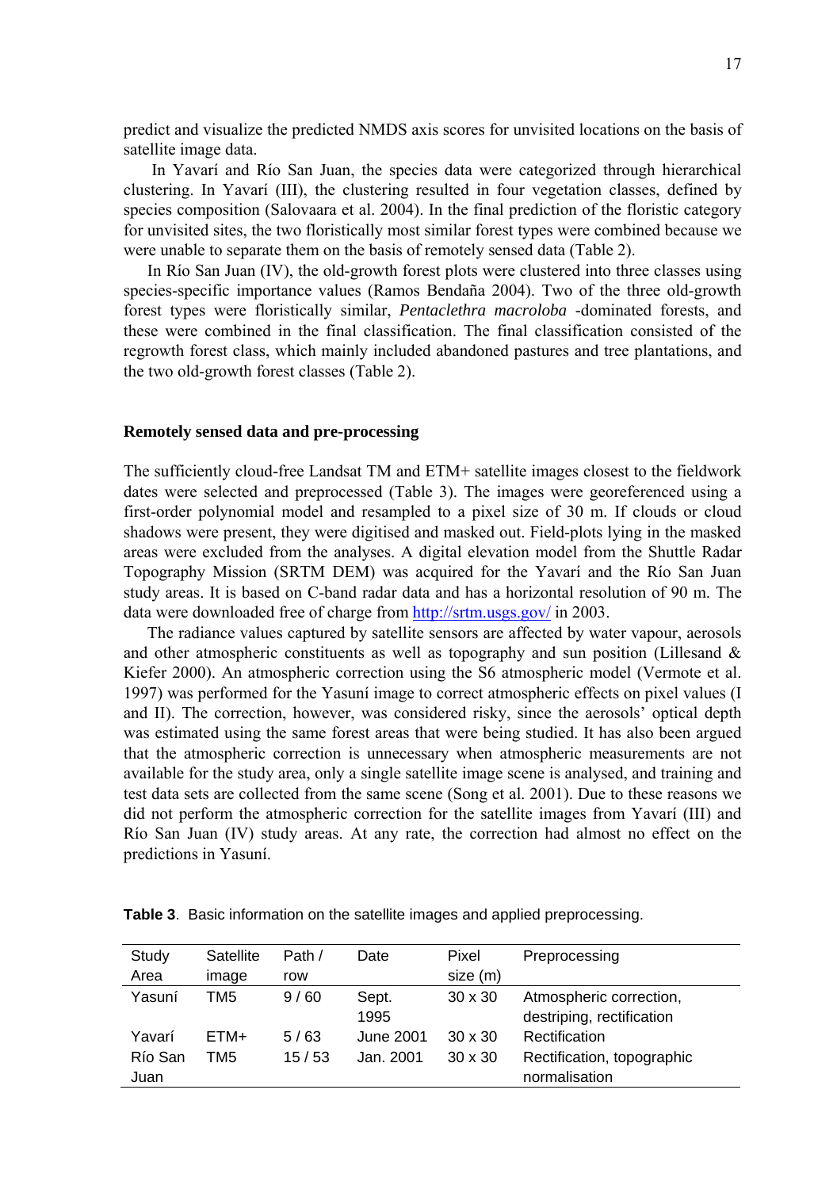predict and visualize the predicted NMDS axis scores for unvisited locations on the basis of satellite image data.

In Yavarí and Río San Juan, the species data were categorized through hierarchical clustering. In Yavarí (III), the clustering resulted in four vegetation classes, defined by species composition (Salovaara et al. 2004). In the final prediction of the floristic category for unvisited sites, the two floristically most similar forest types were combined because we were unable to separate them on the basis of remotely sensed data (Table 2).

In Río San Juan (IV), the old-growth forest plots were clustered into three classes using species-specific importance values (Ramos Bendaña 2004). Two of the three old-growth forest types were floristically similar, *Pentaclethra macroloba* -dominated forests, and these were combined in the final classification. The final classification consisted of the regrowth forest class, which mainly included abandoned pastures and tree plantations, and the two old-growth forest classes (Table 2).

## Remotely sensed data and pre-processing

The sufficiently cloud-free Landsat TM and ETM+ satellite images closest to the fieldwork dates were selected and preprocessed (Table 3). The images were georeferenced using a first-order polynomial model and resampled to a pixel size of 30 m. If clouds or cloud shadows were present, they were digitised and masked out. Field-plots lying in the masked areas were excluded from the analyses. A digital elevation model from the Shuttle Radar Topography Mission (SRTM DEM) was acquired for the Yavarí and the Río San Juan study areas. It is based on C-band radar data and has a horizontal resolution of 90 m. The data were downloaded free of charge from http://srtm.usgs.gov/ in 2003.

The radiance values captured by satellite sensors are affected by water vapour, aerosols and other atmospheric constituents as well as topography and sun position (Lillesand & Kiefer 2000). An atmospheric correction using the S6 atmospheric model (Vermote et al. 1997) was performed for the Yasuní image to correct atmospheric effects on pixel values (I and II). The correction, however, was considered risky, since the aerosols' optical depth was estimated using the same forest areas that were being studied. It has also been argued that the atmospheric correction is unnecessary when atmospheric measurements are not available for the study area, only a single satellite image scene is analysed, and training and test data sets are collected from the same scene (Song et al. 2001). Due to these reasons we did not perform the atmospheric correction for the satellite images from Yavarí (III) and Río San Juan (IV) study areas. At any rate, the correction had almost no effect on the predictions in Yasuní.

**Table 3**. Basic information on the satellite images and applied preprocessing.

| Study Area | Satellite image | Path / row | Date | Pixel size (m) | Preprocessing |
|---|---|---|---|---|---|
| Yasuní | TM5 | 9 / 60 | Sept. 1995 | 30 x 30 | Atmospheric correction, destriping, rectification |
| Yavarí | ETM+ | 5 / 63 | June 2001 | 30 x 30 | Rectification |
| Río San Juan | TM5 | 15 / 53 | Jan. 2001 | 30 x 30 | Rectification, topographic normalisation |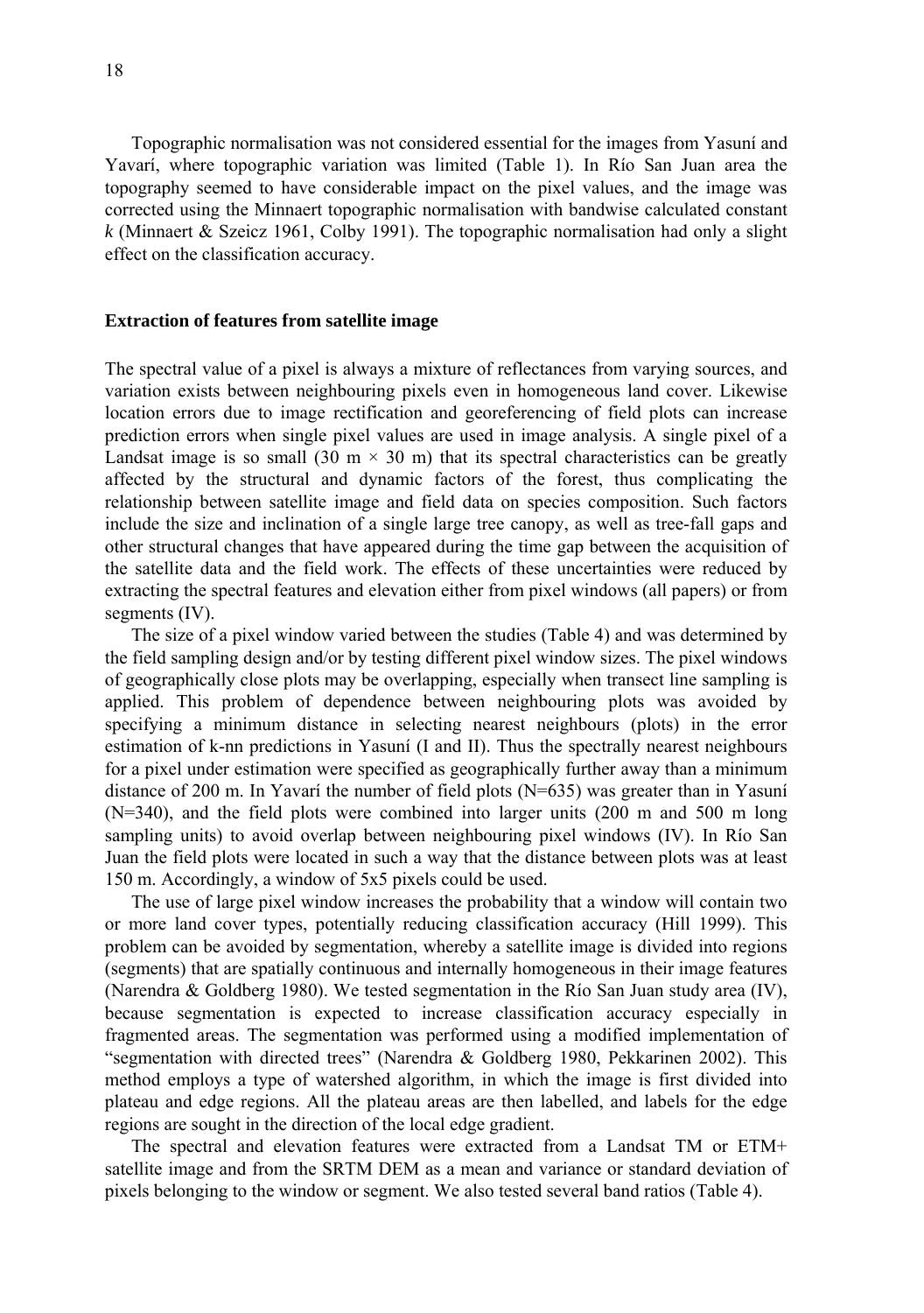Topographic normalisation was not considered essential for the images from Yasuní and Yavarí, where topographic variation was limited (Table 1). In Río San Juan area the topography seemed to have considerable impact on the pixel values, and the image was corrected using the Minnaert topographic normalisation with bandwise calculated constant *k* (Minnaert & Szeicz 1961, Colby 1991). The topographic normalisation had only a slight effect on the classification accuracy.

### Extraction of features from satellite image

The spectral value of a pixel is always a mixture of reflectances from varying sources, and variation exists between neighbouring pixels even in homogeneous land cover. Likewise location errors due to image rectification and georeferencing of field plots can increase prediction errors when single pixel values are used in image analysis. A single pixel of a Landsat image is so small (30 m × 30 m) that its spectral characteristics can be greatly affected by the structural and dynamic factors of the forest, thus complicating the relationship between satellite image and field data on species composition. Such factors include the size and inclination of a single large tree canopy, as well as tree-fall gaps and other structural changes that have appeared during the time gap between the acquisition of the satellite data and the field work. The effects of these uncertainties were reduced by extracting the spectral features and elevation either from pixel windows (all papers) or from segments (IV).

The size of a pixel window varied between the studies (Table 4) and was determined by the field sampling design and/or by testing different pixel window sizes. The pixel windows of geographically close plots may be overlapping, especially when transect line sampling is applied. This problem of dependence between neighbouring plots was avoided by specifying a minimum distance in selecting nearest neighbours (plots) in the error estimation of k-nn predictions in Yasuní (I and II). Thus the spectrally nearest neighbours for a pixel under estimation were specified as geographically further away than a minimum distance of 200 m. In Yavarí the number of field plots (N=635) was greater than in Yasuní (N=340), and the field plots were combined into larger units (200 m and 500 m long sampling units) to avoid overlap between neighbouring pixel windows (IV). In Río San Juan the field plots were located in such a way that the distance between plots was at least 150 m. Accordingly, a window of 5x5 pixels could be used.

The use of large pixel window increases the probability that a window will contain two or more land cover types, potentially reducing classification accuracy (Hill 1999). This problem can be avoided by segmentation, whereby a satellite image is divided into regions (segments) that are spatially continuous and internally homogeneous in their image features (Narendra & Goldberg 1980). We tested segmentation in the Río San Juan study area (IV), because segmentation is expected to increase classification accuracy especially in fragmented areas. The segmentation was performed using a modified implementation of "segmentation with directed trees" (Narendra & Goldberg 1980, Pekkarinen 2002). This method employs a type of watershed algorithm, in which the image is first divided into plateau and edge regions. All the plateau areas are then labelled, and labels for the edge regions are sought in the direction of the local edge gradient.

The spectral and elevation features were extracted from a Landsat TM or ETM+ satellite image and from the SRTM DEM as a mean and variance or standard deviation of pixels belonging to the window or segment. We also tested several band ratios (Table 4).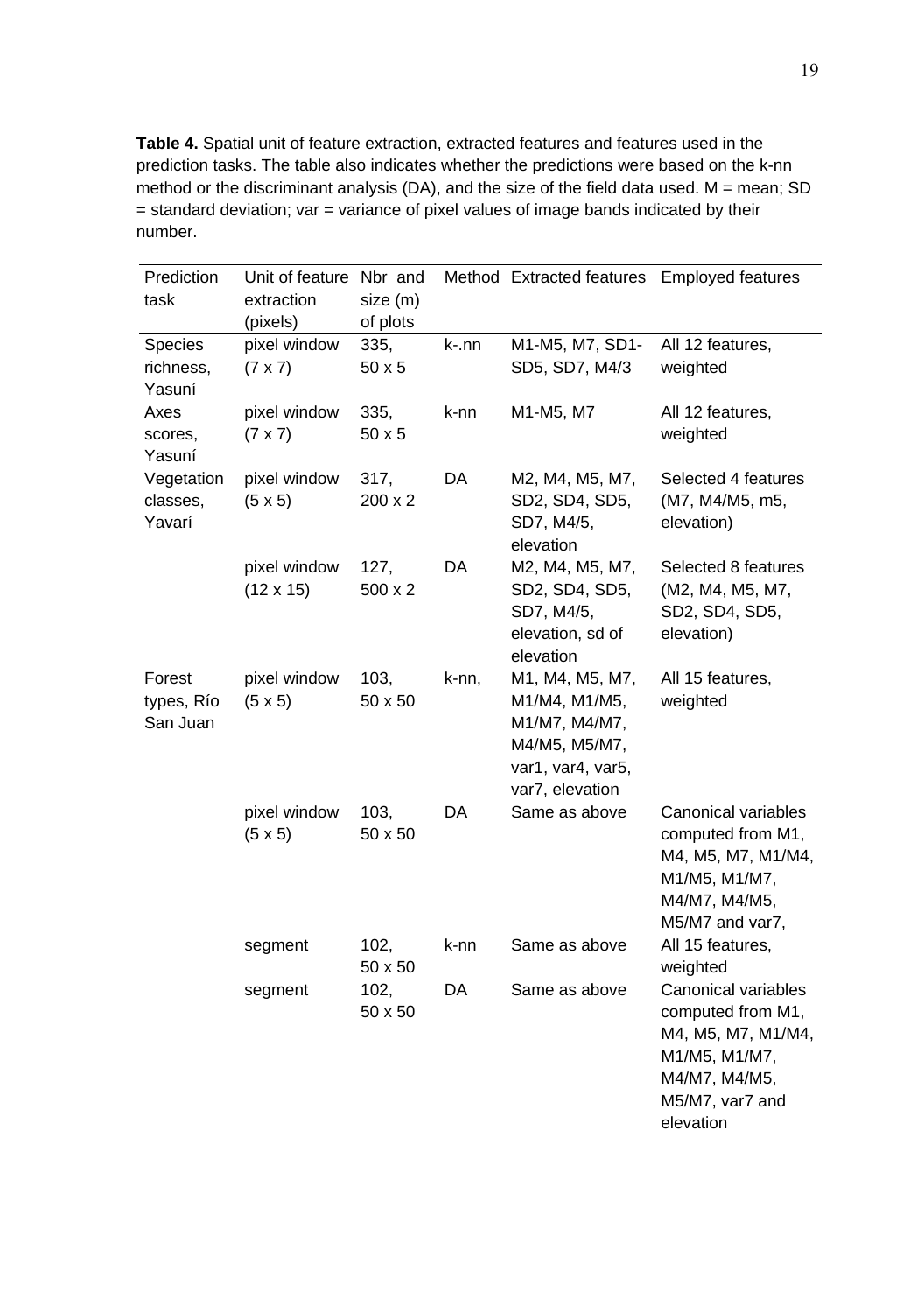**Table 4.** Spatial unit of feature extraction, extracted features and features used in the prediction tasks. The table also indicates whether the predictions were based on the k-nn method or the discriminant analysis (DA), and the size of the field data used. M = mean; SD = standard deviation; var = variance of pixel values of image bands indicated by their number.

| Prediction task | Unit of feature extraction (pixels) | Nbr and size (m) of plots | Method | Extracted features | Employed features |
|---|---|---|---|---|---|
| Species richness, Yasuní | pixel window (7 x 7) | 335, 50 x 5 | k-.nn | M1-M5, M7, SD1-SD5, SD7, M4/3 | All 12 features, weighted |
| Axes scores, Yasuní | pixel window (7 x 7) | 335, 50 x 5 | k-nn | M1-M5, M7 | All 12 features, weighted |
| Vegetation classes, Yavarí | pixel window (5 x 5) | 317, 200 x 2 | DA | M2, M4, M5, M7, SD2, SD4, SD5, SD7, M4/5, elevation | Selected 4 features (M7, M4/M5, m5, elevation) |
| | pixel window (12 x 15) | 127, 500 x 2 | DA | M2, M4, M5, M7, SD2, SD4, SD5, SD7, M4/5, elevation, sd of elevation | Selected 8 features (M2, M4, M5, M7, SD2, SD4, SD5, elevation) |
| Forest types, Río San Juan | pixel window (5 x 5) | 103, 50 x 50 | k-nn, | M1, M4, M5, M7, M1/M4, M1/M5, M1/M7, M4/M7, M4/M5, M5/M7, var1, var4, var5, var7, elevation | All 15 features, weighted |
| | pixel window (5 x 5) | 103, 50 x 50 | DA | Same as above | Canonical variables computed from M1, M4, M5, M7, M1/M4, M1/M5, M1/M7, M4/M7, M4/M5, M5/M7 and var7, |
| | segment | 102, 50 x 50 | k-nn | Same as above | All 15 features, weighted |
| | segment | 102, 50 x 50 | DA | Same as above | Canonical variables computed from M1, M4, M5, M7, M1/M4, M1/M5, M1/M7, M4/M7, M4/M5, M5/M7, var7 and elevation |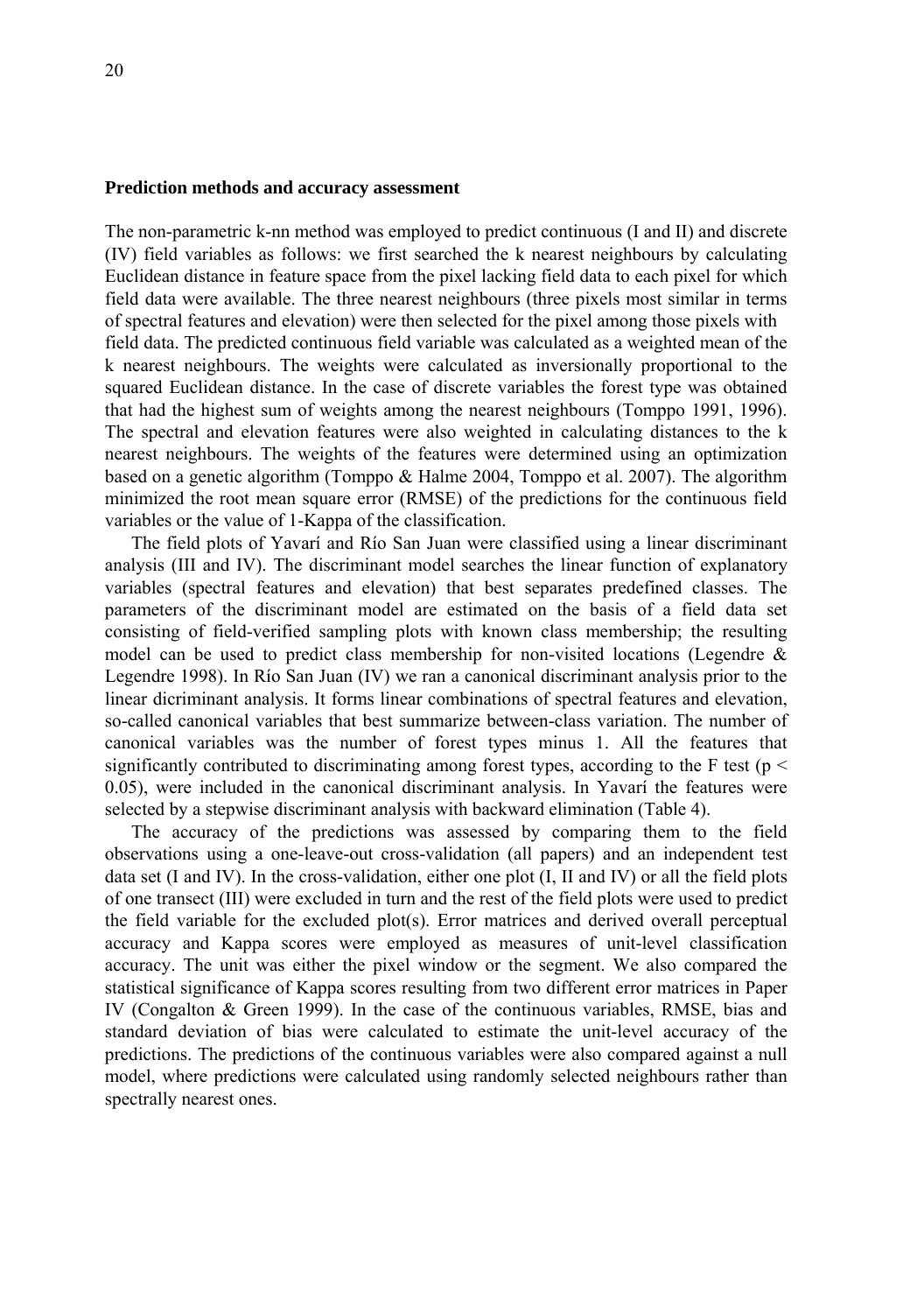## Prediction methods and accuracy assessment

The non-parametric k-nn method was employed to predict continuous (I and II) and discrete (IV) field variables as follows: we first searched the k nearest neighbours by calculating Euclidean distance in feature space from the pixel lacking field data to each pixel for which field data were available. The three nearest neighbours (three pixels most similar in terms of spectral features and elevation) were then selected for the pixel among those pixels with field data. The predicted continuous field variable was calculated as a weighted mean of the k nearest neighbours. The weights were calculated as inversionally proportional to the squared Euclidean distance. In the case of discrete variables the forest type was obtained that had the highest sum of weights among the nearest neighbours (Tomppo 1991, 1996). The spectral and elevation features were also weighted in calculating distances to the k nearest neighbours. The weights of the features were determined using an optimization based on a genetic algorithm (Tomppo & Halme 2004, Tomppo et al. 2007). The algorithm minimized the root mean square error (RMSE) of the predictions for the continuous field variables or the value of 1-Kappa of the classification.

The field plots of Yavarí and Río San Juan were classified using a linear discriminant analysis (III and IV). The discriminant model searches the linear function of explanatory variables (spectral features and elevation) that best separates predefined classes. The parameters of the discriminant model are estimated on the basis of a field data set consisting of field-verified sampling plots with known class membership; the resulting model can be used to predict class membership for non-visited locations (Legendre & Legendre 1998). In Río San Juan (IV) we ran a canonical discriminant analysis prior to the linear dicriminant analysis. It forms linear combinations of spectral features and elevation, so-called canonical variables that best summarize between-class variation. The number of canonical variables was the number of forest types minus 1. All the features that significantly contributed to discriminating among forest types, according to the F test ($p < 0.05$), were included in the canonical discriminant analysis. In Yavarí the features were selected by a stepwise discriminant analysis with backward elimination (Table 4).

The accuracy of the predictions was assessed by comparing them to the field observations using a one-leave-out cross-validation (all papers) and an independent test data set (I and IV). In the cross-validation, either one plot (I, II and IV) or all the field plots of one transect (III) were excluded in turn and the rest of the field plots were used to predict the field variable for the excluded plot(s). Error matrices and derived overall perceptual accuracy and Kappa scores were employed as measures of unit-level classification accuracy. The unit was either the pixel window or the segment. We also compared the statistical significance of Kappa scores resulting from two different error matrices in Paper IV (Congalton & Green 1999). In the case of the continuous variables, RMSE, bias and standard deviation of bias were calculated to estimate the unit-level accuracy of the predictions. The predictions of the continuous variables were also compared against a null model, where predictions were calculated using randomly selected neighbours rather than spectrally nearest ones.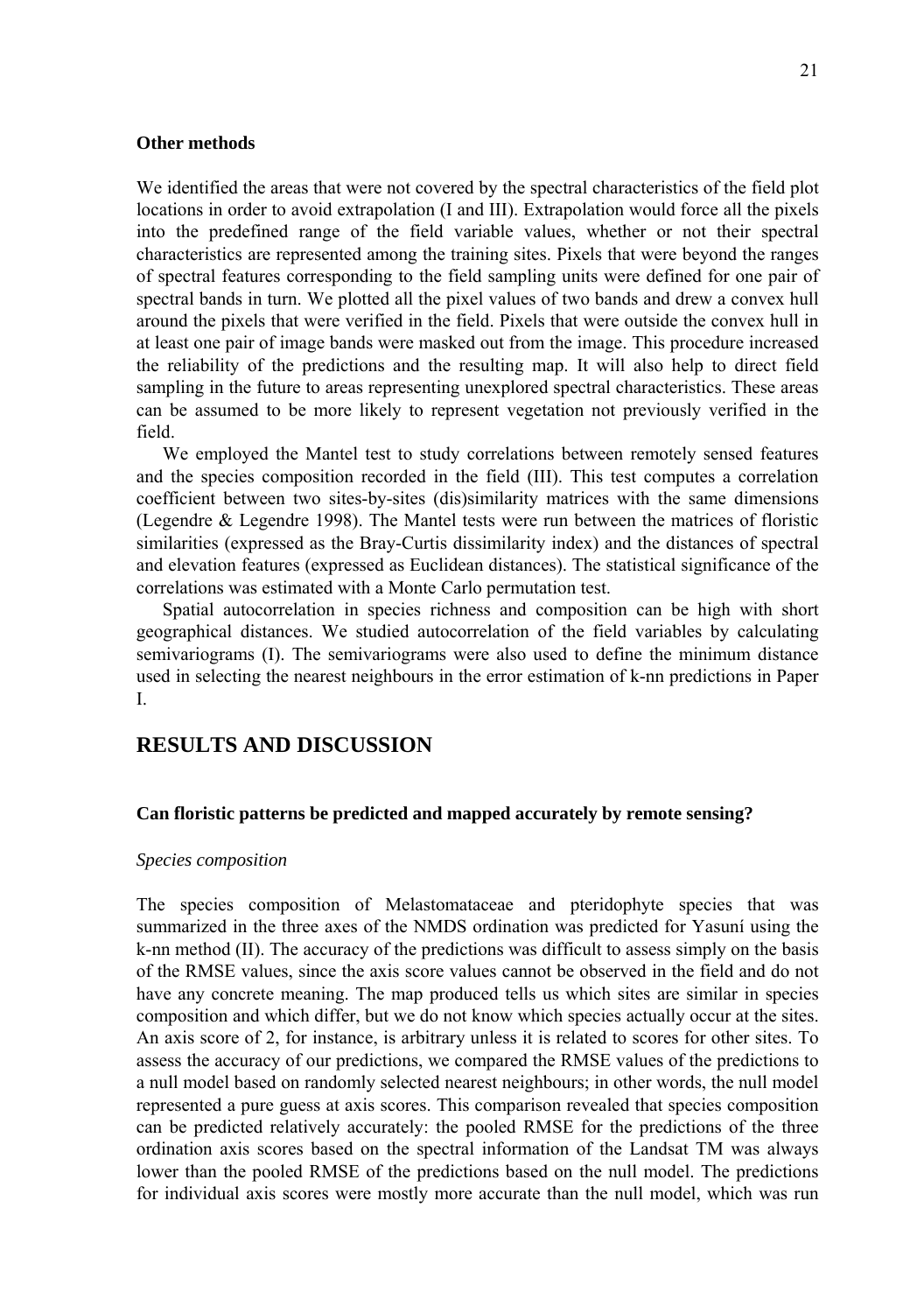### Other methods

We identified the areas that were not covered by the spectral characteristics of the field plot locations in order to avoid extrapolation (I and III). Extrapolation would force all the pixels into the predefined range of the field variable values, whether or not their spectral characteristics are represented among the training sites. Pixels that were beyond the ranges of spectral features corresponding to the field sampling units were defined for one pair of spectral bands in turn. We plotted all the pixel values of two bands and drew a convex hull around the pixels that were verified in the field. Pixels that were outside the convex hull in at least one pair of image bands were masked out from the image. This procedure increased the reliability of the predictions and the resulting map. It will also help to direct field sampling in the future to areas representing unexplored spectral characteristics. These areas can be assumed to be more likely to represent vegetation not previously verified in the field.

We employed the Mantel test to study correlations between remotely sensed features and the species composition recorded in the field (III). This test computes a correlation coefficient between two sites-by-sites (dis)similarity matrices with the same dimensions (Legendre & Legendre 1998). The Mantel tests were run between the matrices of floristic similarities (expressed as the Bray-Curtis dissimilarity index) and the distances of spectral and elevation features (expressed as Euclidean distances). The statistical significance of the correlations was estimated with a Monte Carlo permutation test.

Spatial autocorrelation in species richness and composition can be high with short geographical distances. We studied autocorrelation of the field variables by calculating semivariograms (I). The semivariograms were also used to define the minimum distance used in selecting the nearest neighbours in the error estimation of k-nn predictions in Paper I.

## RESULTS AND DISCUSSION

### Can floristic patterns be predicted and mapped accurately by remote sensing?

*Species composition*

The species composition of Melastomataceae and pteridophyte species that was summarized in the three axes of the NMDS ordination was predicted for Yasuní using the k-nn method (II). The accuracy of the predictions was difficult to assess simply on the basis of the RMSE values, since the axis score values cannot be observed in the field and do not have any concrete meaning. The map produced tells us which sites are similar in species composition and which differ, but we do not know which species actually occur at the sites. An axis score of 2, for instance, is arbitrary unless it is related to scores for other sites. To assess the accuracy of our predictions, we compared the RMSE values of the predictions to a null model based on randomly selected nearest neighbours; in other words, the null model represented a pure guess at axis scores. This comparison revealed that species composition can be predicted relatively accurately: the pooled RMSE for the predictions of the three ordination axis scores based on the spectral information of the Landsat TM was always lower than the pooled RMSE of the predictions based on the null model. The predictions for individual axis scores were mostly more accurate than the null model, which was run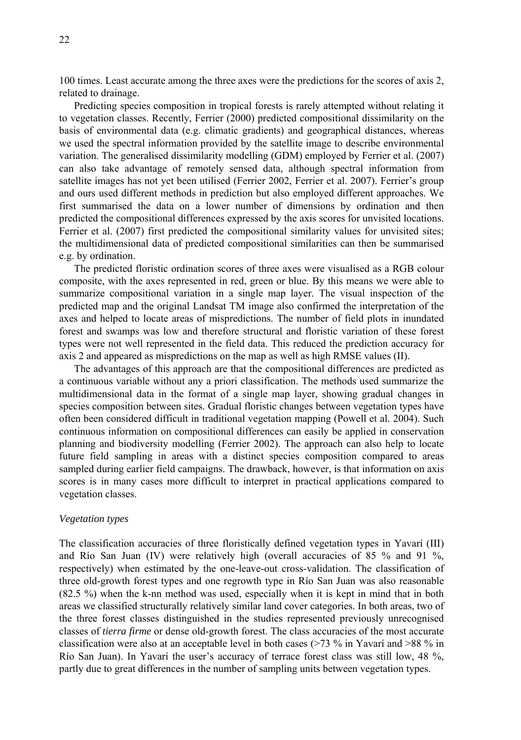100 times. Least accurate among the three axes were the predictions for the scores of axis 2, related to drainage.

Predicting species composition in tropical forests is rarely attempted without relating it to vegetation classes. Recently, Ferrier (2000) predicted compositional dissimilarity on the basis of environmental data (e.g. climatic gradients) and geographical distances, whereas we used the spectral information provided by the satellite image to describe environmental variation. The generalised dissimilarity modelling (GDM) employed by Ferrier et al. (2007) can also take advantage of remotely sensed data, although spectral information from satellite images has not yet been utilised (Ferrier 2002, Ferrier et al. 2007). Ferrier's group and ours used different methods in prediction but also employed different approaches. We first summarised the data on a lower number of dimensions by ordination and then predicted the compositional differences expressed by the axis scores for unvisited locations. Ferrier et al. (2007) first predicted the compositional similarity values for unvisited sites; the multidimensional data of predicted compositional similarities can then be summarised e.g. by ordination.

The predicted floristic ordination scores of three axes were visualised as a RGB colour composite, with the axes represented in red, green or blue. By this means we were able to summarize compositional variation in a single map layer. The visual inspection of the predicted map and the original Landsat TM image also confirmed the interpretation of the axes and helped to locate areas of mispredictions. The number of field plots in inundated forest and swamps was low and therefore structural and floristic variation of these forest types were not well represented in the field data. This reduced the prediction accuracy for axis 2 and appeared as mispredictions on the map as well as high RMSE values (II).

The advantages of this approach are that the compositional differences are predicted as a continuous variable without any a priori classification. The methods used summarize the multidimensional data in the format of a single map layer, showing gradual changes in species composition between sites. Gradual floristic changes between vegetation types have often been considered difficult in traditional vegetation mapping (Powell et al. 2004). Such continuous information on compositional differences can easily be applied in conservation planning and biodiversity modelling (Ferrier 2002). The approach can also help to locate future field sampling in areas with a distinct species composition compared to areas sampled during earlier field campaigns. The drawback, however, is that information on axis scores is in many cases more difficult to interpret in practical applications compared to vegetation classes.

### *Vegetation types*

The classification accuracies of three floristically defined vegetation types in Yavarí (III) and Río San Juan (IV) were relatively high (overall accuracies of 85 % and 91 %, respectively) when estimated by the one-leave-out cross-validation. The classification of three old-growth forest types and one regrowth type in Río San Juan was also reasonable (82.5 %) when the k-nn method was used, especially when it is kept in mind that in both areas we classified structurally relatively similar land cover categories. In both areas, two of the three forest classes distinguished in the studies represented previously unrecognised classes of *tierra firme* or dense old-growth forest. The class accuracies of the most accurate classification were also at an acceptable level in both cases (>73 % in Yavarí and >88 % in Río San Juan). In Yavarí the user's accuracy of terrace forest class was still low, 48 %, partly due to great differences in the number of sampling units between vegetation types.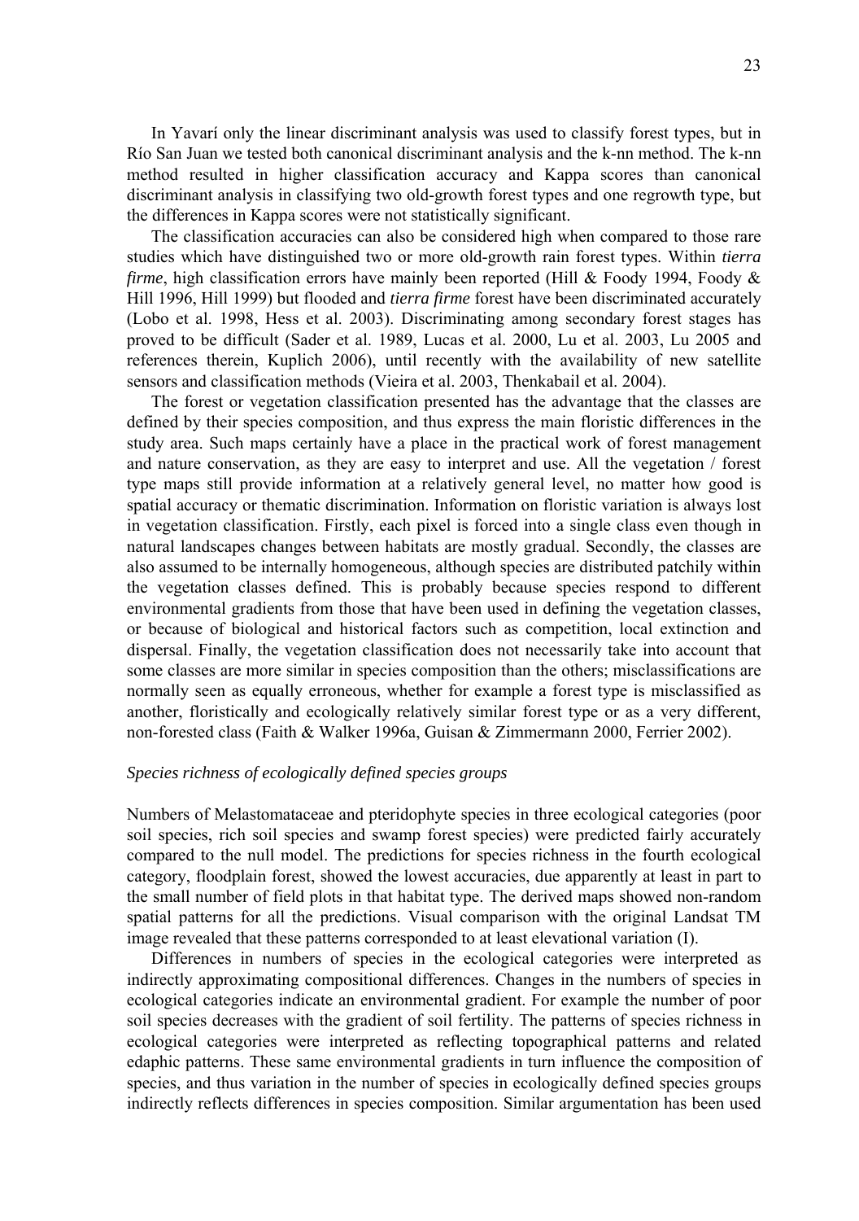In Yavarí only the linear discriminant analysis was used to classify forest types, but in Río San Juan we tested both canonical discriminant analysis and the k-nn method. The k-nn method resulted in higher classification accuracy and Kappa scores than canonical discriminant analysis in classifying two old-growth forest types and one regrowth type, but the differences in Kappa scores were not statistically significant.

The classification accuracies can also be considered high when compared to those rare studies which have distinguished two or more old-growth rain forest types. Within *tierra firme*, high classification errors have mainly been reported (Hill & Foody 1994, Foody & Hill 1996, Hill 1999) but flooded and *tierra firme* forest have been discriminated accurately (Lobo et al. 1998, Hess et al. 2003). Discriminating among secondary forest stages has proved to be difficult (Sader et al. 1989, Lucas et al. 2000, Lu et al. 2003, Lu 2005 and references therein, Kuplich 2006), until recently with the availability of new satellite sensors and classification methods (Vieira et al. 2003, Thenkabail et al. 2004).

The forest or vegetation classification presented has the advantage that the classes are defined by their species composition, and thus express the main floristic differences in the study area. Such maps certainly have a place in the practical work of forest management and nature conservation, as they are easy to interpret and use. All the vegetation / forest type maps still provide information at a relatively general level, no matter how good is spatial accuracy or thematic discrimination. Information on floristic variation is always lost in vegetation classification. Firstly, each pixel is forced into a single class even though in natural landscapes changes between habitats are mostly gradual. Secondly, the classes are also assumed to be internally homogeneous, although species are distributed patchily within the vegetation classes defined. This is probably because species respond to different environmental gradients from those that have been used in defining the vegetation classes, or because of biological and historical factors such as competition, local extinction and dispersal. Finally, the vegetation classification does not necessarily take into account that some classes are more similar in species composition than the others; misclassifications are normally seen as equally erroneous, whether for example a forest type is misclassified as another, floristically and ecologically relatively similar forest type or as a very different, non-forested class (Faith & Walker 1996a, Guisan & Zimmermann 2000, Ferrier 2002).

### *Species richness of ecologically defined species groups*

Numbers of Melastomataceae and pteridophyte species in three ecological categories (poor soil species, rich soil species and swamp forest species) were predicted fairly accurately compared to the null model. The predictions for species richness in the fourth ecological category, floodplain forest, showed the lowest accuracies, due apparently at least in part to the small number of field plots in that habitat type. The derived maps showed non-random spatial patterns for all the predictions. Visual comparison with the original Landsat TM image revealed that these patterns corresponded to at least elevational variation (I).

Differences in numbers of species in the ecological categories were interpreted as indirectly approximating compositional differences. Changes in the numbers of species in ecological categories indicate an environmental gradient. For example the number of poor soil species decreases with the gradient of soil fertility. The patterns of species richness in ecological categories were interpreted as reflecting topographical patterns and related edaphic patterns. These same environmental gradients in turn influence the composition of species, and thus variation in the number of species in ecologically defined species groups indirectly reflects differences in species composition. Similar argumentation has been used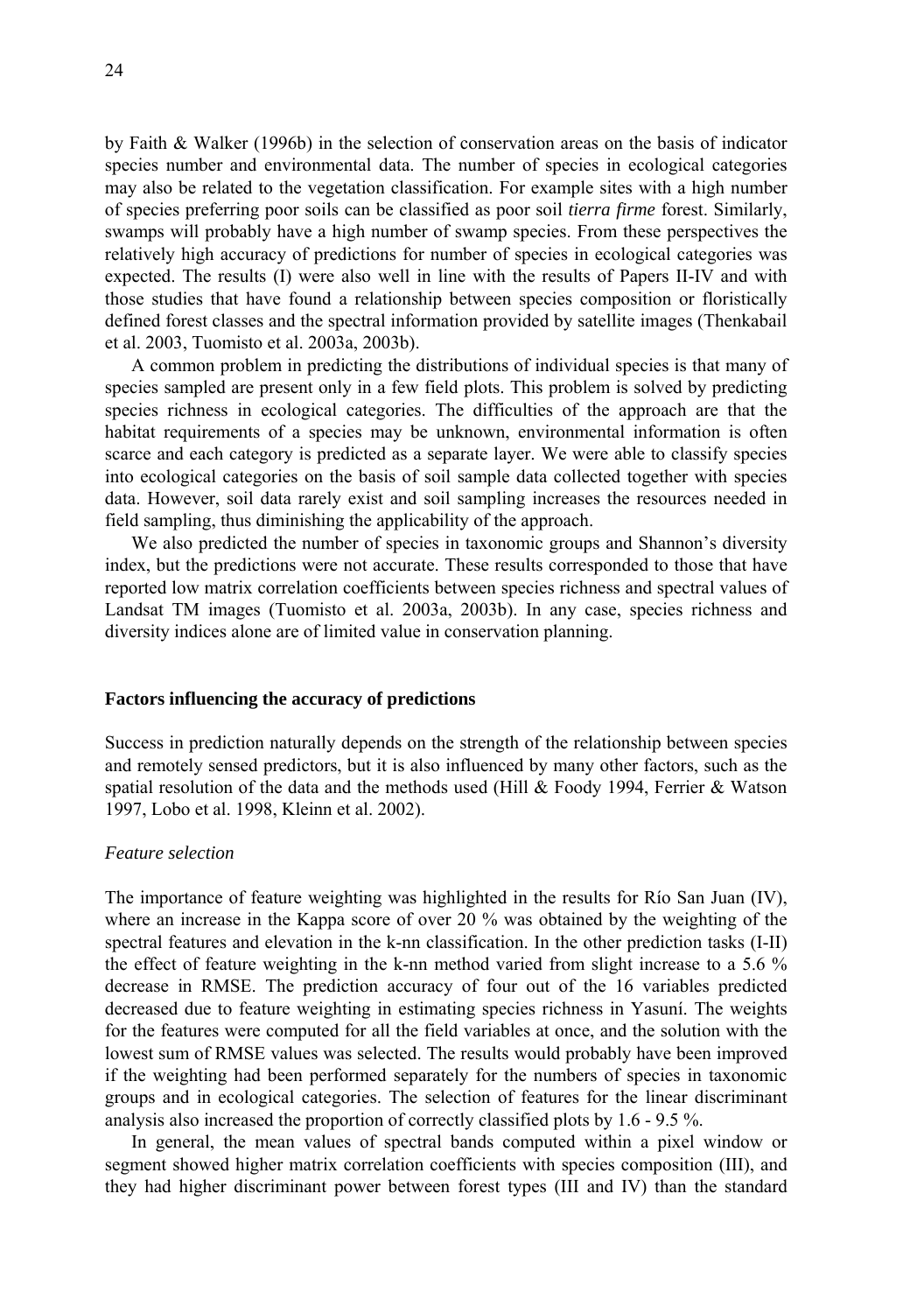by Faith & Walker (1996b) in the selection of conservation areas on the basis of indicator species number and environmental data. The number of species in ecological categories may also be related to the vegetation classification. For example sites with a high number of species preferring poor soils can be classified as poor soil *tierra firme* forest. Similarly, swamps will probably have a high number of swamp species. From these perspectives the relatively high accuracy of predictions for number of species in ecological categories was expected. The results (I) were also well in line with the results of Papers II-IV and with those studies that have found a relationship between species composition or floristically defined forest classes and the spectral information provided by satellite images (Thenkabail et al. 2003, Tuomisto et al. 2003a, 2003b).

A common problem in predicting the distributions of individual species is that many of species sampled are present only in a few field plots. This problem is solved by predicting species richness in ecological categories. The difficulties of the approach are that the habitat requirements of a species may be unknown, environmental information is often scarce and each category is predicted as a separate layer. We were able to classify species into ecological categories on the basis of soil sample data collected together with species data. However, soil data rarely exist and soil sampling increases the resources needed in field sampling, thus diminishing the applicability of the approach.

We also predicted the number of species in taxonomic groups and Shannon's diversity index, but the predictions were not accurate. These results corresponded to those that have reported low matrix correlation coefficients between species richness and spectral values of Landsat TM images (Tuomisto et al. 2003a, 2003b). In any case, species richness and diversity indices alone are of limited value in conservation planning.

## Factors influencing the accuracy of predictions

Success in prediction naturally depends on the strength of the relationship between species and remotely sensed predictors, but it is also influenced by many other factors, such as the spatial resolution of the data and the methods used (Hill & Foody 1994, Ferrier & Watson 1997, Lobo et al. 1998, Kleinn et al. 2002).

### *Feature selection*

The importance of feature weighting was highlighted in the results for Río San Juan (IV), where an increase in the Kappa score of over 20 % was obtained by the weighting of the spectral features and elevation in the k-nn classification. In the other prediction tasks (I-II) the effect of feature weighting in the k-nn method varied from slight increase to a 5.6 % decrease in RMSE. The prediction accuracy of four out of the 16 variables predicted decreased due to feature weighting in estimating species richness in Yasuní. The weights for the features were computed for all the field variables at once, and the solution with the lowest sum of RMSE values was selected. The results would probably have been improved if the weighting had been performed separately for the numbers of species in taxonomic groups and in ecological categories. The selection of features for the linear discriminant analysis also increased the proportion of correctly classified plots by 1.6 - 9.5 %.

In general, the mean values of spectral bands computed within a pixel window or segment showed higher matrix correlation coefficients with species composition (III), and they had higher discriminant power between forest types (III and IV) than the standard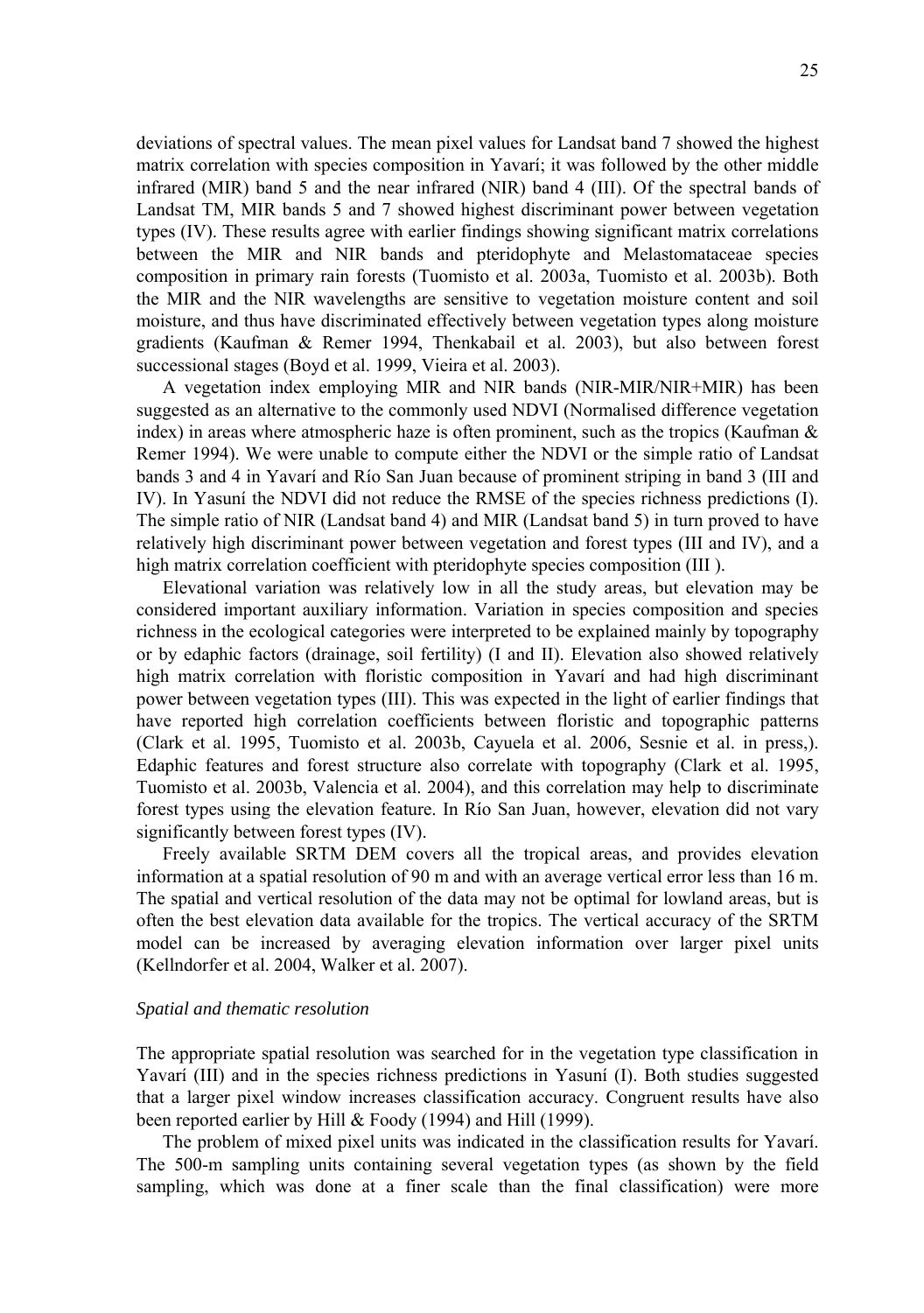deviations of spectral values. The mean pixel values for Landsat band 7 showed the highest matrix correlation with species composition in Yavarí; it was followed by the other middle infrared (MIR) band 5 and the near infrared (NIR) band 4 (III). Of the spectral bands of Landsat TM, MIR bands 5 and 7 showed highest discriminant power between vegetation types (IV). These results agree with earlier findings showing significant matrix correlations between the MIR and NIR bands and pteridophyte and Melastomataceae species composition in primary rain forests (Tuomisto et al. 2003a, Tuomisto et al. 2003b). Both the MIR and the NIR wavelengths are sensitive to vegetation moisture content and soil moisture, and thus have discriminated effectively between vegetation types along moisture gradients (Kaufman & Remer 1994, Thenkabail et al. 2003), but also between forest successional stages (Boyd et al. 1999, Vieira et al. 2003).

A vegetation index employing MIR and NIR bands (NIR-MIR/NIR+MIR) has been suggested as an alternative to the commonly used NDVI (Normalised difference vegetation index) in areas where atmospheric haze is often prominent, such as the tropics (Kaufman & Remer 1994). We were unable to compute either the NDVI or the simple ratio of Landsat bands 3 and 4 in Yavarí and Río San Juan because of prominent striping in band 3 (III and IV). In Yasuní the NDVI did not reduce the RMSE of the species richness predictions (I). The simple ratio of NIR (Landsat band 4) and MIR (Landsat band 5) in turn proved to have relatively high discriminant power between vegetation and forest types (III and IV), and a high matrix correlation coefficient with pteridophyte species composition (III ).

Elevational variation was relatively low in all the study areas, but elevation may be considered important auxiliary information. Variation in species composition and species richness in the ecological categories were interpreted to be explained mainly by topography or by edaphic factors (drainage, soil fertility) (I and II). Elevation also showed relatively high matrix correlation with floristic composition in Yavarí and had high discriminant power between vegetation types (III). This was expected in the light of earlier findings that have reported high correlation coefficients between floristic and topographic patterns (Clark et al. 1995, Tuomisto et al. 2003b, Cayuela et al. 2006, Sesnie et al. in press,). Edaphic features and forest structure also correlate with topography (Clark et al. 1995, Tuomisto et al. 2003b, Valencia et al. 2004), and this correlation may help to discriminate forest types using the elevation feature. In Río San Juan, however, elevation did not vary significantly between forest types (IV).

Freely available SRTM DEM covers all the tropical areas, and provides elevation information at a spatial resolution of 90 m and with an average vertical error less than 16 m. The spatial and vertical resolution of the data may not be optimal for lowland areas, but is often the best elevation data available for the tropics. The vertical accuracy of the SRTM model can be increased by averaging elevation information over larger pixel units (Kellndorfer et al. 2004, Walker et al. 2007).

### *Spatial and thematic resolution*

The appropriate spatial resolution was searched for in the vegetation type classification in Yavarí (III) and in the species richness predictions in Yasuní (I). Both studies suggested that a larger pixel window increases classification accuracy. Congruent results have also been reported earlier by Hill & Foody (1994) and Hill (1999).

The problem of mixed pixel units was indicated in the classification results for Yavarí. The 500-m sampling units containing several vegetation types (as shown by the field sampling, which was done at a finer scale than the final classification) were more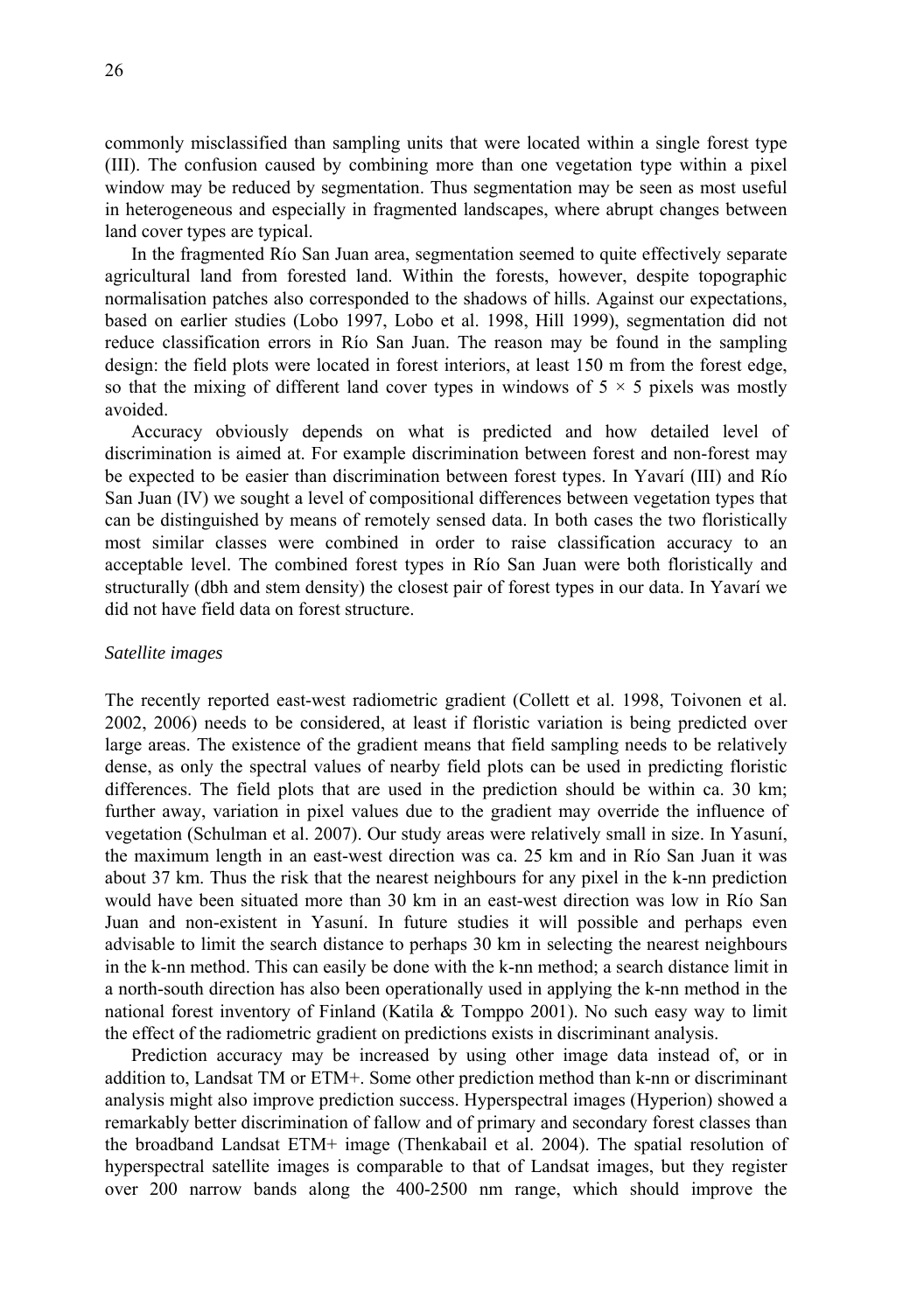commonly misclassified than sampling units that were located within a single forest type (III). The confusion caused by combining more than one vegetation type within a pixel window may be reduced by segmentation. Thus segmentation may be seen as most useful in heterogeneous and especially in fragmented landscapes, where abrupt changes between land cover types are typical.

In the fragmented Río San Juan area, segmentation seemed to quite effectively separate agricultural land from forested land. Within the forests, however, despite topographic normalisation patches also corresponded to the shadows of hills. Against our expectations, based on earlier studies (Lobo 1997, Lobo et al. 1998, Hill 1999), segmentation did not reduce classification errors in Río San Juan. The reason may be found in the sampling design: the field plots were located in forest interiors, at least 150 m from the forest edge, so that the mixing of different land cover types in windows of $5 \times 5$ pixels was mostly avoided.

Accuracy obviously depends on what is predicted and how detailed level of discrimination is aimed at. For example discrimination between forest and non-forest may be expected to be easier than discrimination between forest types. In Yavarí (III) and Río San Juan (IV) we sought a level of compositional differences between vegetation types that can be distinguished by means of remotely sensed data. In both cases the two floristically most similar classes were combined in order to raise classification accuracy to an acceptable level. The combined forest types in Río San Juan were both floristically and structurally (dbh and stem density) the closest pair of forest types in our data. In Yavarí we did not have field data on forest structure.

*Satellite images*

The recently reported east-west radiometric gradient (Collett et al. 1998, Toivonen et al. 2002, 2006) needs to be considered, at least if floristic variation is being predicted over large areas. The existence of the gradient means that field sampling needs to be relatively dense, as only the spectral values of nearby field plots can be used in predicting floristic differences. The field plots that are used in the prediction should be within ca. 30 km; further away, variation in pixel values due to the gradient may override the influence of vegetation (Schulman et al. 2007). Our study areas were relatively small in size. In Yasuní, the maximum length in an east-west direction was ca. 25 km and in Río San Juan it was about 37 km. Thus the risk that the nearest neighbours for any pixel in the k-nn prediction would have been situated more than 30 km in an east-west direction was low in Río San Juan and non-existent in Yasuní. In future studies it will possible and perhaps even advisable to limit the search distance to perhaps 30 km in selecting the nearest neighbours in the k-nn method. This can easily be done with the k-nn method; a search distance limit in a north-south direction has also been operationally used in applying the k-nn method in the national forest inventory of Finland (Katila & Tomppo 2001). No such easy way to limit the effect of the radiometric gradient on predictions exists in discriminant analysis.

Prediction accuracy may be increased by using other image data instead of, or in addition to, Landsat TM or ETM+. Some other prediction method than k-nn or discriminant analysis might also improve prediction success. Hyperspectral images (Hyperion) showed a remarkably better discrimination of fallow and of primary and secondary forest classes than the broadband Landsat ETM+ image (Thenkabail et al. 2004). The spatial resolution of hyperspectral satellite images is comparable to that of Landsat images, but they register over 200 narrow bands along the 400-2500 nm range, which should improve the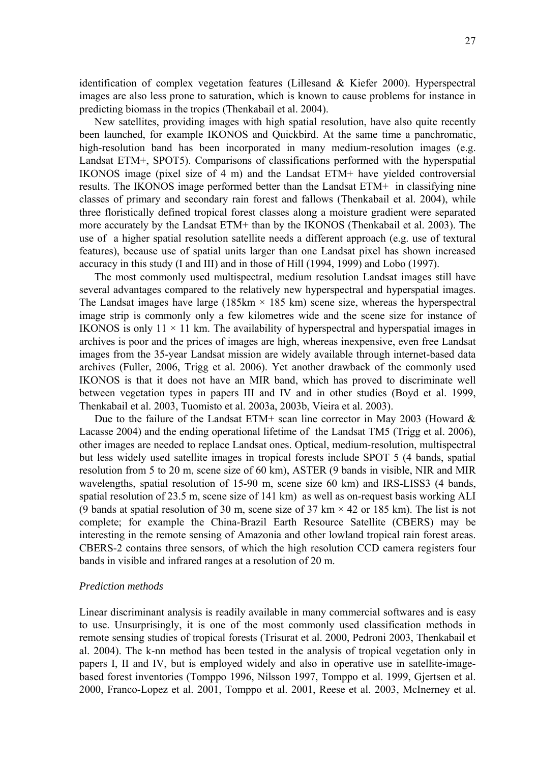identification of complex vegetation features (Lillesand & Kiefer 2000). Hyperspectral images are also less prone to saturation, which is known to cause problems for instance in predicting biomass in the tropics (Thenkabail et al. 2004).

New satellites, providing images with high spatial resolution, have also quite recently been launched, for example IKONOS and Quickbird. At the same time a panchromatic, high-resolution band has been incorporated in many medium-resolution images (e.g. Landsat ETM+, SPOT5). Comparisons of classifications performed with the hyperspatial IKONOS image (pixel size of 4 m) and the Landsat ETM+ have yielded controversial results. The IKONOS image performed better than the Landsat ETM+ in classifying nine classes of primary and secondary rain forest and fallows (Thenkabail et al. 2004), while three floristically defined tropical forest classes along a moisture gradient were separated more accurately by the Landsat ETM+ than by the IKONOS (Thenkabail et al. 2003). The use of a higher spatial resolution satellite needs a different approach (e.g. use of textural features), because use of spatial units larger than one Landsat pixel has shown increased accuracy in this study (I and III) and in those of Hill (1994, 1999) and Lobo (1997).

The most commonly used multispectral, medium resolution Landsat images still have several advantages compared to the relatively new hyperspectral and hyperspatial images. The Landsat images have large (185km × 185 km) scene size, whereas the hyperspectral image strip is commonly only a few kilometres wide and the scene size for instance of IKONOS is only 11 × 11 km. The availability of hyperspectral and hyperspatial images in archives is poor and the prices of images are high, whereas inexpensive, even free Landsat images from the 35-year Landsat mission are widely available through internet-based data archives (Fuller, 2006, Trigg et al. 2006). Yet another drawback of the commonly used IKONOS is that it does not have an MIR band, which has proved to discriminate well between vegetation types in papers III and IV and in other studies (Boyd et al. 1999, Thenkabail et al. 2003, Tuomisto et al. 2003a, 2003b, Vieira et al. 2003).

Due to the failure of the Landsat ETM+ scan line corrector in May 2003 (Howard & Lacasse 2004) and the ending operational lifetime of the Landsat TM5 (Trigg et al. 2006), other images are needed to replace Landsat ones. Optical, medium-resolution, multispectral but less widely used satellite images in tropical forests include SPOT 5 (4 bands, spatial resolution from 5 to 20 m, scene size of 60 km), ASTER (9 bands in visible, NIR and MIR wavelengths, spatial resolution of 15-90 m, scene size 60 km) and IRS-LISS3 (4 bands, spatial resolution of 23.5 m, scene size of 141 km) as well as on-request basis working ALI (9 bands at spatial resolution of 30 m, scene size of 37 km × 42 or 185 km). The list is not complete; for example the China-Brazil Earth Resource Satellite (CBERS) may be interesting in the remote sensing of Amazonia and other lowland tropical rain forest areas. CBERS-2 contains three sensors, of which the high resolution CCD camera registers four bands in visible and infrared ranges at a resolution of 20 m.

*Prediction methods*

Linear discriminant analysis is readily available in many commercial softwares and is easy to use. Unsurprisingly, it is one of the most commonly used classification methods in remote sensing studies of tropical forests (Trisurat et al. 2000, Pedroni 2003, Thenkabail et al. 2004). The k-nn method has been tested in the analysis of tropical vegetation only in papers I, II and IV, but is employed widely and also in operative use in satellite-image-based forest inventories (Tomppo 1996, Nilsson 1997, Tomppo et al. 1999, Gjertsen et al. 2000, Franco-Lopez et al. 2001, Tomppo et al. 2001, Reese et al. 2003, McInerney et al.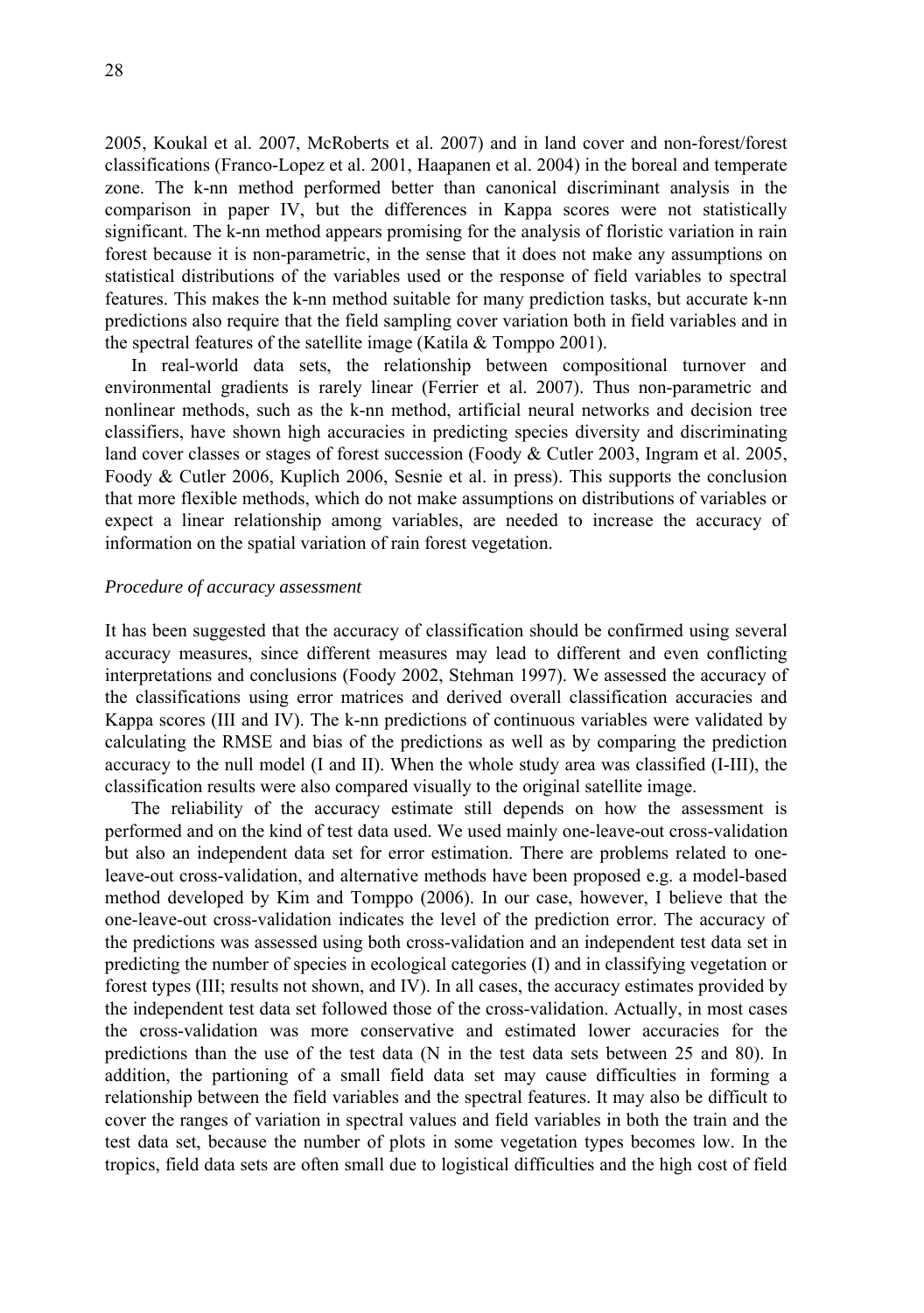2005, Koukal et al. 2007, McRoberts et al. 2007) and in land cover and non-forest/forest classifications (Franco-Lopez et al. 2001, Haapanen et al. 2004) in the boreal and temperate zone. The k-nn method performed better than canonical discriminant analysis in the comparison in paper IV, but the differences in Kappa scores were not statistically significant. The k-nn method appears promising for the analysis of floristic variation in rain forest because it is non-parametric, in the sense that it does not make any assumptions on statistical distributions of the variables used or the response of field variables to spectral features. This makes the k-nn method suitable for many prediction tasks, but accurate k-nn predictions also require that the field sampling cover variation both in field variables and in the spectral features of the satellite image (Katila & Tomppo 2001).

In real-world data sets, the relationship between compositional turnover and environmental gradients is rarely linear (Ferrier et al. 2007). Thus non-parametric and nonlinear methods, such as the k-nn method, artificial neural networks and decision tree classifiers, have shown high accuracies in predicting species diversity and discriminating land cover classes or stages of forest succession (Foody & Cutler 2003, Ingram et al. 2005, Foody & Cutler 2006, Kuplich 2006, Sesnie et al. in press). This supports the conclusion that more flexible methods, which do not make assumptions on distributions of variables or expect a linear relationship among variables, are needed to increase the accuracy of information on the spatial variation of rain forest vegetation.

*Procedure of accuracy assessment*

It has been suggested that the accuracy of classification should be confirmed using several accuracy measures, since different measures may lead to different and even conflicting interpretations and conclusions (Foody 2002, Stehman 1997). We assessed the accuracy of the classifications using error matrices and derived overall classification accuracies and Kappa scores (III and IV). The k-nn predictions of continuous variables were validated by calculating the RMSE and bias of the predictions as well as by comparing the prediction accuracy to the null model (I and II). When the whole study area was classified (I-III), the classification results were also compared visually to the original satellite image.

The reliability of the accuracy estimate still depends on how the assessment is performed and on the kind of test data used. We used mainly one-leave-out cross-validation but also an independent data set for error estimation. There are problems related to one-leave-out cross-validation, and alternative methods have been proposed e.g. a model-based method developed by Kim and Tomppo (2006). In our case, however, I believe that the one-leave-out cross-validation indicates the level of the prediction error. The accuracy of the predictions was assessed using both cross-validation and an independent test data set in predicting the number of species in ecological categories (I) and in classifying vegetation or forest types (III; results not shown, and IV). In all cases, the accuracy estimates provided by the independent test data set followed those of the cross-validation. Actually, in most cases the cross-validation was more conservative and estimated lower accuracies for the predictions than the use of the test data (N in the test data sets between 25 and 80). In addition, the partioning of a small field data set may cause difficulties in forming a relationship between the field variables and the spectral features. It may also be difficult to cover the ranges of variation in spectral values and field variables in both the train and the test data set, because the number of plots in some vegetation types becomes low. In the tropics, field data sets are often small due to logistical difficulties and the high cost of field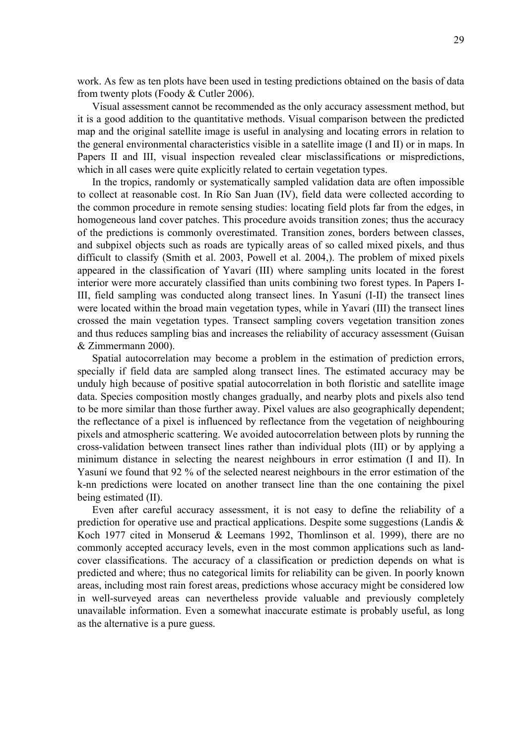work. As few as ten plots have been used in testing predictions obtained on the basis of data from twenty plots (Foody & Cutler 2006).

Visual assessment cannot be recommended as the only accuracy assessment method, but it is a good addition to the quantitative methods. Visual comparison between the predicted map and the original satellite image is useful in analysing and locating errors in relation to the general environmental characteristics visible in a satellite image (I and II) or in maps. In Papers II and III, visual inspection revealed clear misclassifications or mispredictions, which in all cases were quite explicitly related to certain vegetation types.

In the tropics, randomly or systematically sampled validation data are often impossible to collect at reasonable cost. In Río San Juan (IV), field data were collected according to the common procedure in remote sensing studies: locating field plots far from the edges, in homogeneous land cover patches. This procedure avoids transition zones; thus the accuracy of the predictions is commonly overestimated. Transition zones, borders between classes, and subpixel objects such as roads are typically areas of so called mixed pixels, and thus difficult to classify (Smith et al. 2003, Powell et al. 2004,). The problem of mixed pixels appeared in the classification of Yavarí (III) where sampling units located in the forest interior were more accurately classified than units combining two forest types. In Papers I-III, field sampling was conducted along transect lines. In Yasuní (I-II) the transect lines were located within the broad main vegetation types, while in Yavarí (III) the transect lines crossed the main vegetation types. Transect sampling covers vegetation transition zones and thus reduces sampling bias and increases the reliability of accuracy assessment (Guisan & Zimmermann 2000).

Spatial autocorrelation may become a problem in the estimation of prediction errors, specially if field data are sampled along transect lines. The estimated accuracy may be unduly high because of positive spatial autocorrelation in both floristic and satellite image data. Species composition mostly changes gradually, and nearby plots and pixels also tend to be more similar than those further away. Pixel values are also geographically dependent; the reflectance of a pixel is influenced by reflectance from the vegetation of neighbouring pixels and atmospheric scattering. We avoided autocorrelation between plots by running the cross-validation between transect lines rather than individual plots (III) or by applying a minimum distance in selecting the nearest neighbours in error estimation (I and II). In Yasuní we found that 92 % of the selected nearest neighbours in the error estimation of the k-nn predictions were located on another transect line than the one containing the pixel being estimated (II).

Even after careful accuracy assessment, it is not easy to define the reliability of a prediction for operative use and practical applications. Despite some suggestions (Landis & Koch 1977 cited in Monserud & Leemans 1992, Thomlinson et al. 1999), there are no commonly accepted accuracy levels, even in the most common applications such as land-cover classifications. The accuracy of a classification or prediction depends on what is predicted and where; thus no categorical limits for reliability can be given. In poorly known areas, including most rain forest areas, predictions whose accuracy might be considered low in well-surveyed areas can nevertheless provide valuable and previously completely unavailable information. Even a somewhat inaccurate estimate is probably useful, as long as the alternative is a pure guess.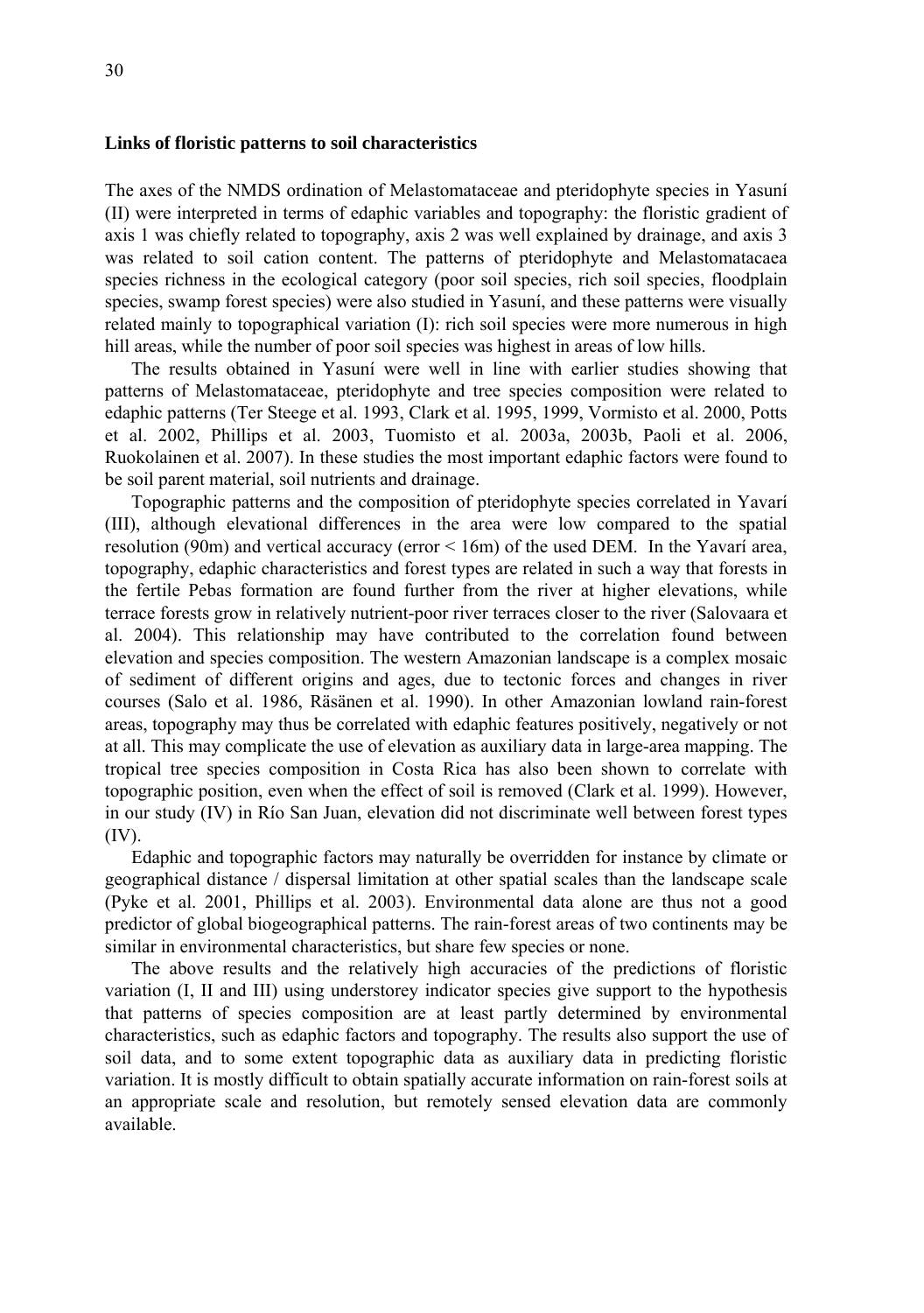**Links of floristic patterns to soil characteristics**

The axes of the NMDS ordination of Melastomataceae and pteridophyte species in Yasuní (II) were interpreted in terms of edaphic variables and topography: the floristic gradient of axis 1 was chiefly related to topography, axis 2 was well explained by drainage, and axis 3 was related to soil cation content. The patterns of pteridophyte and Melastomatacaea species richness in the ecological category (poor soil species, rich soil species, floodplain species, swamp forest species) were also studied in Yasuní, and these patterns were visually related mainly to topographical variation (I): rich soil species were more numerous in high hill areas, while the number of poor soil species was highest in areas of low hills.

The results obtained in Yasuní were well in line with earlier studies showing that patterns of Melastomataceae, pteridophyte and tree species composition were related to edaphic patterns (Ter Steege et al. 1993, Clark et al. 1995, 1999, Vormisto et al. 2000, Potts et al. 2002, Phillips et al. 2003, Tuomisto et al. 2003a, 2003b, Paoli et al. 2006, Ruokolainen et al. 2007). In these studies the most important edaphic factors were found to be soil parent material, soil nutrients and drainage.

Topographic patterns and the composition of pteridophyte species correlated in Yavarí (III), although elevational differences in the area were low compared to the spatial resolution (90m) and vertical accuracy (error < 16m) of the used DEM. In the Yavarí area, topography, edaphic characteristics and forest types are related in such a way that forests in the fertile Pebas formation are found further from the river at higher elevations, while terrace forests grow in relatively nutrient-poor river terraces closer to the river (Salovaara et al. 2004). This relationship may have contributed to the correlation found between elevation and species composition. The western Amazonian landscape is a complex mosaic of sediment of different origins and ages, due to tectonic forces and changes in river courses (Salo et al. 1986, Räsänen et al. 1990). In other Amazonian lowland rain-forest areas, topography may thus be correlated with edaphic features positively, negatively or not at all. This may complicate the use of elevation as auxiliary data in large-area mapping. The tropical tree species composition in Costa Rica has also been shown to correlate with topographic position, even when the effect of soil is removed (Clark et al. 1999). However, in our study (IV) in Río San Juan, elevation did not discriminate well between forest types (IV).

Edaphic and topographic factors may naturally be overridden for instance by climate or geographical distance / dispersal limitation at other spatial scales than the landscape scale (Pyke et al. 2001, Phillips et al. 2003). Environmental data alone are thus not a good predictor of global biogeographical patterns. The rain-forest areas of two continents may be similar in environmental characteristics, but share few species or none.

The above results and the relatively high accuracies of the predictions of floristic variation (I, II and III) using understorey indicator species give support to the hypothesis that patterns of species composition are at least partly determined by environmental characteristics, such as edaphic factors and topography. The results also support the use of soil data, and to some extent topographic data as auxiliary data in predicting floristic variation. It is mostly difficult to obtain spatially accurate information on rain-forest soils at an appropriate scale and resolution, but remotely sensed elevation data are commonly available.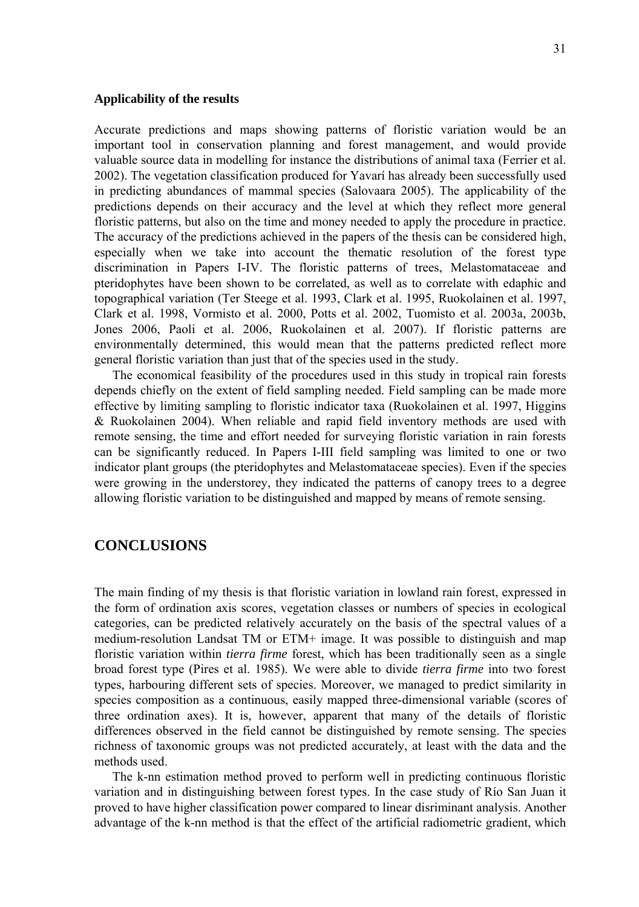### Applicability of the results

Accurate predictions and maps showing patterns of floristic variation would be an important tool in conservation planning and forest management, and would provide valuable source data in modelling for instance the distributions of animal taxa (Ferrier et al. 2002). The vegetation classification produced for Yavarí has already been successfully used in predicting abundances of mammal species (Salovaara 2005). The applicability of the predictions depends on their accuracy and the level at which they reflect more general floristic patterns, but also on the time and money needed to apply the procedure in practice. The accuracy of the predictions achieved in the papers of the thesis can be considered high, especially when we take into account the thematic resolution of the forest type discrimination in Papers I-IV. The floristic patterns of trees, Melastomataceae and pteridophytes have been shown to be correlated, as well as to correlate with edaphic and topographical variation (Ter Steege et al. 1993, Clark et al. 1995, Ruokolainen et al. 1997, Clark et al. 1998, Vormisto et al. 2000, Potts et al. 2002, Tuomisto et al. 2003a, 2003b, Jones 2006, Paoli et al. 2006, Ruokolainen et al. 2007). If floristic patterns are environmentally determined, this would mean that the patterns predicted reflect more general floristic variation than just that of the species used in the study.

The economical feasibility of the procedures used in this study in tropical rain forests depends chiefly on the extent of field sampling needed. Field sampling can be made more effective by limiting sampling to floristic indicator taxa (Ruokolainen et al. 1997, Higgins & Ruokolainen 2004). When reliable and rapid field inventory methods are used with remote sensing, the time and effort needed for surveying floristic variation in rain forests can be significantly reduced. In Papers I-III field sampling was limited to one or two indicator plant groups (the pteridophytes and Melastomataceae species). Even if the species were growing in the understorey, they indicated the patterns of canopy trees to a degree allowing floristic variation to be distinguished and mapped by means of remote sensing.

## CONCLUSIONS

The main finding of my thesis is that floristic variation in lowland rain forest, expressed in the form of ordination axis scores, vegetation classes or numbers of species in ecological categories, can be predicted relatively accurately on the basis of the spectral values of a medium-resolution Landsat TM or ETM+ image. It was possible to distinguish and map floristic variation within *tierra firme* forest, which has been traditionally seen as a single broad forest type (Pires et al. 1985). We were able to divide *tierra firme* into two forest types, harbouring different sets of species. Moreover, we managed to predict similarity in species composition as a continuous, easily mapped three-dimensional variable (scores of three ordination axes). It is, however, apparent that many of the details of floristic differences observed in the field cannot be distinguished by remote sensing. The species richness of taxonomic groups was not predicted accurately, at least with the data and the methods used.

The k-nn estimation method proved to perform well in predicting continuous floristic variation and in distinguishing between forest types. In the case study of Río San Juan it proved to have higher classification power compared to linear disriminant analysis. Another advantage of the k-nn method is that the effect of the artificial radiometric gradient, which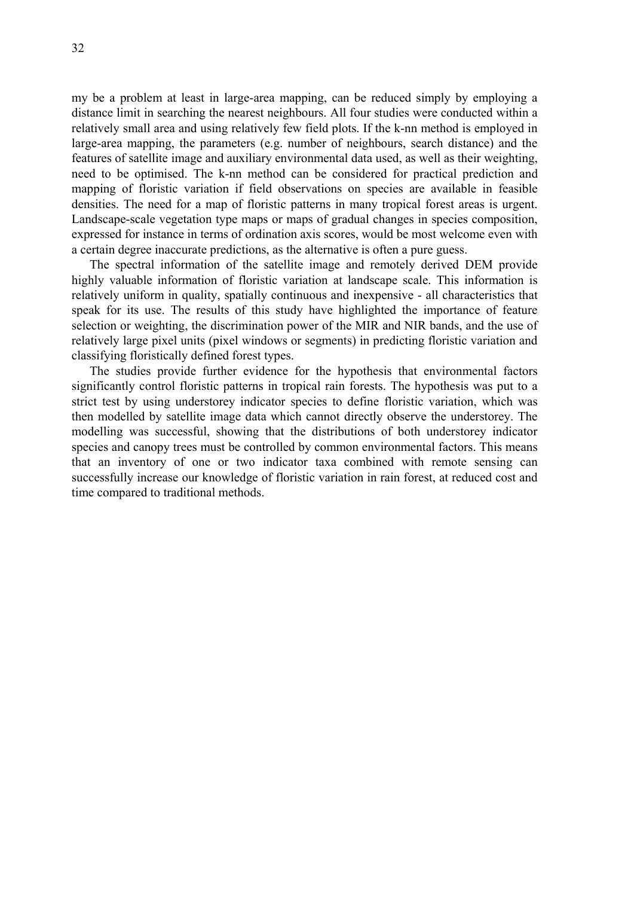my be a problem at least in large-area mapping, can be reduced simply by employing a distance limit in searching the nearest neighbours. All four studies were conducted within a relatively small area and using relatively few field plots. If the k-nn method is employed in large-area mapping, the parameters (e.g. number of neighbours, search distance) and the features of satellite image and auxiliary environmental data used, as well as their weighting, need to be optimised. The k-nn method can be considered for practical prediction and mapping of floristic variation if field observations on species are available in feasible densities. The need for a map of floristic patterns in many tropical forest areas is urgent. Landscape-scale vegetation type maps or maps of gradual changes in species composition, expressed for instance in terms of ordination axis scores, would be most welcome even with a certain degree inaccurate predictions, as the alternative is often a pure guess.

The spectral information of the satellite image and remotely derived DEM provide highly valuable information of floristic variation at landscape scale. This information is relatively uniform in quality, spatially continuous and inexpensive - all characteristics that speak for its use. The results of this study have highlighted the importance of feature selection or weighting, the discrimination power of the MIR and NIR bands, and the use of relatively large pixel units (pixel windows or segments) in predicting floristic variation and classifying floristically defined forest types.

The studies provide further evidence for the hypothesis that environmental factors significantly control floristic patterns in tropical rain forests. The hypothesis was put to a strict test by using understorey indicator species to define floristic variation, which was then modelled by satellite image data which cannot directly observe the understorey. The modelling was successful, showing that the distributions of both understorey indicator species and canopy trees must be controlled by common environmental factors. This means that an inventory of one or two indicator taxa combined with remote sensing can successfully increase our knowledge of floristic variation in rain forest, at reduced cost and time compared to traditional methods.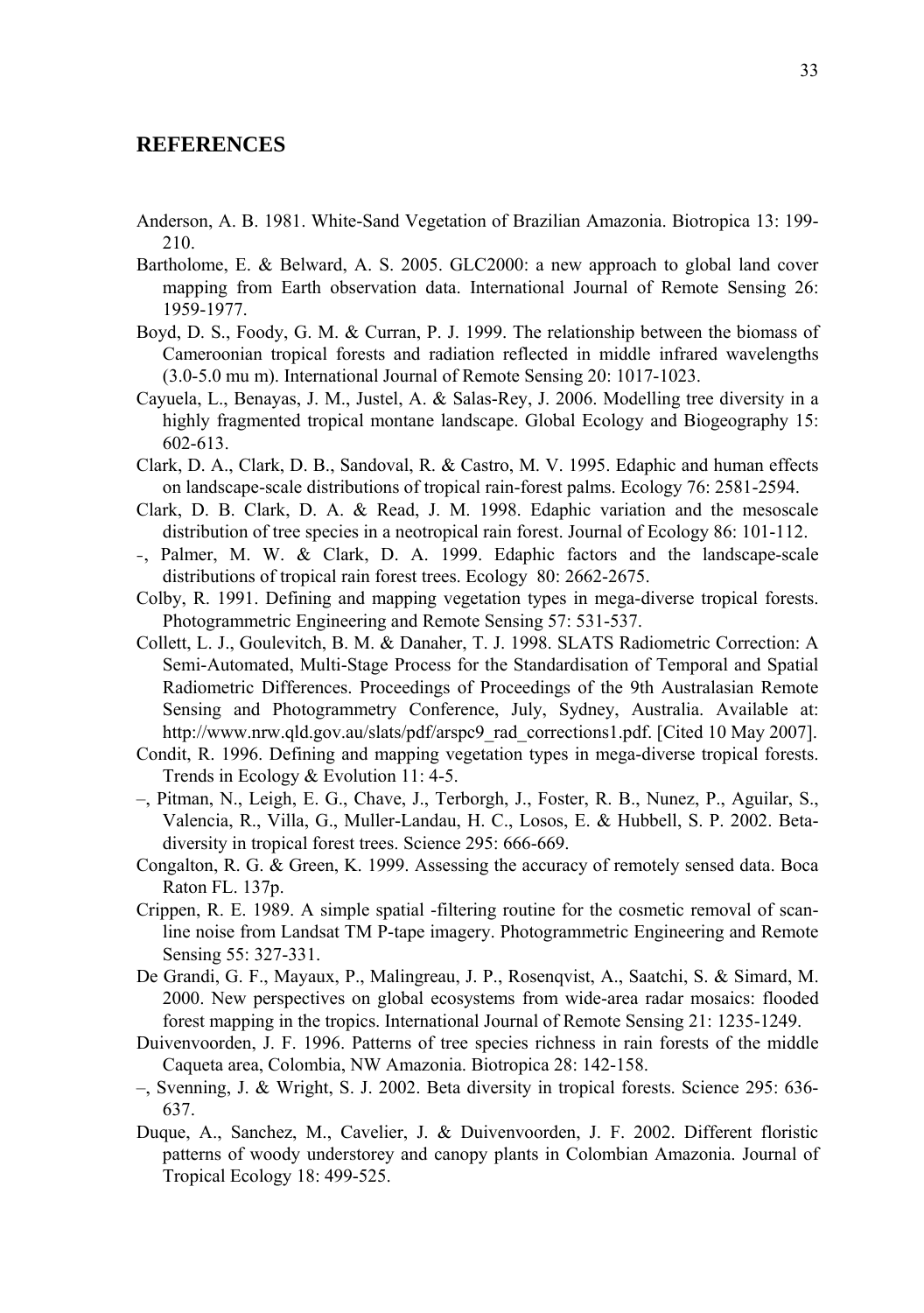## REFERENCES

Anderson, A. B. 1981. White-Sand Vegetation of Brazilian Amazonia. Biotropica 13: 199-210.

Bartholome, E. & Belward, A. S. 2005. GLC2000: a new approach to global land cover mapping from Earth observation data. International Journal of Remote Sensing 26: 1959-1977.

Boyd, D. S., Foody, G. M. & Curran, P. J. 1999. The relationship between the biomass of Cameroonian tropical forests and radiation reflected in middle infrared wavelengths (3.0-5.0 mu m). International Journal of Remote Sensing 20: 1017-1023.

Cayuela, L., Benayas, J. M., Justel, A. & Salas-Rey, J. 2006. Modelling tree diversity in a highly fragmented tropical montane landscape. Global Ecology and Biogeography 15: 602-613.

Clark, D. A., Clark, D. B., Sandoval, R. & Castro, M. V. 1995. Edaphic and human effects on landscape-scale distributions of tropical rain-forest palms. Ecology 76: 2581-2594.

Clark, D. B. Clark, D. A. & Read, J. M. 1998. Edaphic variation and the mesoscale distribution of tree species in a neotropical rain forest. Journal of Ecology 86: 101-112.

-, Palmer, M. W. & Clark, D. A. 1999. Edaphic factors and the landscape-scale distributions of tropical rain forest trees. Ecology 80: 2662-2675.

Colby, R. 1991. Defining and mapping vegetation types in mega-diverse tropical forests. Photogrammetric Engineering and Remote Sensing 57: 531-537.

Collett, L. J., Goulevitch, B. M. & Danaher, T. J. 1998. SLATS Radiometric Correction: A Semi-Automated, Multi-Stage Process for the Standardisation of Temporal and Spatial Radiometric Differences. Proceedings of Proceedings of the 9th Australasian Remote Sensing and Photogrammetry Conference, July, Sydney, Australia. Available at: http://www.nrw.qld.gov.au/slats/pdf/arspc9_rad_corrections1.pdf. [Cited 10 May 2007].

Condit, R. 1996. Defining and mapping vegetation types in mega-diverse tropical forests. Trends in Ecology & Evolution 11: 4-5.

–, Pitman, N., Leigh, E. G., Chave, J., Terborgh, J., Foster, R. B., Nunez, P., Aguilar, S., Valencia, R., Villa, G., Muller-Landau, H. C., Losos, E. & Hubbell, S. P. 2002. Beta-diversity in tropical forest trees. Science 295: 666-669.

Congalton, R. G. & Green, K. 1999. Assessing the accuracy of remotely sensed data. Boca Raton FL. 137p.

Crippen, R. E. 1989. A simple spatial -filtering routine for the cosmetic removal of scan-line noise from Landsat TM P-tape imagery. Photogrammetric Engineering and Remote Sensing 55: 327-331.

De Grandi, G. F., Mayaux, P., Malingreau, J. P., Rosenqvist, A., Saatchi, S. & Simard, M. 2000. New perspectives on global ecosystems from wide-area radar mosaics: flooded forest mapping in the tropics. International Journal of Remote Sensing 21: 1235-1249.

Duivenvoorden, J. F. 1996. Patterns of tree species richness in rain forests of the middle Caqueta area, Colombia, NW Amazonia. Biotropica 28: 142-158.

–, Svenning, J. & Wright, S. J. 2002. Beta diversity in tropical forests. Science 295: 636-637.

Duque, A., Sanchez, M., Cavelier, J. & Duivenvoorden, J. F. 2002. Different floristic patterns of woody understorey and canopy plants in Colombian Amazonia. Journal of Tropical Ecology 18: 499-525.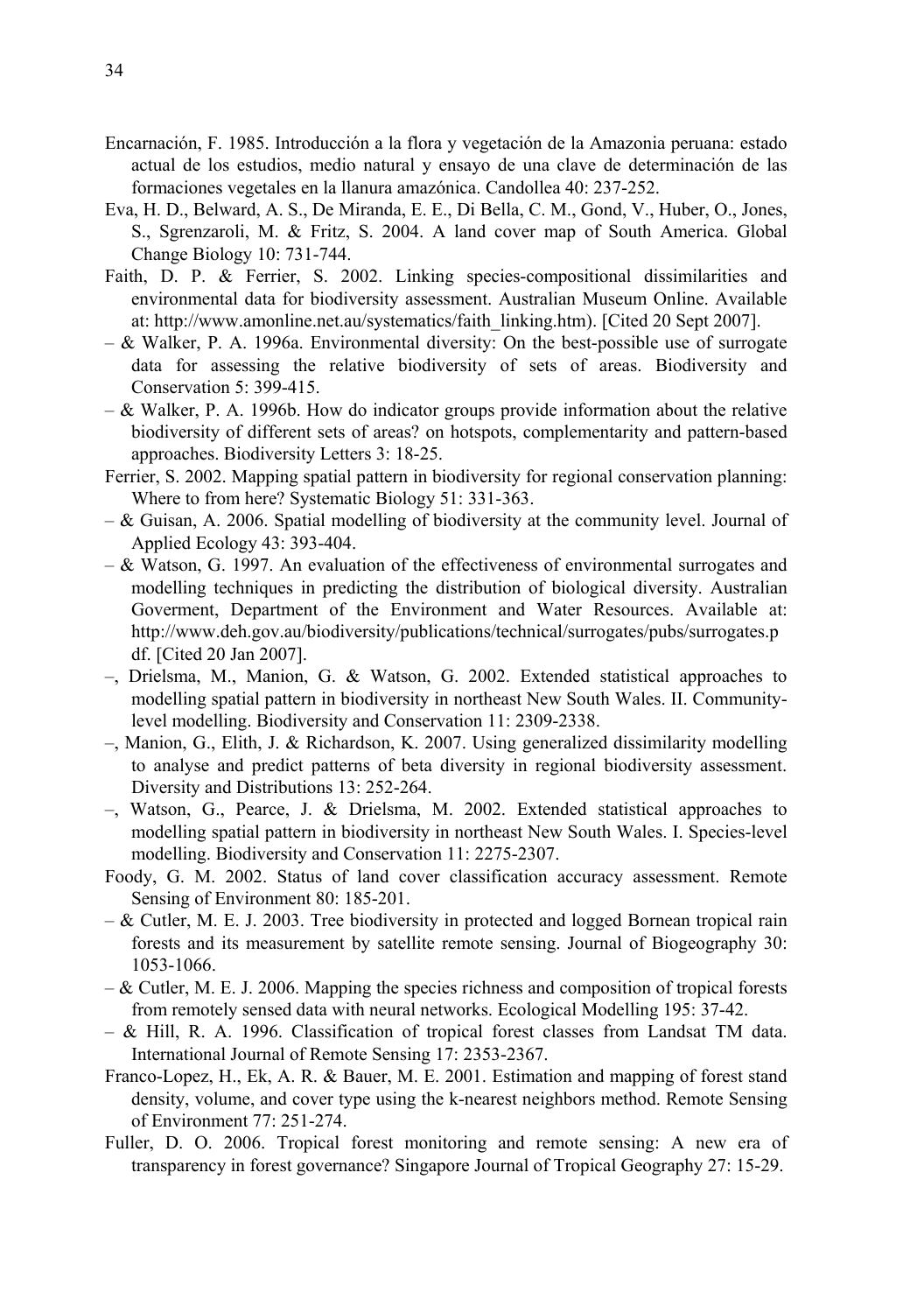Encarnación, F. 1985. Introducción a la flora y vegetación de la Amazonia peruana: estado actual de los estudios, medio natural y ensayo de una clave de determinación de las formaciones vegetales en la llanura amazónica. Candollea 40: 237-252.

Eva, H. D., Belward, A. S., De Miranda, E. E., Di Bella, C. M., Gond, V., Huber, O., Jones, S., Sgrenzaroli, M. & Fritz, S. 2004. A land cover map of South America. Global Change Biology 10: 731-744.

Faith, D. P. & Ferrier, S. 2002. Linking species-compositional dissimilarities and environmental data for biodiversity assessment. Australian Museum Online. Available at: http://www.amonline.net.au/systematics/faith_linking.htm). [Cited 20 Sept 2007].

– & Walker, P. A. 1996a. Environmental diversity: On the best-possible use of surrogate data for assessing the relative biodiversity of sets of areas. Biodiversity and Conservation 5: 399-415.

– & Walker, P. A. 1996b. How do indicator groups provide information about the relative biodiversity of different sets of areas? on hotspots, complementarity and pattern-based approaches. Biodiversity Letters 3: 18-25.

Ferrier, S. 2002. Mapping spatial pattern in biodiversity for regional conservation planning: Where to from here? Systematic Biology 51: 331-363.

– & Guisan, A. 2006. Spatial modelling of biodiversity at the community level. Journal of Applied Ecology 43: 393-404.

– & Watson, G. 1997. An evaluation of the effectiveness of environmental surrogates and modelling techniques in predicting the distribution of biological diversity. Australian Goverment, Department of the Environment and Water Resources. Available at: http://www.deh.gov.au/biodiversity/publications/technical/surrogates/pubs/surrogates.pdf. [Cited 20 Jan 2007].

–, Drielsma, M., Manion, G. & Watson, G. 2002. Extended statistical approaches to modelling spatial pattern in biodiversity in northeast New South Wales. II. Community-level modelling. Biodiversity and Conservation 11: 2309-2338.

–, Manion, G., Elith, J. & Richardson, K. 2007. Using generalized dissimilarity modelling to analyse and predict patterns of beta diversity in regional biodiversity assessment. Diversity and Distributions 13: 252-264.

–, Watson, G., Pearce, J. & Drielsma, M. 2002. Extended statistical approaches to modelling spatial pattern in biodiversity in northeast New South Wales. I. Species-level modelling. Biodiversity and Conservation 11: 2275-2307.

Foody, G. M. 2002. Status of land cover classification accuracy assessment. Remote Sensing of Environment 80: 185-201.

– & Cutler, M. E. J. 2003. Tree biodiversity in protected and logged Bornean tropical rain forests and its measurement by satellite remote sensing. Journal of Biogeography 30: 1053-1066.

– & Cutler, M. E. J. 2006. Mapping the species richness and composition of tropical forests from remotely sensed data with neural networks. Ecological Modelling 195: 37-42.

– & Hill, R. A. 1996. Classification of tropical forest classes from Landsat TM data. International Journal of Remote Sensing 17: 2353-2367.

Franco-Lopez, H., Ek, A. R. & Bauer, M. E. 2001. Estimation and mapping of forest stand density, volume, and cover type using the k-nearest neighbors method. Remote Sensing of Environment 77: 251-274.

Fuller, D. O. 2006. Tropical forest monitoring and remote sensing: A new era of transparency in forest governance? Singapore Journal of Tropical Geography 27: 15-29.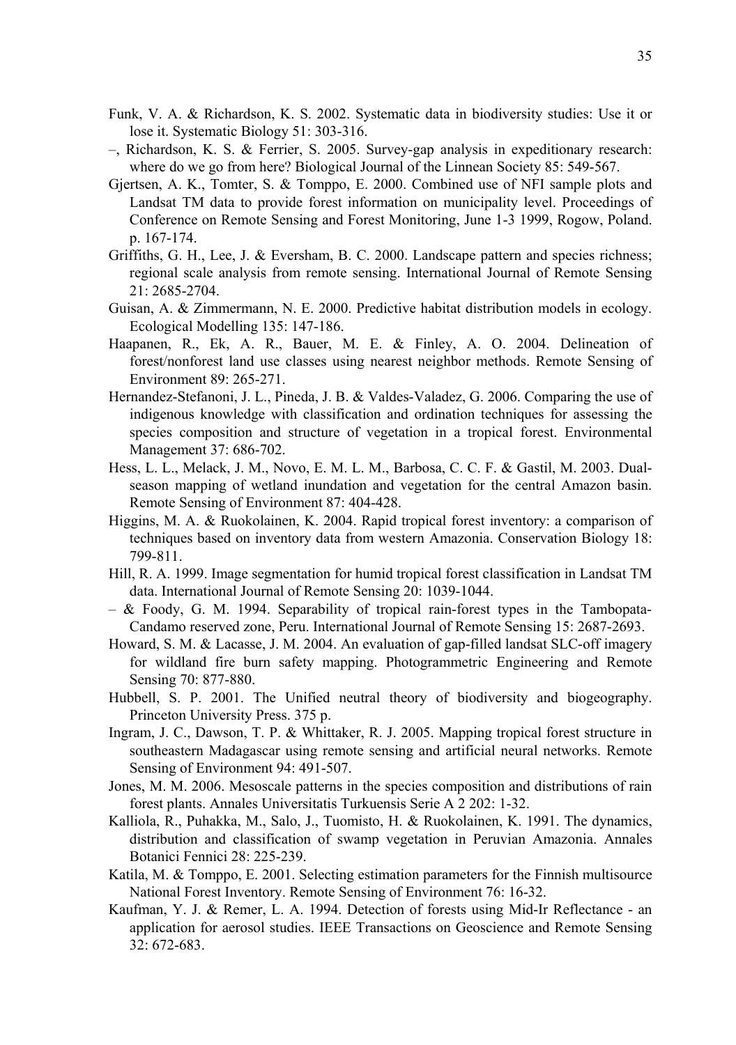Funk, V. A. & Richardson, K. S. 2002. Systematic data in biodiversity studies: Use it or lose it. Systematic Biology 51: 303-316.

–, Richardson, K. S. & Ferrier, S. 2005. Survey-gap analysis in expeditionary research: where do we go from here? Biological Journal of the Linnean Society 85: 549-567.

Gjertsen, A. K., Tomter, S. & Tomppo, E. 2000. Combined use of NFI sample plots and Landsat TM data to provide forest information on municipality level. Proceedings of Conference on Remote Sensing and Forest Monitoring, June 1-3 1999, Rogow, Poland. p. 167-174.

Griffiths, G. H., Lee, J. & Eversham, B. C. 2000. Landscape pattern and species richness; regional scale analysis from remote sensing. International Journal of Remote Sensing 21: 2685-2704.

Guisan, A. & Zimmermann, N. E. 2000. Predictive habitat distribution models in ecology. Ecological Modelling 135: 147-186.

Haapanen, R., Ek, A. R., Bauer, M. E. & Finley, A. O. 2004. Delineation of forest/nonforest land use classes using nearest neighbor methods. Remote Sensing of Environment 89: 265-271.

Hernandez-Stefanoni, J. L., Pineda, J. B. & Valdes-Valadez, G. 2006. Comparing the use of indigenous knowledge with classification and ordination techniques for assessing the species composition and structure of vegetation in a tropical forest. Environmental Management 37: 686-702.

Hess, L. L., Melack, J. M., Novo, E. M. L. M., Barbosa, C. C. F. & Gastil, M. 2003. Dual-season mapping of wetland inundation and vegetation for the central Amazon basin. Remote Sensing of Environment 87: 404-428.

Higgins, M. A. & Ruokolainen, K. 2004. Rapid tropical forest inventory: a comparison of techniques based on inventory data from western Amazonia. Conservation Biology 18: 799-811.

Hill, R. A. 1999. Image segmentation for humid tropical forest classification in Landsat TM data. International Journal of Remote Sensing 20: 1039-1044.

– & Foody, G. M. 1994. Separability of tropical rain-forest types in the Tambopata-Candamo reserved zone, Peru. International Journal of Remote Sensing 15: 2687-2693.

Howard, S. M. & Lacasse, J. M. 2004. An evaluation of gap-filled landsat SLC-off imagery for wildland fire burn safety mapping. Photogrammetric Engineering and Remote Sensing 70: 877-880.

Hubbell, S. P. 2001. The Unified neutral theory of biodiversity and biogeography. Princeton University Press. 375 p.

Ingram, J. C., Dawson, T. P. & Whittaker, R. J. 2005. Mapping tropical forest structure in southeastern Madagascar using remote sensing and artificial neural networks. Remote Sensing of Environment 94: 491-507.

Jones, M. M. 2006. Mesoscale patterns in the species composition and distributions of rain forest plants. Annales Universitatis Turkuensis Serie A 2 202: 1-32.

Kalliola, R., Puhakka, M., Salo, J., Tuomisto, H. & Ruokolainen, K. 1991. The dynamics, distribution and classification of swamp vegetation in Peruvian Amazonia. Annales Botanici Fennici 28: 225-239.

Katila, M. & Tomppo, E. 2001. Selecting estimation parameters for the Finnish multisource National Forest Inventory. Remote Sensing of Environment 76: 16-32.

Kaufman, Y. J. & Remer, L. A. 1994. Detection of forests using Mid-Ir Reflectance - an application for aerosol studies. IEEE Transactions on Geoscience and Remote Sensing 32: 672-683.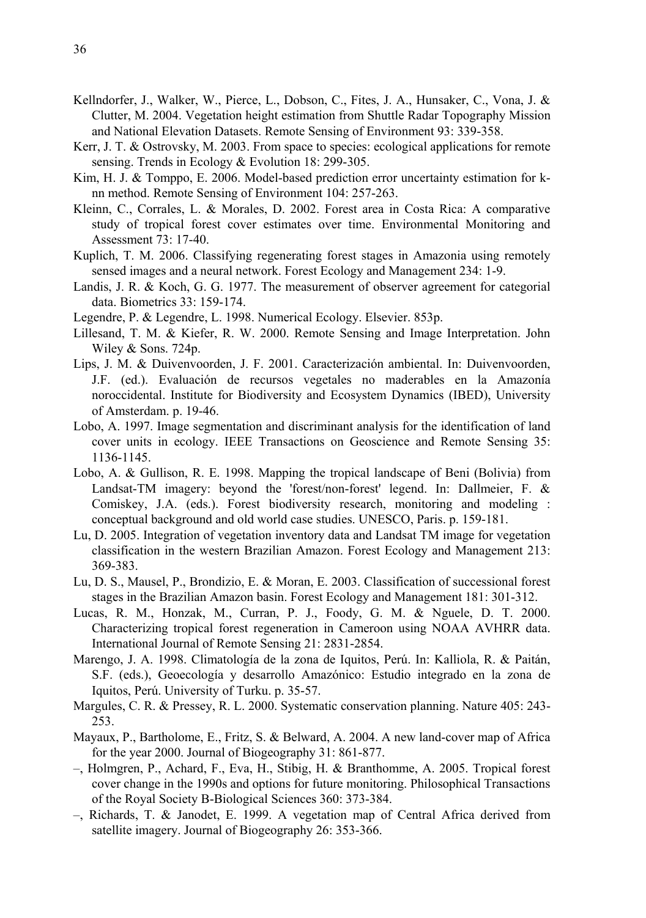Kellndorfer, J., Walker, W., Pierce, L., Dobson, C., Fites, J. A., Hunsaker, C., Vona, J. & Clutter, M. 2004. Vegetation height estimation from Shuttle Radar Topography Mission and National Elevation Datasets. Remote Sensing of Environment 93: 339-358.

Kerr, J. T. & Ostrovsky, M. 2003. From space to species: ecological applications for remote sensing. Trends in Ecology & Evolution 18: 299-305.

Kim, H. J. & Tomppo, E. 2006. Model-based prediction error uncertainty estimation for k-nn method. Remote Sensing of Environment 104: 257-263.

Kleinn, C., Corrales, L. & Morales, D. 2002. Forest area in Costa Rica: A comparative study of tropical forest cover estimates over time. Environmental Monitoring and Assessment 73: 17-40.

Kuplich, T. M. 2006. Classifying regenerating forest stages in Amazonia using remotely sensed images and a neural network. Forest Ecology and Management 234: 1-9.

Landis, J. R. & Koch, G. G. 1977. The measurement of observer agreement for categorial data. Biometrics 33: 159-174.

Legendre, P. & Legendre, L. 1998. Numerical Ecology. Elsevier. 853p.

Lillesand, T. M. & Kiefer, R. W. 2000. Remote Sensing and Image Interpretation. John Wiley & Sons. 724p.

Lips, J. M. & Duivenvoorden, J. F. 2001. Caracterización ambiental. In: Duivenvoorden, J.F. (ed.). Evaluación de recursos vegetales no maderables en la Amazonía noroccidental. Institute for Biodiversity and Ecosystem Dynamics (IBED), University of Amsterdam. p. 19-46.

Lobo, A. 1997. Image segmentation and discriminant analysis for the identification of land cover units in ecology. IEEE Transactions on Geoscience and Remote Sensing 35: 1136-1145.

Lobo, A. & Gullison, R. E. 1998. Mapping the tropical landscape of Beni (Bolivia) from Landsat-TM imagery: beyond the 'forest/non-forest' legend. In: Dallmeier, F. & Comiskey, J.A. (eds.). Forest biodiversity research, monitoring and modeling : conceptual background and old world case studies. UNESCO, Paris. p. 159-181.

Lu, D. 2005. Integration of vegetation inventory data and Landsat TM image for vegetation classification in the western Brazilian Amazon. Forest Ecology and Management 213: 369-383.

Lu, D. S., Mausel, P., Brondizio, E. & Moran, E. 2003. Classification of successional forest stages in the Brazilian Amazon basin. Forest Ecology and Management 181: 301-312.

Lucas, R. M., Honzak, M., Curran, P. J., Foody, G. M. & Nguele, D. T. 2000. Characterizing tropical forest regeneration in Cameroon using NOAA AVHRR data. International Journal of Remote Sensing 21: 2831-2854.

Marengo, J. A. 1998. Climatología de la zona de Iquitos, Perú. In: Kalliola, R. & Paitán, S.F. (eds.), Geoecología y desarrollo Amazónico: Estudio integrado en la zona de Iquitos, Perú. University of Turku. p. 35-57.

Margules, C. R. & Pressey, R. L. 2000. Systematic conservation planning. Nature 405: 243-253.

Mayaux, P., Bartholome, E., Fritz, S. & Belward, A. 2004. A new land-cover map of Africa for the year 2000. Journal of Biogeography 31: 861-877.

–, Holmgren, P., Achard, F., Eva, H., Stibig, H. & Branthomme, A. 2005. Tropical forest cover change in the 1990s and options for future monitoring. Philosophical Transactions of the Royal Society B-Biological Sciences 360: 373-384.

–, Richards, T. & Janodet, E. 1999. A vegetation map of Central Africa derived from satellite imagery. Journal of Biogeography 26: 353-366.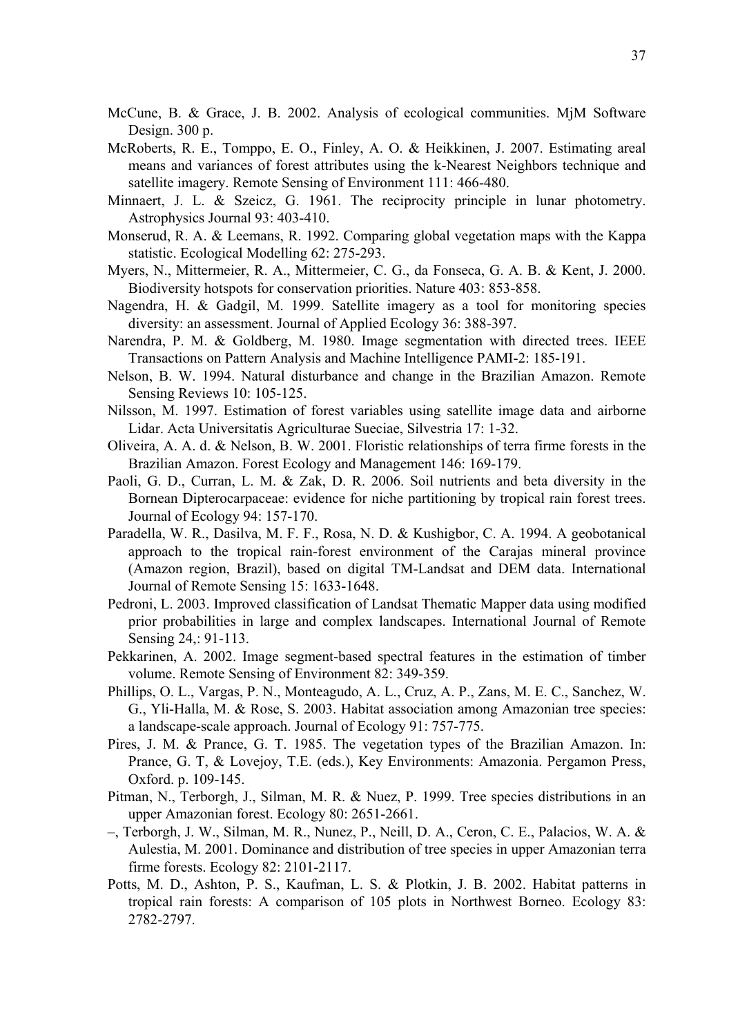McCune, B. & Grace, J. B. 2002. Analysis of ecological communities. MjM Software Design. 300 p.

McRoberts, R. E., Tomppo, E. O., Finley, A. O. & Heikkinen, J. 2007. Estimating areal means and variances of forest attributes using the k-Nearest Neighbors technique and satellite imagery. Remote Sensing of Environment 111: 466-480.

Minnaert, J. L. & Szeicz, G. 1961. The reciprocity principle in lunar photometry. Astrophysics Journal 93: 403-410.

Monserud, R. A. & Leemans, R. 1992. Comparing global vegetation maps with the Kappa statistic. Ecological Modelling 62: 275-293.

Myers, N., Mittermeier, R. A., Mittermeier, C. G., da Fonseca, G. A. B. & Kent, J. 2000. Biodiversity hotspots for conservation priorities. Nature 403: 853-858.

Nagendra, H. & Gadgil, M. 1999. Satellite imagery as a tool for monitoring species diversity: an assessment. Journal of Applied Ecology 36: 388-397.

Narendra, P. M. & Goldberg, M. 1980. Image segmentation with directed trees. IEEE Transactions on Pattern Analysis and Machine Intelligence PAMI-2: 185-191.

Nelson, B. W. 1994. Natural disturbance and change in the Brazilian Amazon. Remote Sensing Reviews 10: 105-125.

Nilsson, M. 1997. Estimation of forest variables using satellite image data and airborne Lidar. Acta Universitatis Agriculturae Sueciae, Silvestria 17: 1-32.

Oliveira, A. A. d. & Nelson, B. W. 2001. Floristic relationships of terra firme forests in the Brazilian Amazon. Forest Ecology and Management 146: 169-179.

Paoli, G. D., Curran, L. M. & Zak, D. R. 2006. Soil nutrients and beta diversity in the Bornean Dipterocarpaceae: evidence for niche partitioning by tropical rain forest trees. Journal of Ecology 94: 157-170.

Paradella, W. R., Dasilva, M. F. F., Rosa, N. D. & Kushigbor, C. A. 1994. A geobotanical approach to the tropical rain-forest environment of the Carajas mineral province (Amazon region, Brazil), based on digital TM-Landsat and DEM data. International Journal of Remote Sensing 15: 1633-1648.

Pedroni, L. 2003. Improved classification of Landsat Thematic Mapper data using modified prior probabilities in large and complex landscapes. International Journal of Remote Sensing 24,: 91-113.

Pekkarinen, A. 2002. Image segment-based spectral features in the estimation of timber volume. Remote Sensing of Environment 82: 349-359.

Phillips, O. L., Vargas, P. N., Monteagudo, A. L., Cruz, A. P., Zans, M. E. C., Sanchez, W. G., Yli-Halla, M. & Rose, S. 2003. Habitat association among Amazonian tree species: a landscape-scale approach. Journal of Ecology 91: 757-775.

Pires, J. M. & Prance, G. T. 1985. The vegetation types of the Brazilian Amazon. In: Prance, G. T, & Lovejoy, T.E. (eds.), Key Environments: Amazonia. Pergamon Press, Oxford. p. 109-145.

Pitman, N., Terborgh, J., Silman, M. R. & Nuez, P. 1999. Tree species distributions in an upper Amazonian forest. Ecology 80: 2651-2661.

–, Terborgh, J. W., Silman, M. R., Nunez, P., Neill, D. A., Ceron, C. E., Palacios, W. A. & Aulestia, M. 2001. Dominance and distribution of tree species in upper Amazonian terra firme forests. Ecology 82: 2101-2117.

Potts, M. D., Ashton, P. S., Kaufman, L. S. & Plotkin, J. B. 2002. Habitat patterns in tropical rain forests: A comparison of 105 plots in Northwest Borneo. Ecology 83: 2782-2797.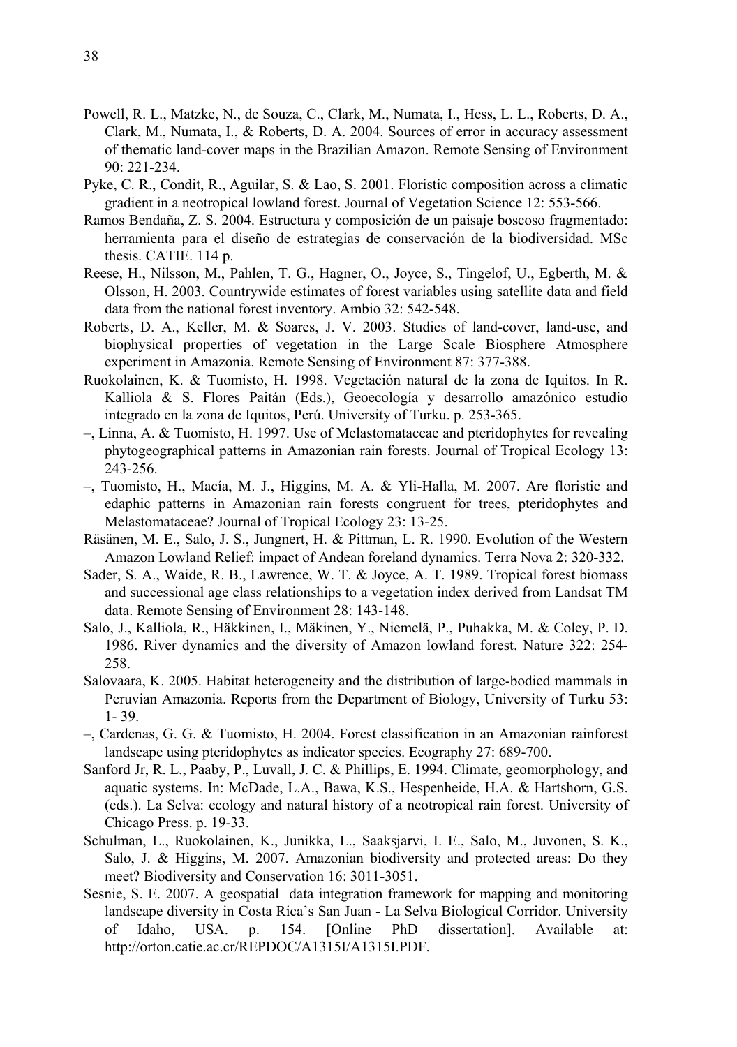Powell, R. L., Matzke, N., de Souza, C., Clark, M., Numata, I., Hess, L. L., Roberts, D. A., Clark, M., Numata, I., & Roberts, D. A. 2004. Sources of error in accuracy assessment of thematic land-cover maps in the Brazilian Amazon. Remote Sensing of Environment 90: 221-234.

Pyke, C. R., Condit, R., Aguilar, S. & Lao, S. 2001. Floristic composition across a climatic gradient in a neotropical lowland forest. Journal of Vegetation Science 12: 553-566.

Ramos Bendaña, Z. S. 2004. Estructura y composición de un paisaje boscoso fragmentado: herramienta para el diseño de estrategias de conservación de la biodiversidad. MSc thesis. CATIE. 114 p.

Reese, H., Nilsson, M., Pahlen, T. G., Hagner, O., Joyce, S., Tingelof, U., Egberth, M. & Olsson, H. 2003. Countrywide estimates of forest variables using satellite data and field data from the national forest inventory. Ambio 32: 542-548.

Roberts, D. A., Keller, M. & Soares, J. V. 2003. Studies of land-cover, land-use, and biophysical properties of vegetation in the Large Scale Biosphere Atmosphere experiment in Amazonia. Remote Sensing of Environment 87: 377-388.

Ruokolainen, K. & Tuomisto, H. 1998. Vegetación natural de la zona de Iquitos. In R. Kalliola & S. Flores Paitán (Eds.), Geoecología y desarrollo amazónico estudio integrado en la zona de Iquitos, Perú. University of Turku. p. 253-365.

–, Linna, A. & Tuomisto, H. 1997. Use of Melastomataceae and pteridophytes for revealing phytogeographical patterns in Amazonian rain forests. Journal of Tropical Ecology 13: 243-256.

–, Tuomisto, H., Macía, M. J., Higgins, M. A. & Yli-Halla, M. 2007. Are floristic and edaphic patterns in Amazonian rain forests congruent for trees, pteridophytes and Melastomataceae? Journal of Tropical Ecology 23: 13-25.

Räsänen, M. E., Salo, J. S., Jungnert, H. & Pittman, L. R. 1990. Evolution of the Western Amazon Lowland Relief: impact of Andean foreland dynamics. Terra Nova 2: 320-332.

Sader, S. A., Waide, R. B., Lawrence, W. T. & Joyce, A. T. 1989. Tropical forest biomass and successional age class relationships to a vegetation index derived from Landsat TM data. Remote Sensing of Environment 28: 143-148.

Salo, J., Kalliola, R., Häkkinen, I., Mäkinen, Y., Niemelä, P., Puhakka, M. & Coley, P. D. 1986. River dynamics and the diversity of Amazon lowland forest. Nature 322: 254-258.

Salovaara, K. 2005. Habitat heterogeneity and the distribution of large-bodied mammals in Peruvian Amazonia. Reports from the Department of Biology, University of Turku 53: 1- 39.

–, Cardenas, G. G. & Tuomisto, H. 2004. Forest classification in an Amazonian rainforest landscape using pteridophytes as indicator species. Ecography 27: 689-700.

Sanford Jr, R. L., Paaby, P., Luvall, J. C. & Phillips, E. 1994. Climate, geomorphology, and aquatic systems. In: McDade, L.A., Bawa, K.S., Hespenheide, H.A. & Hartshorn, G.S. (eds.). La Selva: ecology and natural history of a neotropical rain forest. University of Chicago Press. p. 19-33.

Schulman, L., Ruokolainen, K., Junikka, L., Saaksjarvi, I. E., Salo, M., Juvonen, S. K., Salo, J. & Higgins, M. 2007. Amazonian biodiversity and protected areas: Do they meet? Biodiversity and Conservation 16: 3011-3051.

Sesnie, S. E. 2007. A geospatial data integration framework for mapping and monitoring landscape diversity in Costa Rica's San Juan - La Selva Biological Corridor. University of Idaho, USA. p. 154. [Online PhD dissertation]. Available at: http://orton.catie.ac.cr/REPDOC/A1315I/A1315I.PDF.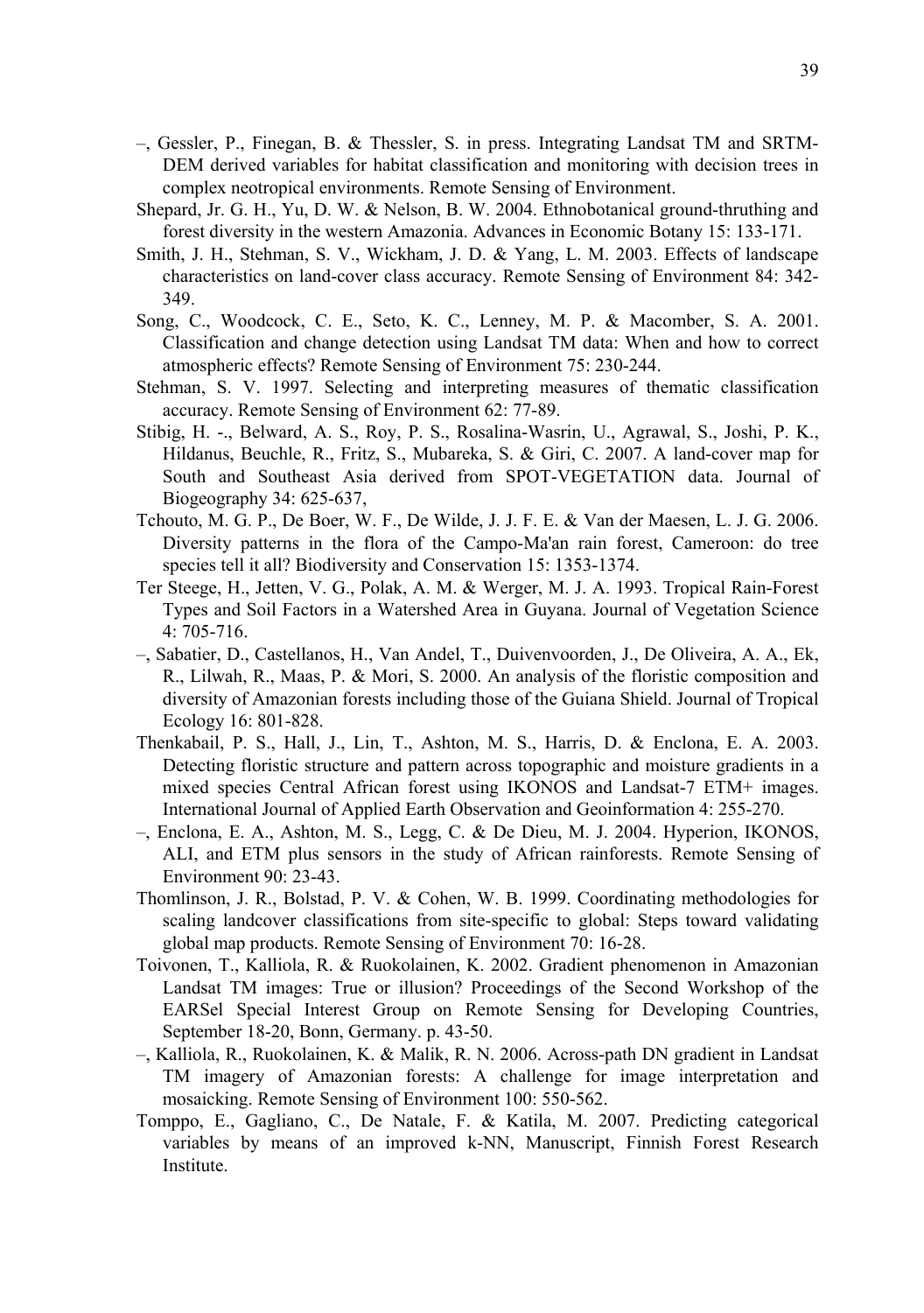–, Gessler, P., Finegan, B. & Thessler, S. in press. Integrating Landsat TM and SRTM-DEM derived variables for habitat classification and monitoring with decision trees in complex neotropical environments. Remote Sensing of Environment.

Shepard, Jr. G. H., Yu, D. W. & Nelson, B. W. 2004. Ethnobotanical ground-thruthing and forest diversity in the western Amazonia. Advances in Economic Botany 15: 133-171.

Smith, J. H., Stehman, S. V., Wickham, J. D. & Yang, L. M. 2003. Effects of landscape characteristics on land-cover class accuracy. Remote Sensing of Environment 84: 342-349.

Song, C., Woodcock, C. E., Seto, K. C., Lenney, M. P. & Macomber, S. A. 2001. Classification and change detection using Landsat TM data: When and how to correct atmospheric effects? Remote Sensing of Environment 75: 230-244.

Stehman, S. V. 1997. Selecting and interpreting measures of thematic classification accuracy. Remote Sensing of Environment 62: 77-89.

Stibig, H. -., Belward, A. S., Roy, P. S., Rosalina-Wasrin, U., Agrawal, S., Joshi, P. K., Hildanus, Beuchle, R., Fritz, S., Mubareka, S. & Giri, C. 2007. A land-cover map for South and Southeast Asia derived from SPOT-VEGETATION data. Journal of Biogeography 34: 625-637,

Tchouto, M. G. P., De Boer, W. F., De Wilde, J. J. F. E. & Van der Maesen, L. J. G. 2006. Diversity patterns in the flora of the Campo-Ma'an rain forest, Cameroon: do tree species tell it all? Biodiversity and Conservation 15: 1353-1374.

Ter Steege, H., Jetten, V. G., Polak, A. M. & Werger, M. J. A. 1993. Tropical Rain-Forest Types and Soil Factors in a Watershed Area in Guyana. Journal of Vegetation Science 4: 705-716.

–, Sabatier, D., Castellanos, H., Van Andel, T., Duivenvoorden, J., De Oliveira, A. A., Ek, R., Lilwah, R., Maas, P. & Mori, S. 2000. An analysis of the floristic composition and diversity of Amazonian forests including those of the Guiana Shield. Journal of Tropical Ecology 16: 801-828.

Thenkabail, P. S., Hall, J., Lin, T., Ashton, M. S., Harris, D. & Enclona, E. A. 2003. Detecting floristic structure and pattern across topographic and moisture gradients in a mixed species Central African forest using IKONOS and Landsat-7 ETM+ images. International Journal of Applied Earth Observation and Geoinformation 4: 255-270.

–, Enclona, E. A., Ashton, M. S., Legg, C. & De Dieu, M. J. 2004. Hyperion, IKONOS, ALI, and ETM plus sensors in the study of African rainforests. Remote Sensing of Environment 90: 23-43.

Thomlinson, J. R., Bolstad, P. V. & Cohen, W. B. 1999. Coordinating methodologies for scaling landcover classifications from site-specific to global: Steps toward validating global map products. Remote Sensing of Environment 70: 16-28.

Toivonen, T., Kalliola, R. & Ruokolainen, K. 2002. Gradient phenomenon in Amazonian Landsat TM images: True or illusion? Proceedings of the Second Workshop of the EARSel Special Interest Group on Remote Sensing for Developing Countries, September 18-20, Bonn, Germany. p. 43-50.

–, Kalliola, R., Ruokolainen, K. & Malik, R. N. 2006. Across-path DN gradient in Landsat TM imagery of Amazonian forests: A challenge for image interpretation and mosaicking. Remote Sensing of Environment 100: 550-562.

Tomppo, E., Gagliano, C., De Natale, F. & Katila, M. 2007. Predicting categorical variables by means of an improved k-NN, Manuscript, Finnish Forest Research Institute.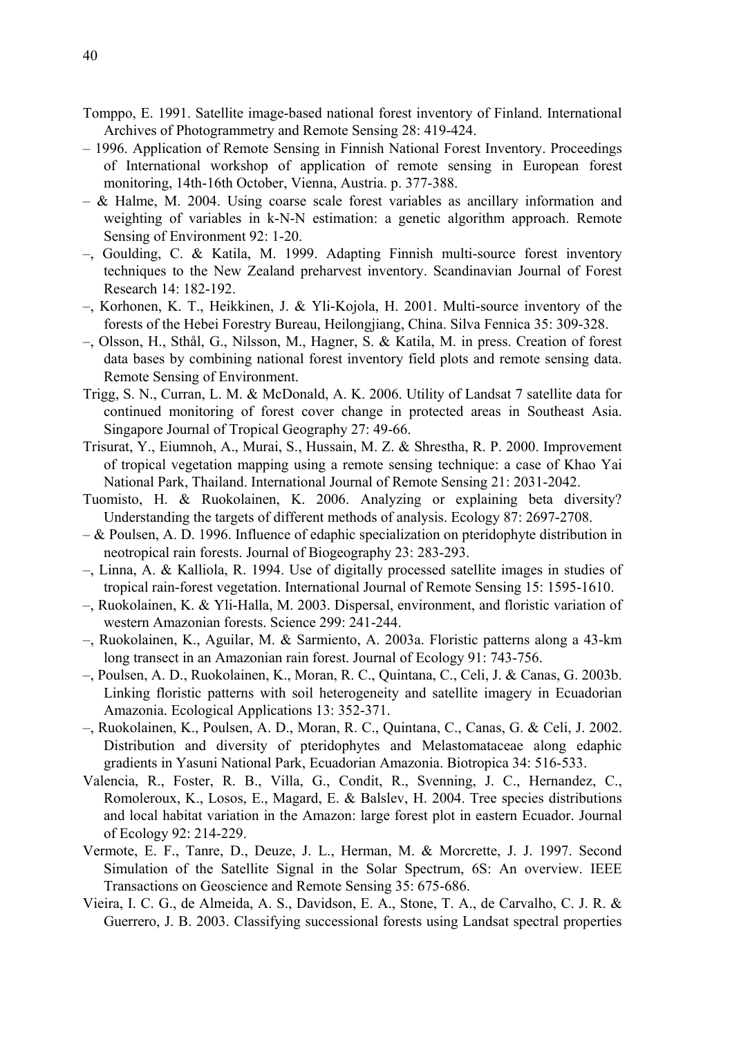Tomppo, E. 1991. Satellite image-based national forest inventory of Finland. International Archives of Photogrammetry and Remote Sensing 28: 419-424.

– 1996. Application of Remote Sensing in Finnish National Forest Inventory. Proceedings of International workshop of application of remote sensing in European forest monitoring, 14th-16th October, Vienna, Austria. p. 377-388.

– & Halme, M. 2004. Using coarse scale forest variables as ancillary information and weighting of variables in k-N-N estimation: a genetic algorithm approach. Remote Sensing of Environment 92: 1-20.

–, Goulding, C. & Katila, M. 1999. Adapting Finnish multi-source forest inventory techniques to the New Zealand preharvest inventory. Scandinavian Journal of Forest Research 14: 182-192.

–, Korhonen, K. T., Heikkinen, J. & Yli-Kojola, H. 2001. Multi-source inventory of the forests of the Hebei Forestry Bureau, Heilongjiang, China. Silva Fennica 35: 309-328.

–, Olsson, H., Sthål, G., Nilsson, M., Hagner, S. & Katila, M. in press. Creation of forest data bases by combining national forest inventory field plots and remote sensing data. Remote Sensing of Environment.

Trigg, S. N., Curran, L. M. & McDonald, A. K. 2006. Utility of Landsat 7 satellite data for continued monitoring of forest cover change in protected areas in Southeast Asia. Singapore Journal of Tropical Geography 27: 49-66.

Trisurat, Y., Eiumnoh, A., Murai, S., Hussain, M. Z. & Shrestha, R. P. 2000. Improvement of tropical vegetation mapping using a remote sensing technique: a case of Khao Yai National Park, Thailand. International Journal of Remote Sensing 21: 2031-2042.

Tuomisto, H. & Ruokolainen, K. 2006. Analyzing or explaining beta diversity? Understanding the targets of different methods of analysis. Ecology 87: 2697-2708.

– & Poulsen, A. D. 1996. Influence of edaphic specialization on pteridophyte distribution in neotropical rain forests. Journal of Biogeography 23: 283-293.

–, Linna, A. & Kalliola, R. 1994. Use of digitally processed satellite images in studies of tropical rain-forest vegetation. International Journal of Remote Sensing 15: 1595-1610.

–, Ruokolainen, K. & Yli-Halla, M. 2003. Dispersal, environment, and floristic variation of western Amazonian forests. Science 299: 241-244.

–, Ruokolainen, K., Aguilar, M. & Sarmiento, A. 2003a. Floristic patterns along a 43-km long transect in an Amazonian rain forest. Journal of Ecology 91: 743-756.

–, Poulsen, A. D., Ruokolainen, K., Moran, R. C., Quintana, C., Celi, J. & Canas, G. 2003b. Linking floristic patterns with soil heterogeneity and satellite imagery in Ecuadorian Amazonia. Ecological Applications 13: 352-371.

–, Ruokolainen, K., Poulsen, A. D., Moran, R. C., Quintana, C., Canas, G. & Celi, J. 2002. Distribution and diversity of pteridophytes and Melastomataceae along edaphic gradients in Yasuni National Park, Ecuadorian Amazonia. Biotropica 34: 516-533.

Valencia, R., Foster, R. B., Villa, G., Condit, R., Svenning, J. C., Hernandez, C., Romoleroux, K., Losos, E., Magard, E. & Balslev, H. 2004. Tree species distributions and local habitat variation in the Amazon: large forest plot in eastern Ecuador. Journal of Ecology 92: 214-229.

Vermote, E. F., Tanre, D., Deuze, J. L., Herman, M. & Morcrette, J. J. 1997. Second Simulation of the Satellite Signal in the Solar Spectrum, 6S: An overview. IEEE Transactions on Geoscience and Remote Sensing 35: 675-686.

Vieira, I. C. G., de Almeida, A. S., Davidson, E. A., Stone, T. A., de Carvalho, C. J. R. & Guerrero, J. B. 2003. Classifying successional forests using Landsat spectral properties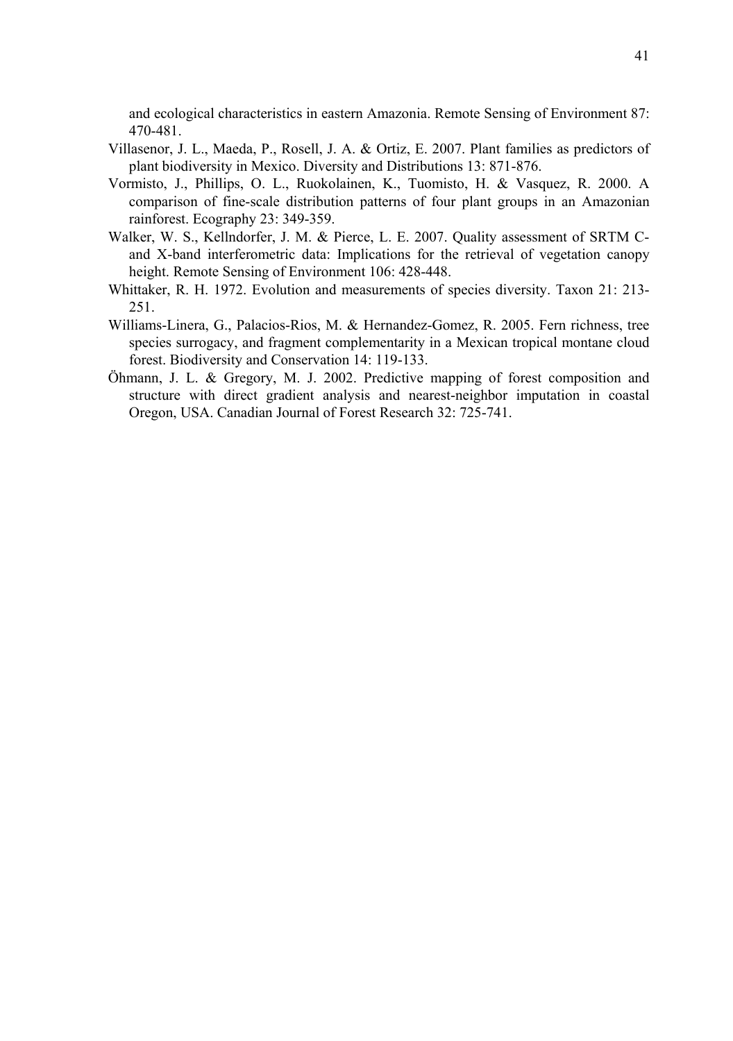and ecological characteristics in eastern Amazonia. Remote Sensing of Environment 87: 470-481.

Villasenor, J. L., Maeda, P., Rosell, J. A. & Ortiz, E. 2007. Plant families as predictors of plant biodiversity in Mexico. Diversity and Distributions 13: 871-876.

Vormisto, J., Phillips, O. L., Ruokolainen, K., Tuomisto, H. & Vasquez, R. 2000. A comparison of fine-scale distribution patterns of four plant groups in an Amazonian rainforest. Ecography 23: 349-359.

Walker, W. S., Kellndorfer, J. M. & Pierce, L. E. 2007. Quality assessment of SRTM C- and X-band interferometric data: Implications for the retrieval of vegetation canopy height. Remote Sensing of Environment 106: 428-448.

Whittaker, R. H. 1972. Evolution and measurements of species diversity. Taxon 21: 213-251.

Williams-Linera, G., Palacios-Rios, M. & Hernandez-Gomez, R. 2005. Fern richness, tree species surrogacy, and fragment complementarity in a Mexican tropical montane cloud forest. Biodiversity and Conservation 14: 119-133.

Öhmann, J. L. & Gregory, M. J. 2002. Predictive mapping of forest composition and structure with direct gradient analysis and nearest-neighbor imputation in coastal Oregon, USA. Canadian Journal of Forest Research 32: 725-741.